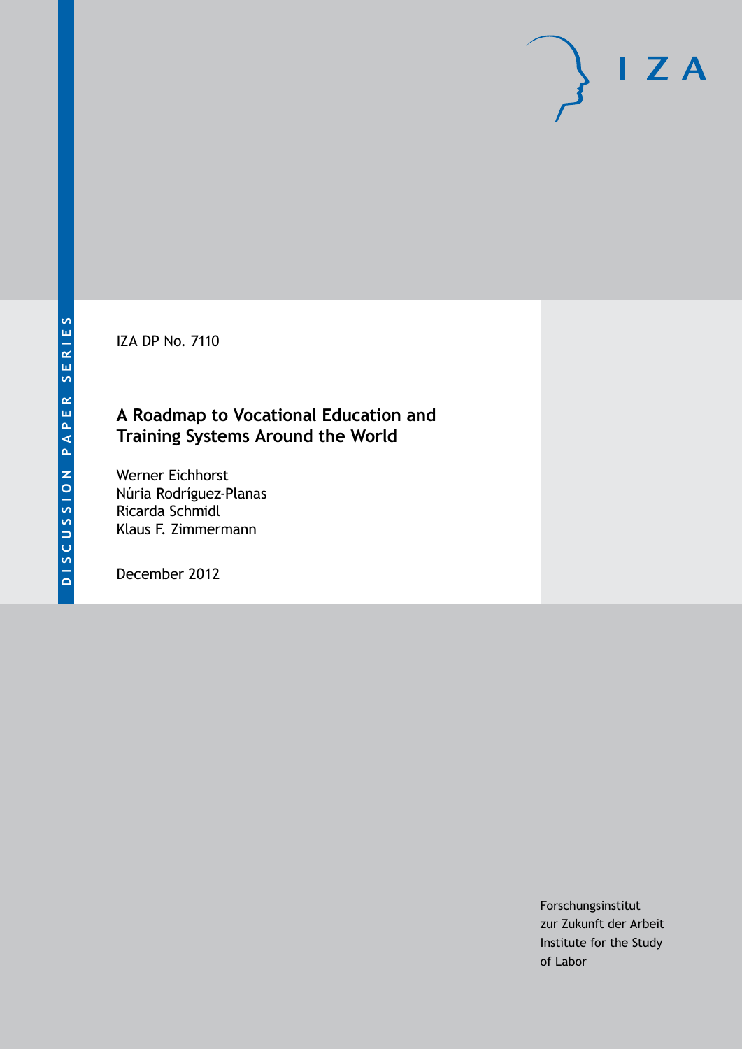DISCUSSION PAPER SERIES

IZA DP No. 7110

# A Roadmap to Vocational Education and Training Systems Around the World

Werner Eichhorst
Núria Rodríguez-Planas
Ricarda Schmidl
Klaus F. Zimmermann

December 2012

Forschungsinstitut
zur Zukunft der Arbeit
Institute for the Study
of Labor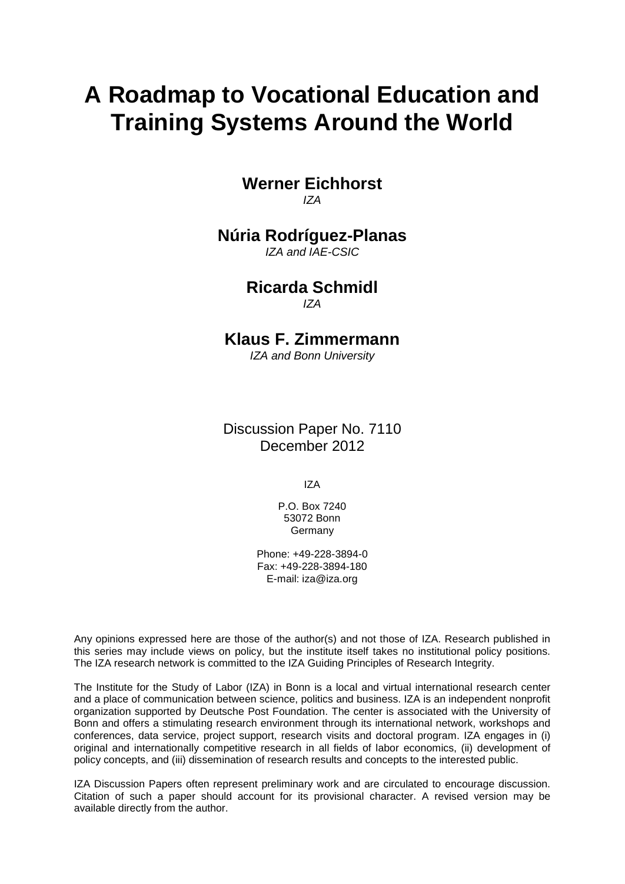# A Roadmap to Vocational Education and Training Systems Around the World

**Werner Eichhorst**
*IZA*

**Núria Rodríguez-Planas**
*IZA and IAE-CSIC*

**Ricarda Schmidl**
*IZA*

**Klaus F. Zimmermann**
*IZA and Bonn University*

Discussion Paper No. 7110
December 2012

IZA

P.O. Box 7240
53072 Bonn
Germany

Phone: +49-228-3894-0
Fax: +49-228-3894-180
E-mail: iza@iza.org

Any opinions expressed here are those of the author(s) and not those of IZA. Research published in this series may include views on policy, but the institute itself takes no institutional policy positions. The IZA research network is committed to the IZA Guiding Principles of Research Integrity.

The Institute for the Study of Labor (IZA) in Bonn is a local and virtual international research center and a place of communication between science, politics and business. IZA is an independent nonprofit organization supported by Deutsche Post Foundation. The center is associated with the University of Bonn and offers a stimulating research environment through its international network, workshops and conferences, data service, project support, research visits and doctoral program. IZA engages in (i) original and internationally competitive research in all fields of labor economics, (ii) development of policy concepts, and (iii) dissemination of research results and concepts to the interested public.

IZA Discussion Papers often represent preliminary work and are circulated to encourage discussion. Citation of such a paper should account for its provisional character. A revised version may be available directly from the author.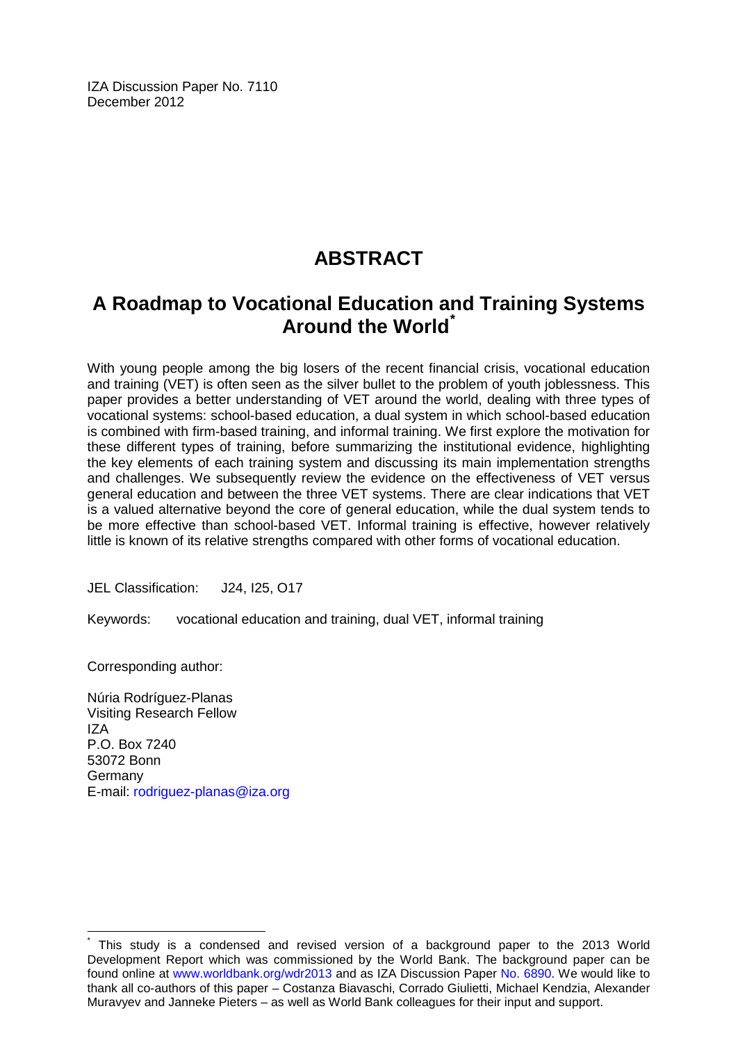IZA Discussion Paper No. 7110
December 2012

# ABSTRACT

## A Roadmap to Vocational Education and Training Systems Around the World*

With young people among the big losers of the recent financial crisis, vocational education and training (VET) is often seen as the silver bullet to the problem of youth joblessness. This paper provides a better understanding of VET around the world, dealing with three types of vocational systems: school-based education, a dual system in which school-based education is combined with firm-based training, and informal training. We first explore the motivation for these different types of training, before summarizing the institutional evidence, highlighting the key elements of each training system and discussing its main implementation strengths and challenges. We subsequently review the evidence on the effectiveness of VET versus general education and between the three VET systems. There are clear indications that VET is a valued alternative beyond the core of general education, while the dual system tends to be more effective than school-based VET. Informal training is effective, however relatively little is known of its relative strengths compared with other forms of vocational education.

JEL Classification: J24, I25, O17

Keywords: vocational education and training, dual VET, informal training

Corresponding author:

Núria Rodríguez-Planas
Visiting Research Fellow
IZA
P.O. Box 7240
53072 Bonn
Germany
E-mail: rodriguez-planas@iza.org

---

* This study is a condensed and revised version of a background paper to the 2013 World Development Report which was commissioned by the World Bank. The background paper can be found online at www.worldbank.org/wdr2013 and as IZA Discussion Paper No. 6890. We would like to thank all co-authors of this paper – Costanza Biavaschi, Corrado Giulietti, Michael Kendzia, Alexander Muravyev and Janneke Pieters – as well as World Bank colleagues for their input and support.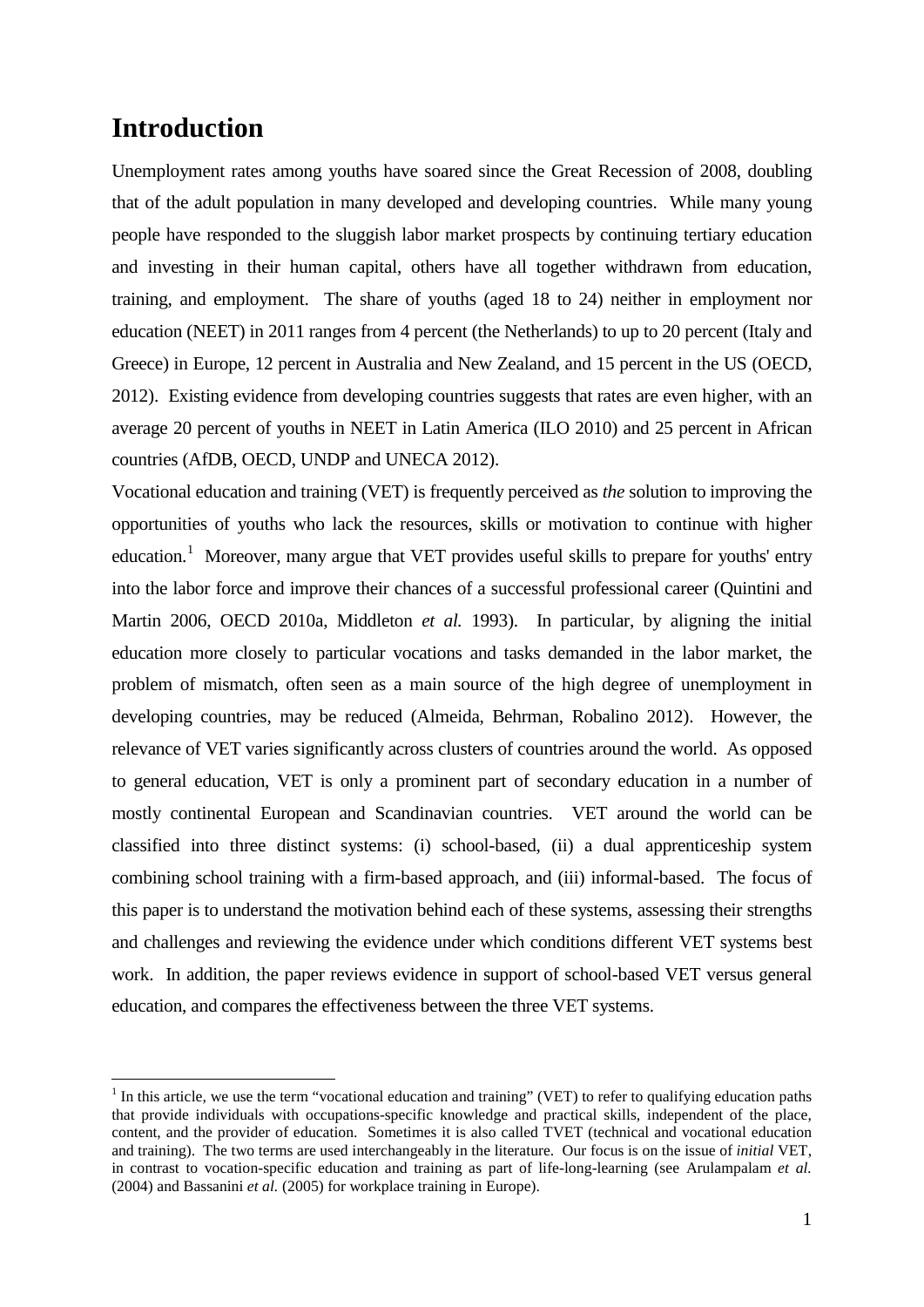# Introduction

Unemployment rates among youths have soared since the Great Recession of 2008, doubling that of the adult population in many developed and developing countries. While many young people have responded to the sluggish labor market prospects by continuing tertiary education and investing in their human capital, others have all together withdrawn from education, training, and employment. The share of youths (aged 18 to 24) neither in employment nor education (NEET) in 2011 ranges from 4 percent (the Netherlands) to up to 20 percent (Italy and Greece) in Europe, 12 percent in Australia and New Zealand, and 15 percent in the US (OECD, 2012). Existing evidence from developing countries suggests that rates are even higher, with an average 20 percent of youths in NEET in Latin America (ILO 2010) and 25 percent in African countries (AfDB, OECD, UNDP and UNECA 2012).

Vocational education and training (VET) is frequently perceived as *the* solution to improving the opportunities of youths who lack the resources, skills or motivation to continue with higher education.[1] Moreover, many argue that VET provides useful skills to prepare for youths' entry into the labor force and improve their chances of a successful professional career (Quintini and Martin 2006, OECD 2010a, Middleton *et al.* 1993). In particular, by aligning the initial education more closely to particular vocations and tasks demanded in the labor market, the problem of mismatch, often seen as a main source of the high degree of unemployment in developing countries, may be reduced (Almeida, Behrman, Robalino 2012). However, the relevance of VET varies significantly across clusters of countries around the world. As opposed to general education, VET is only a prominent part of secondary education in a number of mostly continental European and Scandinavian countries. VET around the world can be classified into three distinct systems: (i) school-based, (ii) a dual apprenticeship system combining school training with a firm-based approach, and (iii) informal-based. The focus of this paper is to understand the motivation behind each of these systems, assessing their strengths and challenges and reviewing the evidence under which conditions different VET systems best work. In addition, the paper reviews evidence in support of school-based VET versus general education, and compares the effectiveness between the three VET systems.

[1] In this article, we use the term "vocational education and training" (VET) to refer to qualifying education paths that provide individuals with occupations-specific knowledge and practical skills, independent of the place, content, and the provider of education. Sometimes it is also called TVET (technical and vocational education and training). The two terms are used interchangeably in the literature. Our focus is on the issue of *initial* VET, in contrast to vocation-specific education and training as part of life-long-learning (see Arulampalam *et al.* (2004) and Bassanini *et al.* (2005) for workplace training in Europe).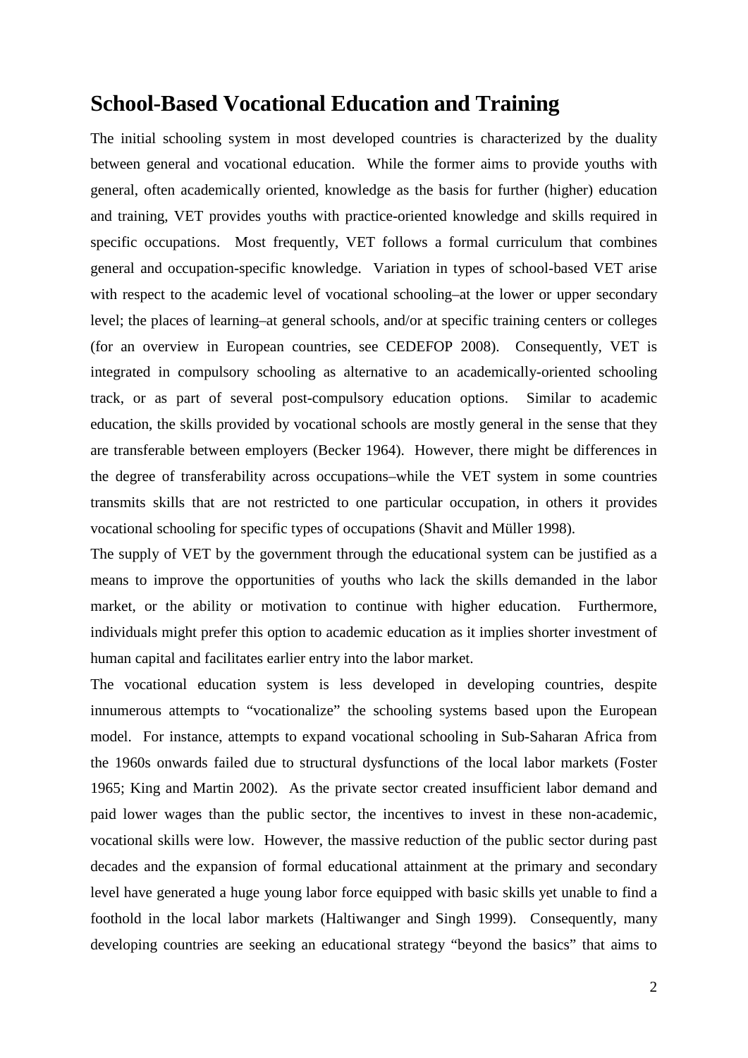## School-Based Vocational Education and Training

The initial schooling system in most developed countries is characterized by the duality between general and vocational education. While the former aims to provide youths with general, often academically oriented, knowledge as the basis for further (higher) education and training, VET provides youths with practice-oriented knowledge and skills required in specific occupations. Most frequently, VET follows a formal curriculum that combines general and occupation-specific knowledge. Variation in types of school-based VET arise with respect to the academic level of vocational schooling–at the lower or upper secondary level; the places of learning–at general schools, and/or at specific training centers or colleges (for an overview in European countries, see CEDEFOP 2008). Consequently, VET is integrated in compulsory schooling as alternative to an academically-oriented schooling track, or as part of several post-compulsory education options. Similar to academic education, the skills provided by vocational schools are mostly general in the sense that they are transferable between employers (Becker 1964). However, there might be differences in the degree of transferability across occupations–while the VET system in some countries transmits skills that are not restricted to one particular occupation, in others it provides vocational schooling for specific types of occupations (Shavit and Müller 1998).

The supply of VET by the government through the educational system can be justified as a means to improve the opportunities of youths who lack the skills demanded in the labor market, or the ability or motivation to continue with higher education. Furthermore, individuals might prefer this option to academic education as it implies shorter investment of human capital and facilitates earlier entry into the labor market.

The vocational education system is less developed in developing countries, despite innumerous attempts to "vocationalize" the schooling systems based upon the European model. For instance, attempts to expand vocational schooling in Sub-Saharan Africa from the 1960s onwards failed due to structural dysfunctions of the local labor markets (Foster 1965; King and Martin 2002). As the private sector created insufficient labor demand and paid lower wages than the public sector, the incentives to invest in these non-academic, vocational skills were low. However, the massive reduction of the public sector during past decades and the expansion of formal educational attainment at the primary and secondary level have generated a huge young labor force equipped with basic skills yet unable to find a foothold in the local labor markets (Haltiwanger and Singh 1999). Consequently, many developing countries are seeking an educational strategy "beyond the basics" that aims to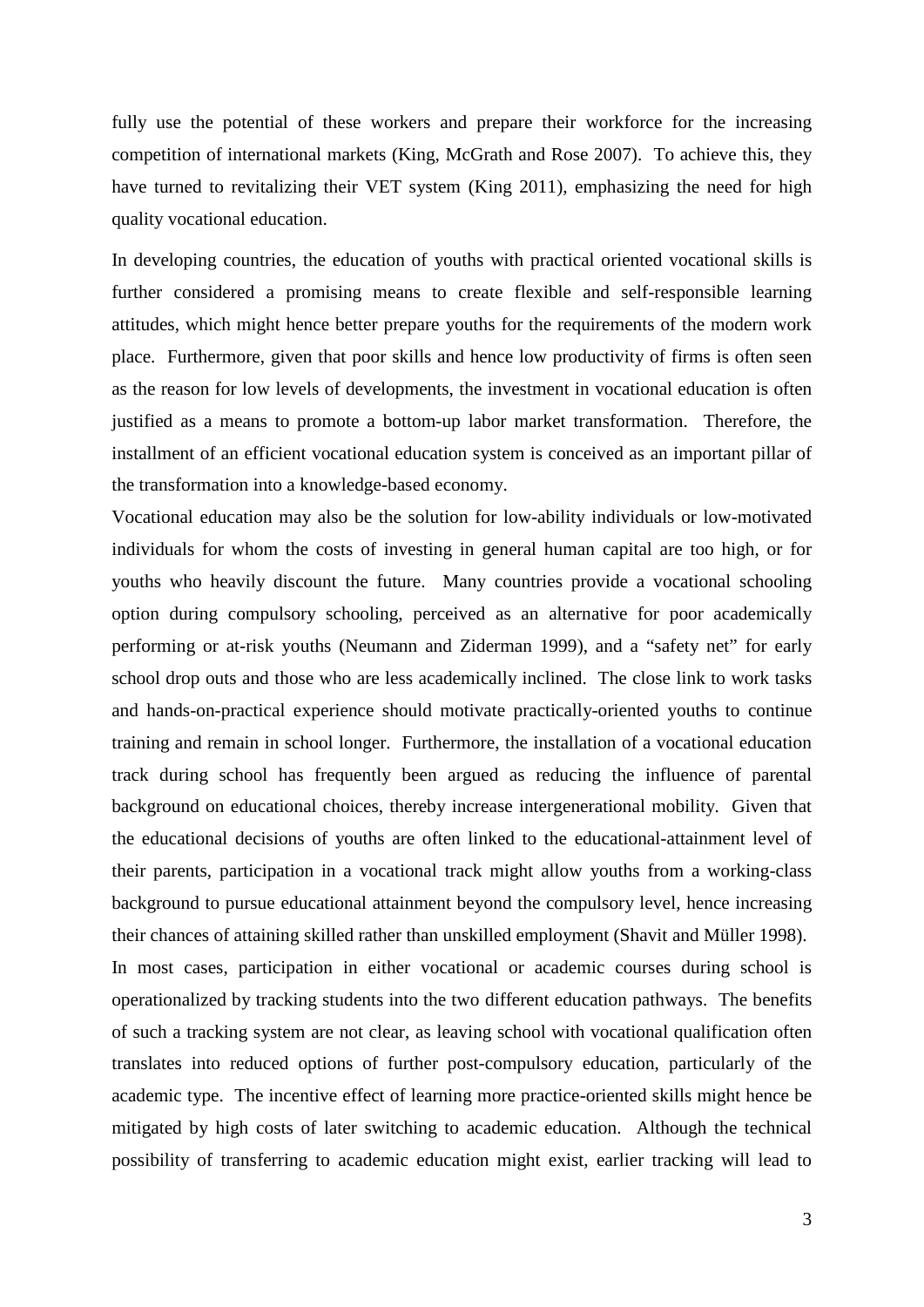fully use the potential of these workers and prepare their workforce for the increasing competition of international markets (King, McGrath and Rose 2007). To achieve this, they have turned to revitalizing their VET system (King 2011), emphasizing the need for high quality vocational education.

In developing countries, the education of youths with practical oriented vocational skills is further considered a promising means to create flexible and self-responsible learning attitudes, which might hence better prepare youths for the requirements of the modern work place. Furthermore, given that poor skills and hence low productivity of firms is often seen as the reason for low levels of developments, the investment in vocational education is often justified as a means to promote a bottom-up labor market transformation. Therefore, the installment of an efficient vocational education system is conceived as an important pillar of the transformation into a knowledge-based economy.

Vocational education may also be the solution for low-ability individuals or low-motivated individuals for whom the costs of investing in general human capital are too high, or for youths who heavily discount the future. Many countries provide a vocational schooling option during compulsory schooling, perceived as an alternative for poor academically performing or at-risk youths (Neumann and Ziderman 1999), and a "safety net" for early school drop outs and those who are less academically inclined. The close link to work tasks and hands-on-practical experience should motivate practically-oriented youths to continue training and remain in school longer. Furthermore, the installation of a vocational education track during school has frequently been argued as reducing the influence of parental background on educational choices, thereby increase intergenerational mobility. Given that the educational decisions of youths are often linked to the educational-attainment level of their parents, participation in a vocational track might allow youths from a working-class background to pursue educational attainment beyond the compulsory level, hence increasing their chances of attaining skilled rather than unskilled employment (Shavit and Müller 1998).

In most cases, participation in either vocational or academic courses during school is operationalized by tracking students into the two different education pathways. The benefits of such a tracking system are not clear, as leaving school with vocational qualification often translates into reduced options of further post-compulsory education, particularly of the academic type. The incentive effect of learning more practice-oriented skills might hence be mitigated by high costs of later switching to academic education. Although the technical possibility of transferring to academic education might exist, earlier tracking will lead to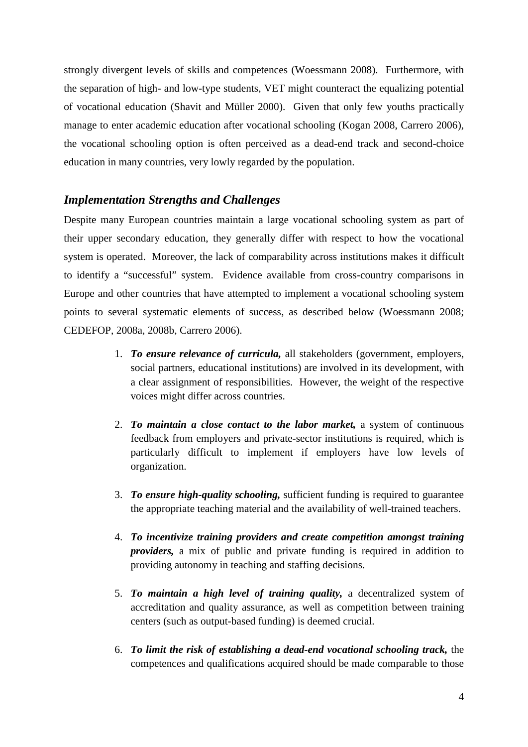strongly divergent levels of skills and competences (Woessmann 2008). Furthermore, with the separation of high- and low-type students, VET might counteract the equalizing potential of vocational education (Shavit and Müller 2000). Given that only few youths practically manage to enter academic education after vocational schooling (Kogan 2008, Carrero 2006), the vocational schooling option is often perceived as a dead-end track and second-choice education in many countries, very lowly regarded by the population.

### *Implementation Strengths and Challenges*

Despite many European countries maintain a large vocational schooling system as part of their upper secondary education, they generally differ with respect to how the vocational system is operated. Moreover, the lack of comparability across institutions makes it difficult to identify a "successful" system. Evidence available from cross-country comparisons in Europe and other countries that have attempted to implement a vocational schooling system points to several systematic elements of success, as described below (Woessmann 2008; CEDEFOP, 2008a, 2008b, Carrero 2006).

1. ***To ensure relevance of curricula,*** all stakeholders (government, employers, social partners, educational institutions) are involved in its development, with a clear assignment of responsibilities. However, the weight of the respective voices might differ across countries.

2. ***To maintain a close contact to the labor market,*** a system of continuous feedback from employers and private-sector institutions is required, which is particularly difficult to implement if employers have low levels of organization.

3. ***To ensure high-quality schooling,*** sufficient funding is required to guarantee the appropriate teaching material and the availability of well-trained teachers.

4. ***To incentivize training providers and create competition amongst training providers,*** a mix of public and private funding is required in addition to providing autonomy in teaching and staffing decisions.

5. ***To maintain a high level of training quality,*** a decentralized system of accreditation and quality assurance, as well as competition between training centers (such as output-based funding) is deemed crucial.

6. ***To limit the risk of establishing a dead-end vocational schooling track,*** the competences and qualifications acquired should be made comparable to those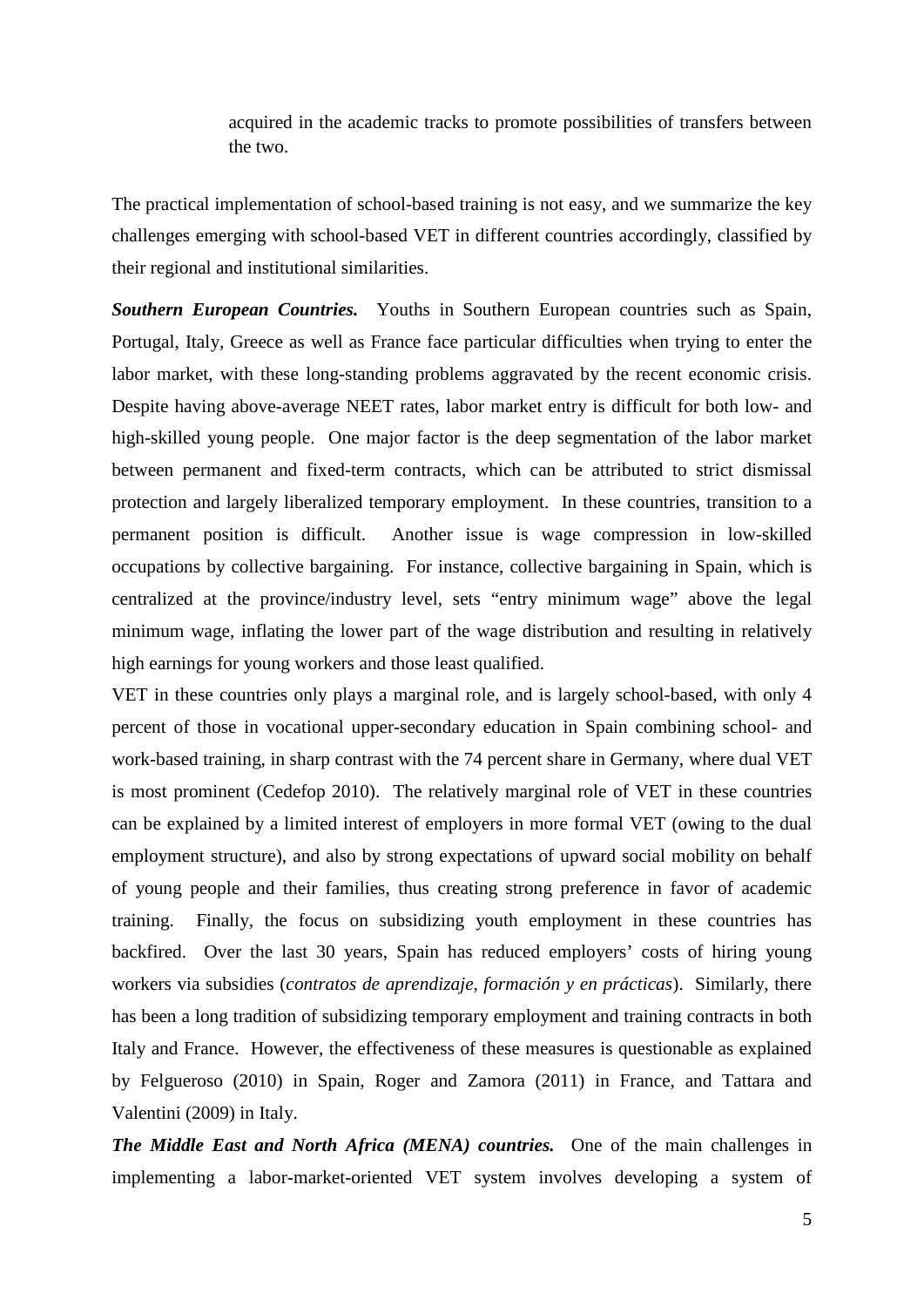acquired in the academic tracks to promote possibilities of transfers between the two.

The practical implementation of school-based training is not easy, and we summarize the key challenges emerging with school-based VET in different countries accordingly, classified by their regional and institutional similarities.

***Southern European Countries.*** Youths in Southern European countries such as Spain, Portugal, Italy, Greece as well as France face particular difficulties when trying to enter the labor market, with these long-standing problems aggravated by the recent economic crisis. Despite having above-average NEET rates, labor market entry is difficult for both low- and high-skilled young people. One major factor is the deep segmentation of the labor market between permanent and fixed-term contracts, which can be attributed to strict dismissal protection and largely liberalized temporary employment. In these countries, transition to a permanent position is difficult. Another issue is wage compression in low-skilled occupations by collective bargaining. For instance, collective bargaining in Spain, which is centralized at the province/industry level, sets "entry minimum wage" above the legal minimum wage, inflating the lower part of the wage distribution and resulting in relatively high earnings for young workers and those least qualified.

VET in these countries only plays a marginal role, and is largely school-based, with only 4 percent of those in vocational upper-secondary education in Spain combining school- and work-based training, in sharp contrast with the 74 percent share in Germany, where dual VET is most prominent (Cedefop 2010). The relatively marginal role of VET in these countries can be explained by a limited interest of employers in more formal VET (owing to the dual employment structure), and also by strong expectations of upward social mobility on behalf of young people and their families, thus creating strong preference in favor of academic training. Finally, the focus on subsidizing youth employment in these countries has backfired. Over the last 30 years, Spain has reduced employers' costs of hiring young workers via subsidies (*contratos de aprendizaje, formación y en prácticas*). Similarly, there has been a long tradition of subsidizing temporary employment and training contracts in both Italy and France. However, the effectiveness of these measures is questionable as explained by Felgueroso (2010) in Spain, Roger and Zamora (2011) in France, and Tattara and Valentini (2009) in Italy.

***The Middle East and North Africa (MENA) countries.*** One of the main challenges in implementing a labor-market-oriented VET system involves developing a system of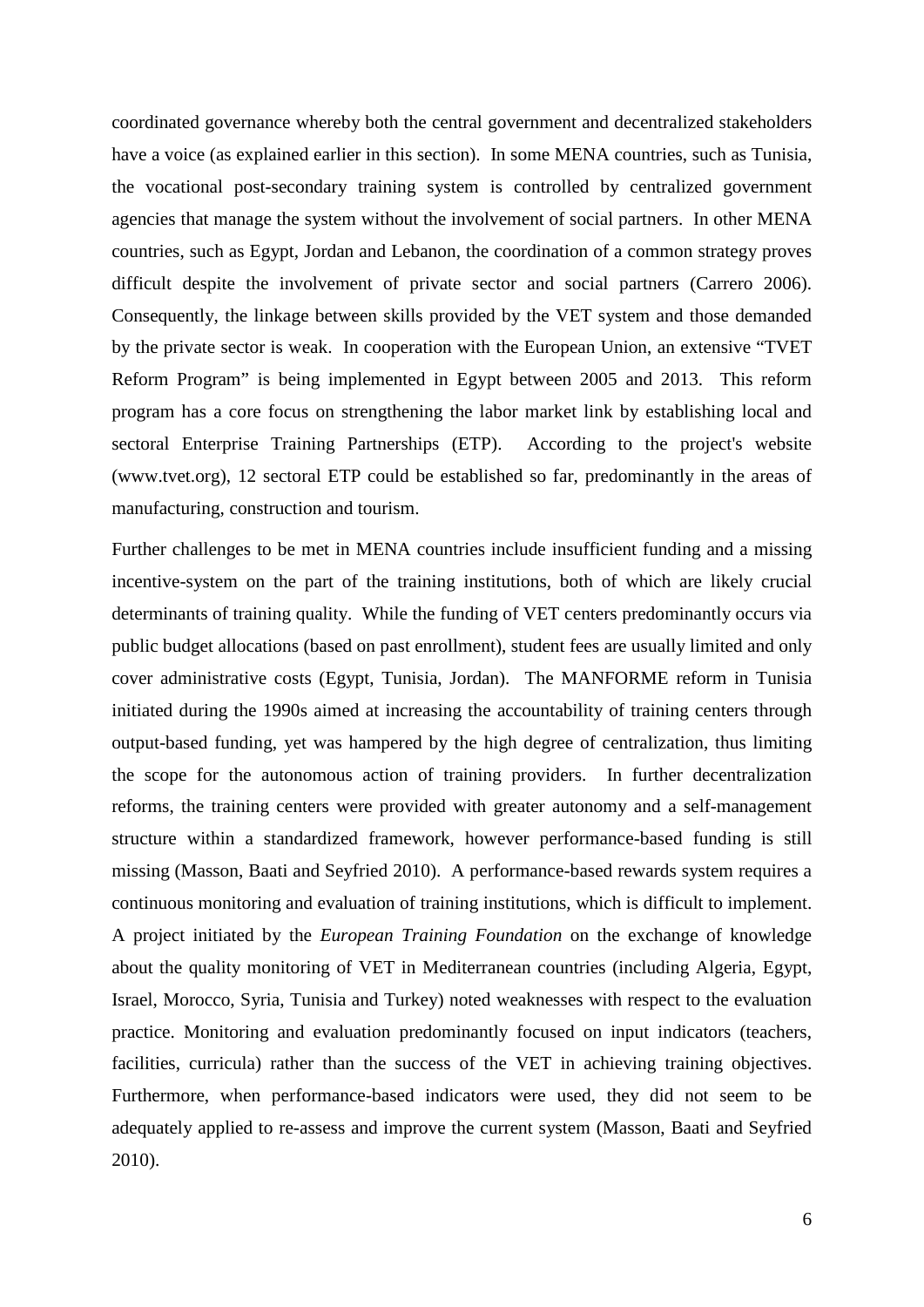coordinated governance whereby both the central government and decentralized stakeholders have a voice (as explained earlier in this section). In some MENA countries, such as Tunisia, the vocational post-secondary training system is controlled by centralized government agencies that manage the system without the involvement of social partners. In other MENA countries, such as Egypt, Jordan and Lebanon, the coordination of a common strategy proves difficult despite the involvement of private sector and social partners (Carrero 2006). Consequently, the linkage between skills provided by the VET system and those demanded by the private sector is weak. In cooperation with the European Union, an extensive "TVET Reform Program" is being implemented in Egypt between 2005 and 2013. This reform program has a core focus on strengthening the labor market link by establishing local and sectoral Enterprise Training Partnerships (ETP). According to the project's website (www.tvet.org), 12 sectoral ETP could be established so far, predominantly in the areas of manufacturing, construction and tourism.

Further challenges to be met in MENA countries include insufficient funding and a missing incentive-system on the part of the training institutions, both of which are likely crucial determinants of training quality. While the funding of VET centers predominantly occurs via public budget allocations (based on past enrollment), student fees are usually limited and only cover administrative costs (Egypt, Tunisia, Jordan). The MANFORME reform in Tunisia initiated during the 1990s aimed at increasing the accountability of training centers through output-based funding, yet was hampered by the high degree of centralization, thus limiting the scope for the autonomous action of training providers. In further decentralization reforms, the training centers were provided with greater autonomy and a self-management structure within a standardized framework, however performance-based funding is still missing (Masson, Baati and Seyfried 2010). A performance-based rewards system requires a continuous monitoring and evaluation of training institutions, which is difficult to implement. A project initiated by the *European Training Foundation* on the exchange of knowledge about the quality monitoring of VET in Mediterranean countries (including Algeria, Egypt, Israel, Morocco, Syria, Tunisia and Turkey) noted weaknesses with respect to the evaluation practice. Monitoring and evaluation predominantly focused on input indicators (teachers, facilities, curricula) rather than the success of the VET in achieving training objectives. Furthermore, when performance-based indicators were used, they did not seem to be adequately applied to re-assess and improve the current system (Masson, Baati and Seyfried 2010).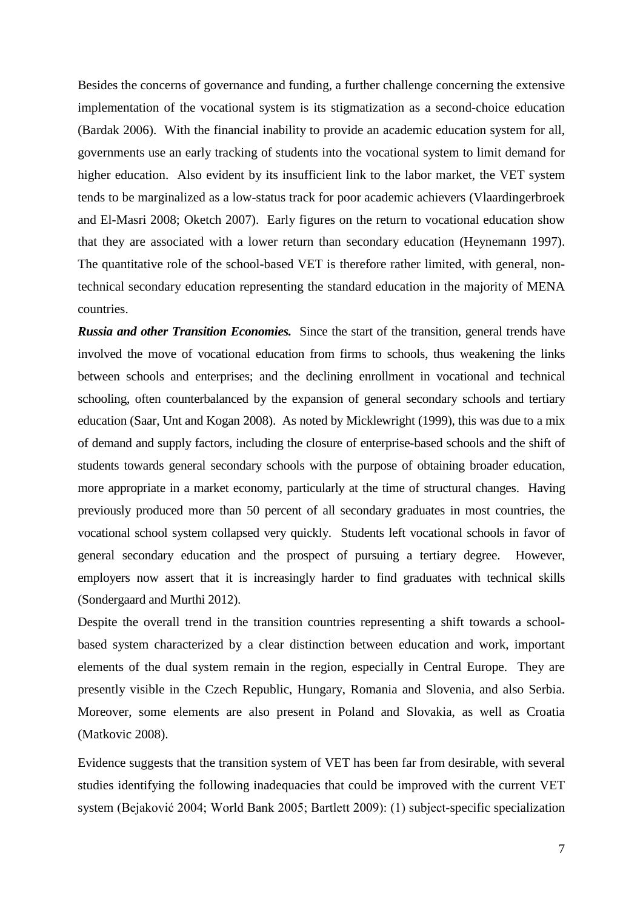Besides the concerns of governance and funding, a further challenge concerning the extensive implementation of the vocational system is its stigmatization as a second-choice education (Bardak 2006). With the financial inability to provide an academic education system for all, governments use an early tracking of students into the vocational system to limit demand for higher education. Also evident by its insufficient link to the labor market, the VET system tends to be marginalized as a low-status track for poor academic achievers (Vlaardingerbroek and El-Masri 2008; Oketch 2007). Early figures on the return to vocational education show that they are associated with a lower return than secondary education (Heynemann 1997). The quantitative role of the school-based VET is therefore rather limited, with general, non-technical secondary education representing the standard education in the majority of MENA countries.

***Russia and other Transition Economies.*** Since the start of the transition, general trends have involved the move of vocational education from firms to schools, thus weakening the links between schools and enterprises; and the declining enrollment in vocational and technical schooling, often counterbalanced by the expansion of general secondary schools and tertiary education (Saar, Unt and Kogan 2008). As noted by Micklewright (1999), this was due to a mix of demand and supply factors, including the closure of enterprise-based schools and the shift of students towards general secondary schools with the purpose of obtaining broader education, more appropriate in a market economy, particularly at the time of structural changes. Having previously produced more than 50 percent of all secondary graduates in most countries, the vocational school system collapsed very quickly. Students left vocational schools in favor of general secondary education and the prospect of pursuing a tertiary degree. However, employers now assert that it is increasingly harder to find graduates with technical skills (Sondergaard and Murthi 2012).

Despite the overall trend in the transition countries representing a shift towards a school-based system characterized by a clear distinction between education and work, important elements of the dual system remain in the region, especially in Central Europe. They are presently visible in the Czech Republic, Hungary, Romania and Slovenia, and also Serbia. Moreover, some elements are also present in Poland and Slovakia, as well as Croatia (Matkovic 2008).

Evidence suggests that the transition system of VET has been far from desirable, with several studies identifying the following inadequacies that could be improved with the current VET system (Bejaković 2004; World Bank 2005; Bartlett 2009): (1) subject-specific specialization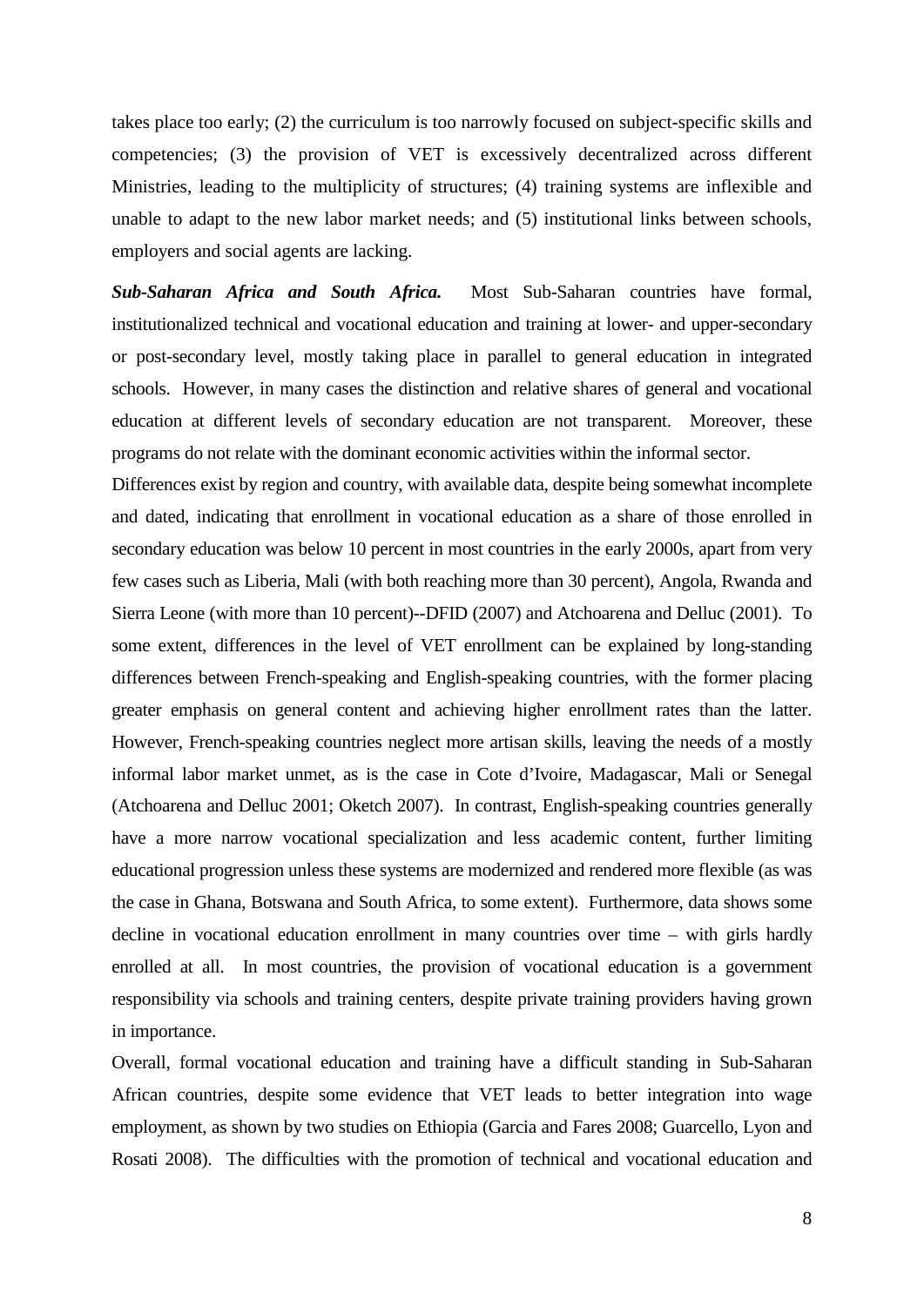takes place too early; (2) the curriculum is too narrowly focused on subject-specific skills and competencies; (3) the provision of VET is excessively decentralized across different Ministries, leading to the multiplicity of structures; (4) training systems are inflexible and unable to adapt to the new labor market needs; and (5) institutional links between schools, employers and social agents are lacking.

***Sub-Saharan Africa and South Africa.*** Most Sub-Saharan countries have formal, institutionalized technical and vocational education and training at lower- and upper-secondary or post-secondary level, mostly taking place in parallel to general education in integrated schools. However, in many cases the distinction and relative shares of general and vocational education at different levels of secondary education are not transparent. Moreover, these programs do not relate with the dominant economic activities within the informal sector.

Differences exist by region and country, with available data, despite being somewhat incomplete and dated, indicating that enrollment in vocational education as a share of those enrolled in secondary education was below 10 percent in most countries in the early 2000s, apart from very few cases such as Liberia, Mali (with both reaching more than 30 percent), Angola, Rwanda and Sierra Leone (with more than 10 percent)--DFID (2007) and Atchoarena and Delluc (2001). To some extent, differences in the level of VET enrollment can be explained by long-standing differences between French-speaking and English-speaking countries, with the former placing greater emphasis on general content and achieving higher enrollment rates than the latter. However, French-speaking countries neglect more artisan skills, leaving the needs of a mostly informal labor market unmet, as is the case in Cote d'Ivoire, Madagascar, Mali or Senegal (Atchoarena and Delluc 2001; Oketch 2007). In contrast, English-speaking countries generally have a more narrow vocational specialization and less academic content, further limiting educational progression unless these systems are modernized and rendered more flexible (as was the case in Ghana, Botswana and South Africa, to some extent). Furthermore, data shows some decline in vocational education enrollment in many countries over time – with girls hardly enrolled at all. In most countries, the provision of vocational education is a government responsibility via schools and training centers, despite private training providers having grown in importance.

Overall, formal vocational education and training have a difficult standing in Sub-Saharan African countries, despite some evidence that VET leads to better integration into wage employment, as shown by two studies on Ethiopia (Garcia and Fares 2008; Guarcello, Lyon and Rosati 2008). The difficulties with the promotion of technical and vocational education and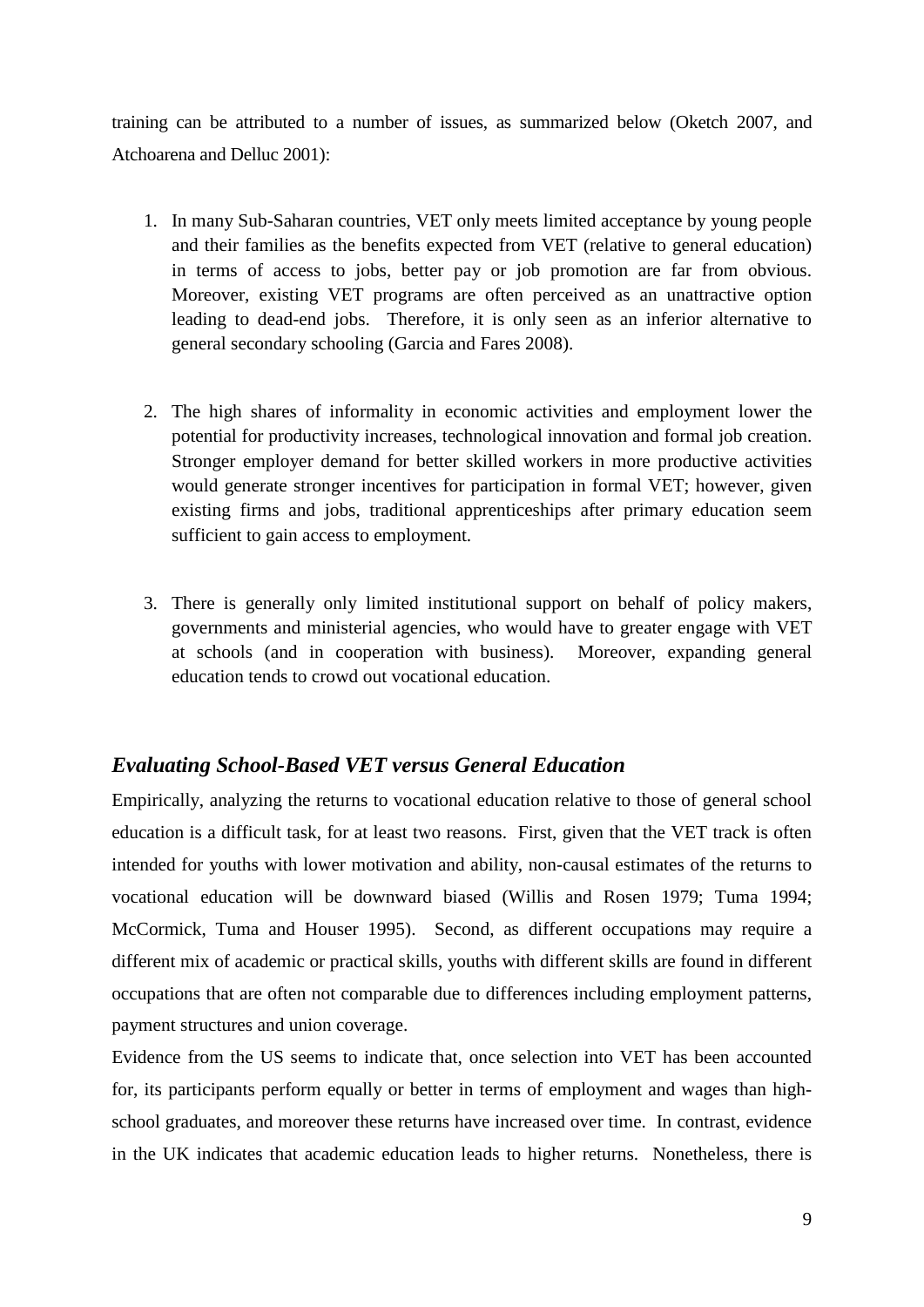training can be attributed to a number of issues, as summarized below (Oketch 2007, and Atchoarena and Delluc 2001):

1. In many Sub-Saharan countries, VET only meets limited acceptance by young people and their families as the benefits expected from VET (relative to general education) in terms of access to jobs, better pay or job promotion are far from obvious. Moreover, existing VET programs are often perceived as an unattractive option leading to dead-end jobs. Therefore, it is only seen as an inferior alternative to general secondary schooling (Garcia and Fares 2008).

2. The high shares of informality in economic activities and employment lower the potential for productivity increases, technological innovation and formal job creation. Stronger employer demand for better skilled workers in more productive activities would generate stronger incentives for participation in formal VET; however, given existing firms and jobs, traditional apprenticeships after primary education seem sufficient to gain access to employment.

3. There is generally only limited institutional support on behalf of policy makers, governments and ministerial agencies, who would have to greater engage with VET at schools (and in cooperation with business). Moreover, expanding general education tends to crowd out vocational education.

### *Evaluating School-Based VET versus General Education*

Empirically, analyzing the returns to vocational education relative to those of general school education is a difficult task, for at least two reasons. First, given that the VET track is often intended for youths with lower motivation and ability, non-causal estimates of the returns to vocational education will be downward biased (Willis and Rosen 1979; Tuma 1994; McCormick, Tuma and Houser 1995). Second, as different occupations may require a different mix of academic or practical skills, youths with different skills are found in different occupations that are often not comparable due to differences including employment patterns, payment structures and union coverage.

Evidence from the US seems to indicate that, once selection into VET has been accounted for, its participants perform equally or better in terms of employment and wages than high-school graduates, and moreover these returns have increased over time. In contrast, evidence in the UK indicates that academic education leads to higher returns. Nonetheless, there is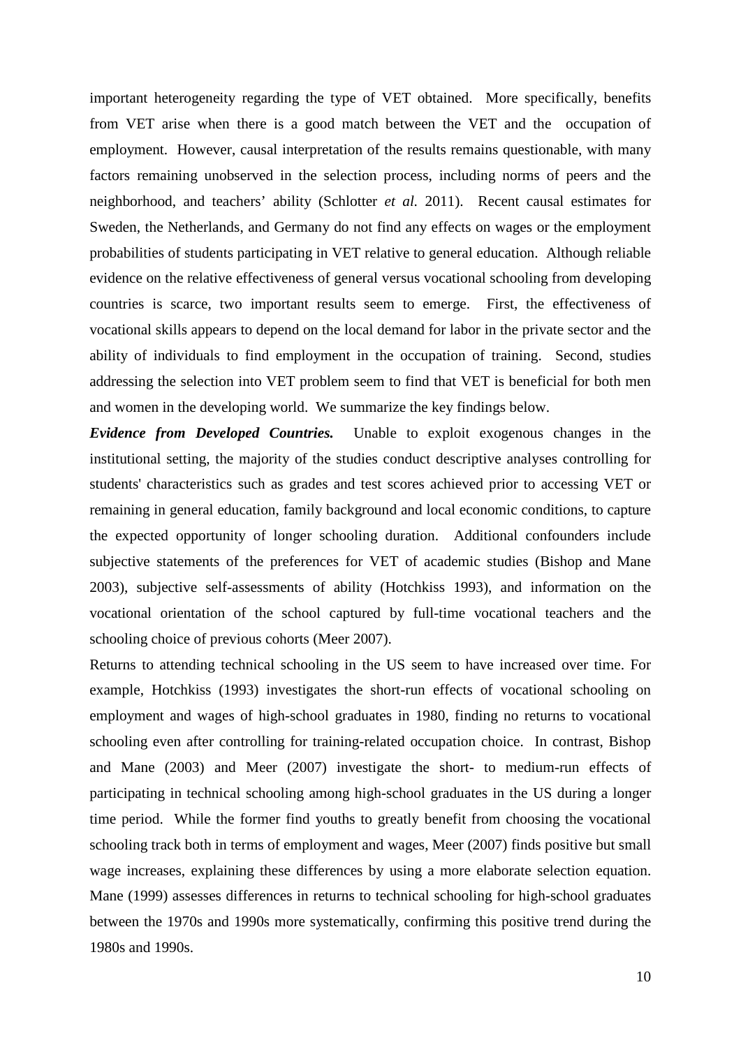important heterogeneity regarding the type of VET obtained. More specifically, benefits from VET arise when there is a good match between the VET and the occupation of employment. However, causal interpretation of the results remains questionable, with many factors remaining unobserved in the selection process, including norms of peers and the neighborhood, and teachers' ability (Schlotter *et al.* 2011). Recent causal estimates for Sweden, the Netherlands, and Germany do not find any effects on wages or the employment probabilities of students participating in VET relative to general education. Although reliable evidence on the relative effectiveness of general versus vocational schooling from developing countries is scarce, two important results seem to emerge. First, the effectiveness of vocational skills appears to depend on the local demand for labor in the private sector and the ability of individuals to find employment in the occupation of training. Second, studies addressing the selection into VET problem seem to find that VET is beneficial for both men and women in the developing world. We summarize the key findings below.

***Evidence from Developed Countries.*** Unable to exploit exogenous changes in the institutional setting, the majority of the studies conduct descriptive analyses controlling for students' characteristics such as grades and test scores achieved prior to accessing VET or remaining in general education, family background and local economic conditions, to capture the expected opportunity of longer schooling duration. Additional confounders include subjective statements of the preferences for VET of academic studies (Bishop and Mane 2003), subjective self-assessments of ability (Hotchkiss 1993), and information on the vocational orientation of the school captured by full-time vocational teachers and the schooling choice of previous cohorts (Meer 2007).

Returns to attending technical schooling in the US seem to have increased over time. For example, Hotchkiss (1993) investigates the short-run effects of vocational schooling on employment and wages of high-school graduates in 1980, finding no returns to vocational schooling even after controlling for training-related occupation choice. In contrast, Bishop and Mane (2003) and Meer (2007) investigate the short- to medium-run effects of participating in technical schooling among high-school graduates in the US during a longer time period. While the former find youths to greatly benefit from choosing the vocational schooling track both in terms of employment and wages, Meer (2007) finds positive but small wage increases, explaining these differences by using a more elaborate selection equation. Mane (1999) assesses differences in returns to technical schooling for high-school graduates between the 1970s and 1990s more systematically, confirming this positive trend during the 1980s and 1990s.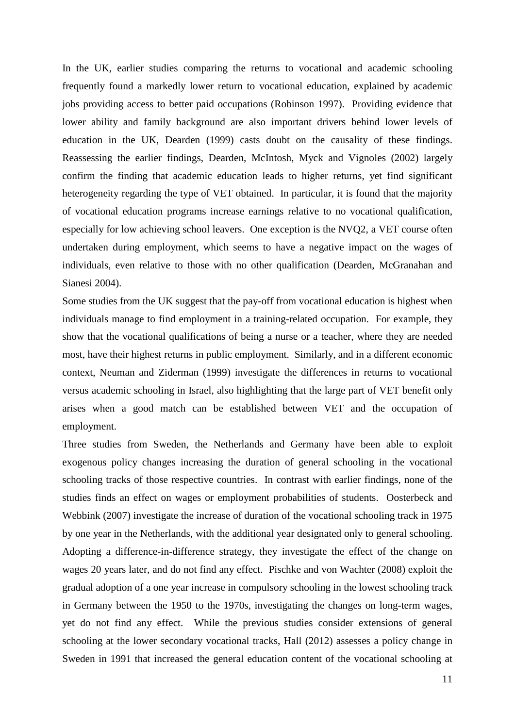In the UK, earlier studies comparing the returns to vocational and academic schooling frequently found a markedly lower return to vocational education, explained by academic jobs providing access to better paid occupations (Robinson 1997). Providing evidence that lower ability and family background are also important drivers behind lower levels of education in the UK, Dearden (1999) casts doubt on the causality of these findings. Reassessing the earlier findings, Dearden, McIntosh, Myck and Vignoles (2002) largely confirm the finding that academic education leads to higher returns, yet find significant heterogeneity regarding the type of VET obtained. In particular, it is found that the majority of vocational education programs increase earnings relative to no vocational qualification, especially for low achieving school leavers. One exception is the NVQ2, a VET course often undertaken during employment, which seems to have a negative impact on the wages of individuals, even relative to those with no other qualification (Dearden, McGranahan and Sianesi 2004).

Some studies from the UK suggest that the pay-off from vocational education is highest when individuals manage to find employment in a training-related occupation. For example, they show that the vocational qualifications of being a nurse or a teacher, where they are needed most, have their highest returns in public employment. Similarly, and in a different economic context, Neuman and Ziderman (1999) investigate the differences in returns to vocational versus academic schooling in Israel, also highlighting that the large part of VET benefit only arises when a good match can be established between VET and the occupation of employment.

Three studies from Sweden, the Netherlands and Germany have been able to exploit exogenous policy changes increasing the duration of general schooling in the vocational schooling tracks of those respective countries. In contrast with earlier findings, none of the studies finds an effect on wages or employment probabilities of students. Oosterbeck and Webbink (2007) investigate the increase of duration of the vocational schooling track in 1975 by one year in the Netherlands, with the additional year designated only to general schooling. Adopting a difference-in-difference strategy, they investigate the effect of the change on wages 20 years later, and do not find any effect. Pischke and von Wachter (2008) exploit the gradual adoption of a one year increase in compulsory schooling in the lowest schooling track in Germany between the 1950 to the 1970s, investigating the changes on long-term wages, yet do not find any effect. While the previous studies consider extensions of general schooling at the lower secondary vocational tracks, Hall (2012) assesses a policy change in Sweden in 1991 that increased the general education content of the vocational schooling at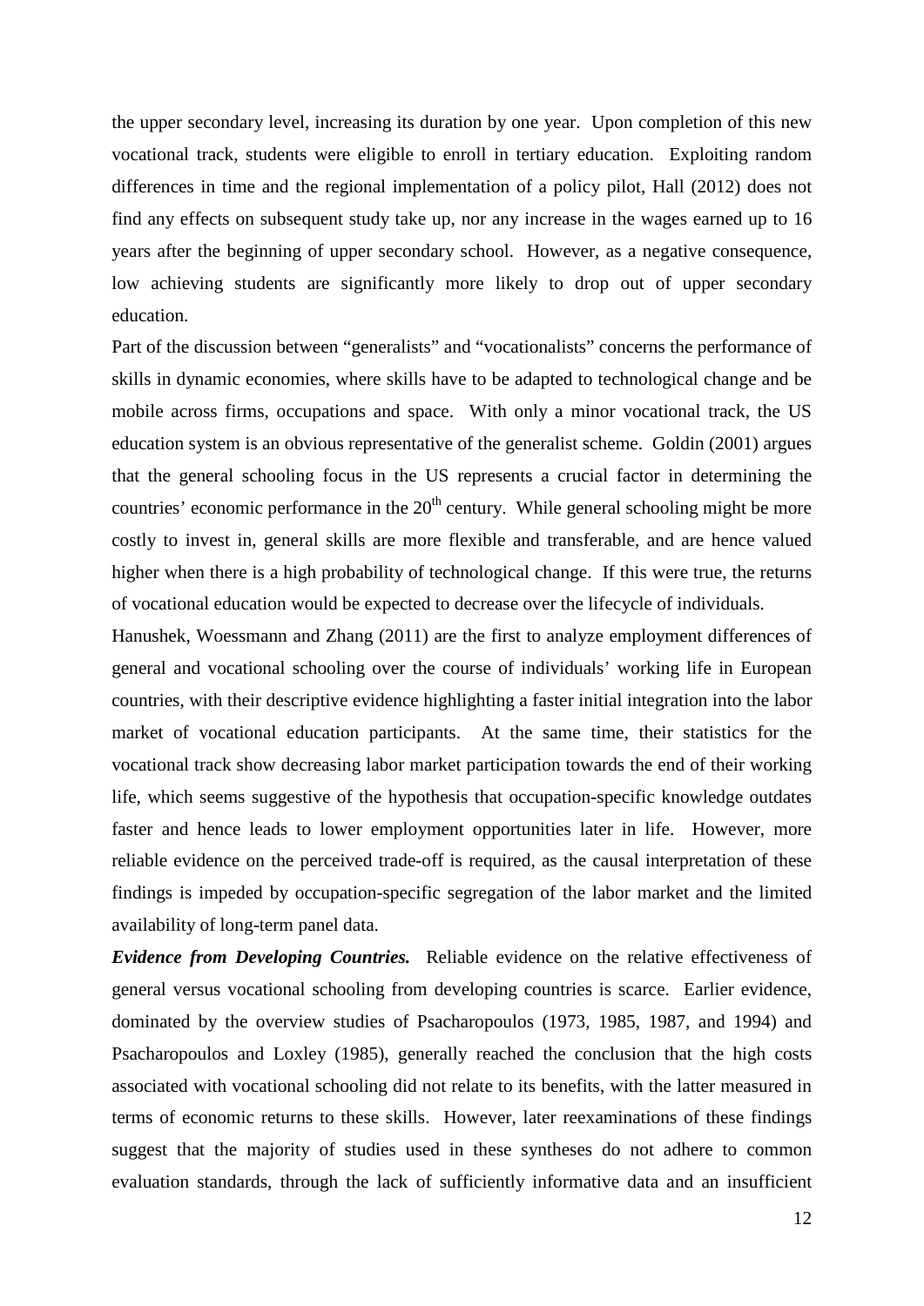the upper secondary level, increasing its duration by one year. Upon completion of this new vocational track, students were eligible to enroll in tertiary education. Exploiting random differences in time and the regional implementation of a policy pilot, Hall (2012) does not find any effects on subsequent study take up, nor any increase in the wages earned up to 16 years after the beginning of upper secondary school. However, as a negative consequence, low achieving students are significantly more likely to drop out of upper secondary education.

Part of the discussion between "generalists" and "vocationalists" concerns the performance of skills in dynamic economies, where skills have to be adapted to technological change and be mobile across firms, occupations and space. With only a minor vocational track, the US education system is an obvious representative of the generalist scheme. Goldin (2001) argues that the general schooling focus in the US represents a crucial factor in determining the countries' economic performance in the 20th century. While general schooling might be more costly to invest in, general skills are more flexible and transferable, and are hence valued higher when there is a high probability of technological change. If this were true, the returns of vocational education would be expected to decrease over the lifecycle of individuals.

Hanushek, Woessmann and Zhang (2011) are the first to analyze employment differences of general and vocational schooling over the course of individuals' working life in European countries, with their descriptive evidence highlighting a faster initial integration into the labor market of vocational education participants. At the same time, their statistics for the vocational track show decreasing labor market participation towards the end of their working life, which seems suggestive of the hypothesis that occupation-specific knowledge outdates faster and hence leads to lower employment opportunities later in life. However, more reliable evidence on the perceived trade-off is required, as the causal interpretation of these findings is impeded by occupation-specific segregation of the labor market and the limited availability of long-term panel data.

***Evidence from Developing Countries.*** Reliable evidence on the relative effectiveness of general versus vocational schooling from developing countries is scarce. Earlier evidence, dominated by the overview studies of Psacharopoulos (1973, 1985, 1987, and 1994) and Psacharopoulos and Loxley (1985), generally reached the conclusion that the high costs associated with vocational schooling did not relate to its benefits, with the latter measured in terms of economic returns to these skills. However, later reexaminations of these findings suggest that the majority of studies used in these syntheses do not adhere to common evaluation standards, through the lack of sufficiently informative data and an insufficient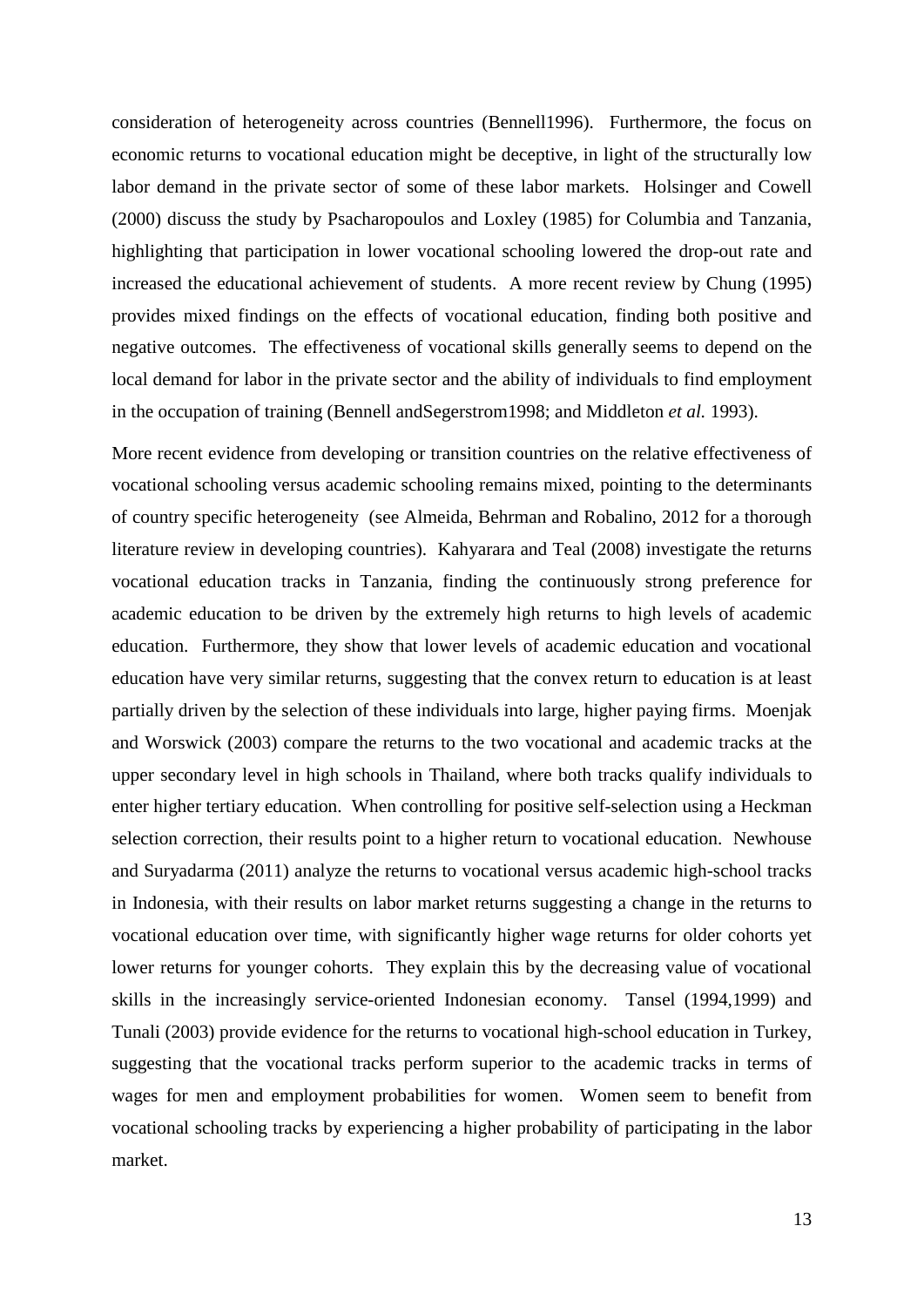consideration of heterogeneity across countries (Bennell1996). Furthermore, the focus on economic returns to vocational education might be deceptive, in light of the structurally low labor demand in the private sector of some of these labor markets. Holsinger and Cowell (2000) discuss the study by Psacharopoulos and Loxley (1985) for Columbia and Tanzania, highlighting that participation in lower vocational schooling lowered the drop-out rate and increased the educational achievement of students. A more recent review by Chung (1995) provides mixed findings on the effects of vocational education, finding both positive and negative outcomes. The effectiveness of vocational skills generally seems to depend on the local demand for labor in the private sector and the ability of individuals to find employment in the occupation of training (Bennell andSegerstrom1998; and Middleton *et al.* 1993).

More recent evidence from developing or transition countries on the relative effectiveness of vocational schooling versus academic schooling remains mixed, pointing to the determinants of country specific heterogeneity (see Almeida, Behrman and Robalino, 2012 for a thorough literature review in developing countries). Kahyarara and Teal (2008) investigate the returns vocational education tracks in Tanzania, finding the continuously strong preference for academic education to be driven by the extremely high returns to high levels of academic education. Furthermore, they show that lower levels of academic education and vocational education have very similar returns, suggesting that the convex return to education is at least partially driven by the selection of these individuals into large, higher paying firms. Moenjak and Worswick (2003) compare the returns to the two vocational and academic tracks at the upper secondary level in high schools in Thailand, where both tracks qualify individuals to enter higher tertiary education. When controlling for positive self-selection using a Heckman selection correction, their results point to a higher return to vocational education. Newhouse and Suryadarma (2011) analyze the returns to vocational versus academic high-school tracks in Indonesia, with their results on labor market returns suggesting a change in the returns to vocational education over time, with significantly higher wage returns for older cohorts yet lower returns for younger cohorts. They explain this by the decreasing value of vocational skills in the increasingly service-oriented Indonesian economy. Tansel (1994,1999) and Tunali (2003) provide evidence for the returns to vocational high-school education in Turkey, suggesting that the vocational tracks perform superior to the academic tracks in terms of wages for men and employment probabilities for women. Women seem to benefit from vocational schooling tracks by experiencing a higher probability of participating in the labor market.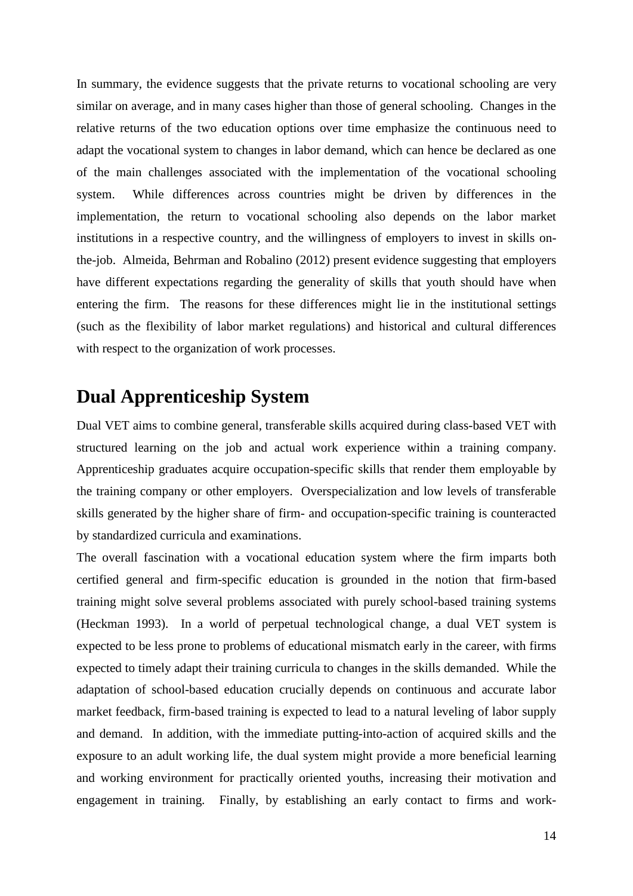In summary, the evidence suggests that the private returns to vocational schooling are very similar on average, and in many cases higher than those of general schooling. Changes in the relative returns of the two education options over time emphasize the continuous need to adapt the vocational system to changes in labor demand, which can hence be declared as one of the main challenges associated with the implementation of the vocational schooling system. While differences across countries might be driven by differences in the implementation, the return to vocational schooling also depends on the labor market institutions in a respective country, and the willingness of employers to invest in skills on-the-job. Almeida, Behrman and Robalino (2012) present evidence suggesting that employers have different expectations regarding the generality of skills that youth should have when entering the firm. The reasons for these differences might lie in the institutional settings (such as the flexibility of labor market regulations) and historical and cultural differences with respect to the organization of work processes.

# Dual Apprenticeship System

Dual VET aims to combine general, transferable skills acquired during class-based VET with structured learning on the job and actual work experience within a training company. Apprenticeship graduates acquire occupation-specific skills that render them employable by the training company or other employers. Overspecialization and low levels of transferable skills generated by the higher share of firm- and occupation-specific training is counteracted by standardized curricula and examinations.

The overall fascination with a vocational education system where the firm imparts both certified general and firm-specific education is grounded in the notion that firm-based training might solve several problems associated with purely school-based training systems (Heckman 1993). In a world of perpetual technological change, a dual VET system is expected to be less prone to problems of educational mismatch early in the career, with firms expected to timely adapt their training curricula to changes in the skills demanded. While the adaptation of school-based education crucially depends on continuous and accurate labor market feedback, firm-based training is expected to lead to a natural leveling of labor supply and demand. In addition, with the immediate putting-into-action of acquired skills and the exposure to an adult working life, the dual system might provide a more beneficial learning and working environment for practically oriented youths, increasing their motivation and engagement in training. Finally, by establishing an early contact to firms and work-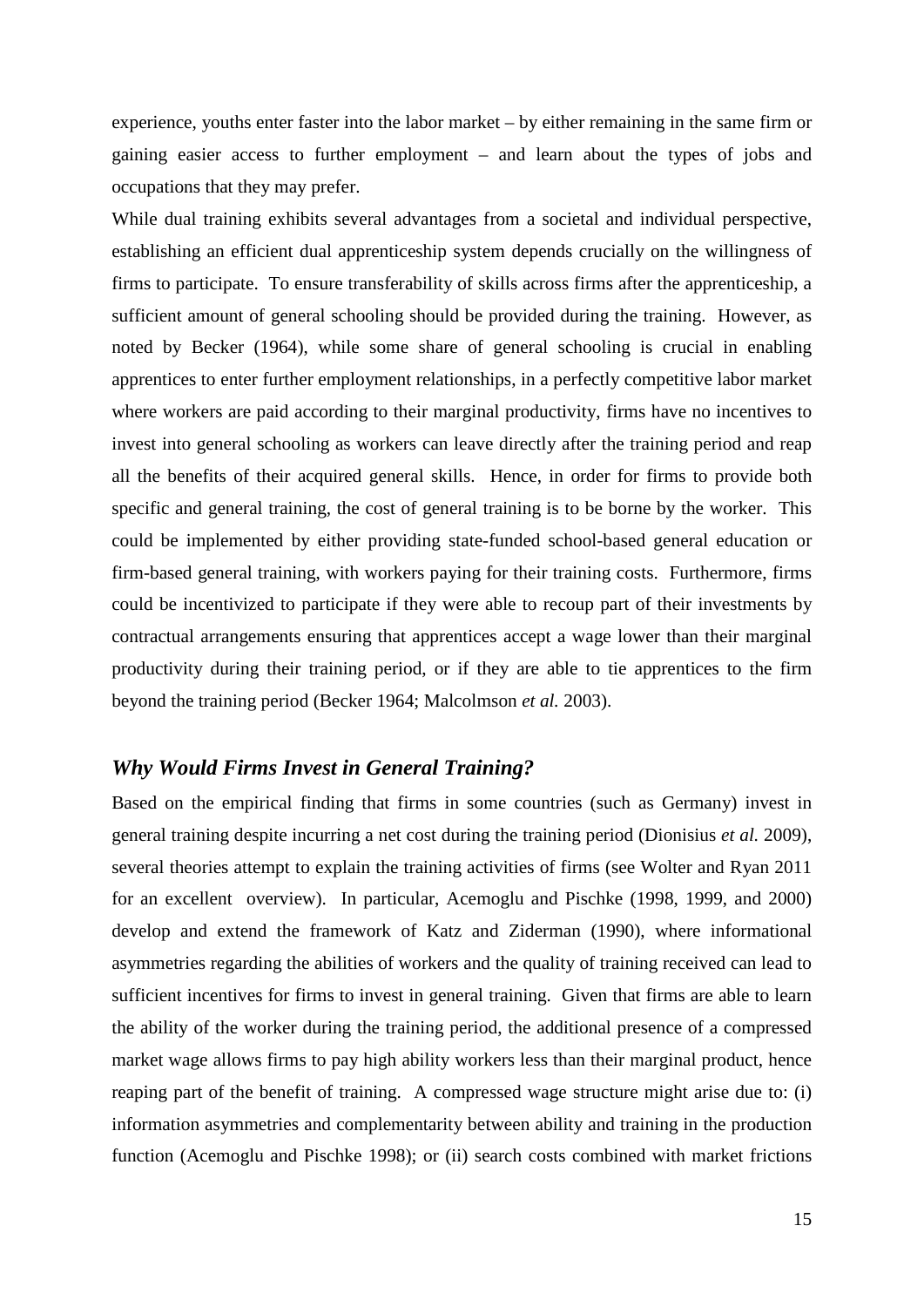experience, youths enter faster into the labor market – by either remaining in the same firm or gaining easier access to further employment – and learn about the types of jobs and occupations that they may prefer.

While dual training exhibits several advantages from a societal and individual perspective, establishing an efficient dual apprenticeship system depends crucially on the willingness of firms to participate. To ensure transferability of skills across firms after the apprenticeship, a sufficient amount of general schooling should be provided during the training. However, as noted by Becker (1964), while some share of general schooling is crucial in enabling apprentices to enter further employment relationships, in a perfectly competitive labor market where workers are paid according to their marginal productivity, firms have no incentives to invest into general schooling as workers can leave directly after the training period and reap all the benefits of their acquired general skills. Hence, in order for firms to provide both specific and general training, the cost of general training is to be borne by the worker. This could be implemented by either providing state-funded school-based general education or firm-based general training, with workers paying for their training costs. Furthermore, firms could be incentivized to participate if they were able to recoup part of their investments by contractual arrangements ensuring that apprentices accept a wage lower than their marginal productivity during their training period, or if they are able to tie apprentices to the firm beyond the training period (Becker 1964; Malcolmson *et al.* 2003).

### *Why Would Firms Invest in General Training?*

Based on the empirical finding that firms in some countries (such as Germany) invest in general training despite incurring a net cost during the training period (Dionisius *et al.* 2009), several theories attempt to explain the training activities of firms (see Wolter and Ryan 2011 for an excellent overview). In particular, Acemoglu and Pischke (1998, 1999, and 2000) develop and extend the framework of Katz and Ziderman (1990), where informational asymmetries regarding the abilities of workers and the quality of training received can lead to sufficient incentives for firms to invest in general training. Given that firms are able to learn the ability of the worker during the training period, the additional presence of a compressed market wage allows firms to pay high ability workers less than their marginal product, hence reaping part of the benefit of training. A compressed wage structure might arise due to: (i) information asymmetries and complementarity between ability and training in the production function (Acemoglu and Pischke 1998); or (ii) search costs combined with market frictions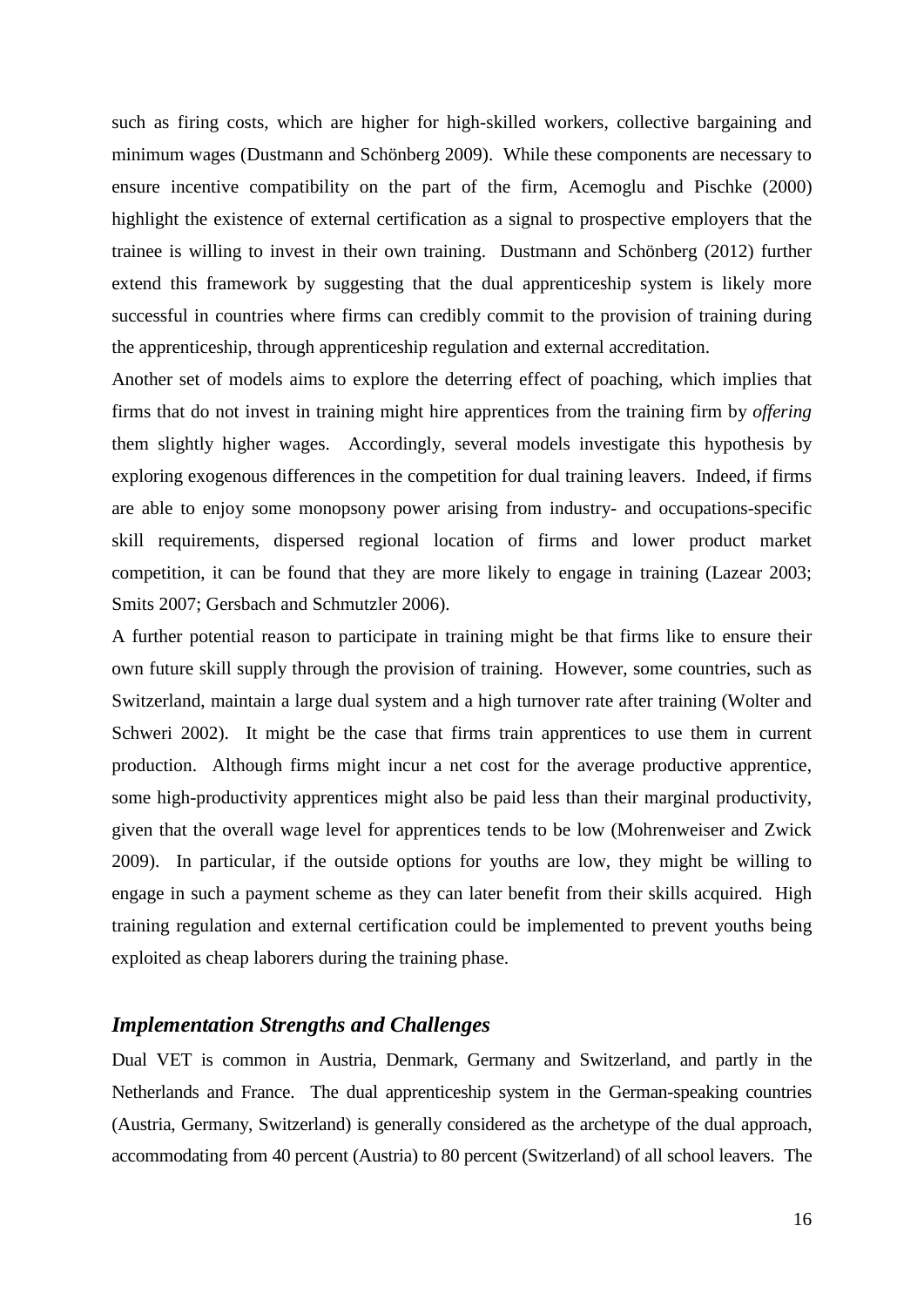such as firing costs, which are higher for high-skilled workers, collective bargaining and minimum wages (Dustmann and Schönberg 2009). While these components are necessary to ensure incentive compatibility on the part of the firm, Acemoglu and Pischke (2000) highlight the existence of external certification as a signal to prospective employers that the trainee is willing to invest in their own training. Dustmann and Schönberg (2012) further extend this framework by suggesting that the dual apprenticeship system is likely more successful in countries where firms can credibly commit to the provision of training during the apprenticeship, through apprenticeship regulation and external accreditation.

Another set of models aims to explore the deterring effect of poaching, which implies that firms that do not invest in training might hire apprentices from the training firm by *offering* them slightly higher wages. Accordingly, several models investigate this hypothesis by exploring exogenous differences in the competition for dual training leavers. Indeed, if firms are able to enjoy some monopsony power arising from industry- and occupations-specific skill requirements, dispersed regional location of firms and lower product market competition, it can be found that they are more likely to engage in training (Lazear 2003; Smits 2007; Gersbach and Schmutzler 2006).

A further potential reason to participate in training might be that firms like to ensure their own future skill supply through the provision of training. However, some countries, such as Switzerland, maintain a large dual system and a high turnover rate after training (Wolter and Schweri 2002). It might be the case that firms train apprentices to use them in current production. Although firms might incur a net cost for the average productive apprentice, some high-productivity apprentices might also be paid less than their marginal productivity, given that the overall wage level for apprentices tends to be low (Mohrenweiser and Zwick 2009). In particular, if the outside options for youths are low, they might be willing to engage in such a payment scheme as they can later benefit from their skills acquired. High training regulation and external certification could be implemented to prevent youths being exploited as cheap laborers during the training phase.

### *Implementation Strengths and Challenges*

Dual VET is common in Austria, Denmark, Germany and Switzerland, and partly in the Netherlands and France. The dual apprenticeship system in the German-speaking countries (Austria, Germany, Switzerland) is generally considered as the archetype of the dual approach, accommodating from 40 percent (Austria) to 80 percent (Switzerland) of all school leavers. The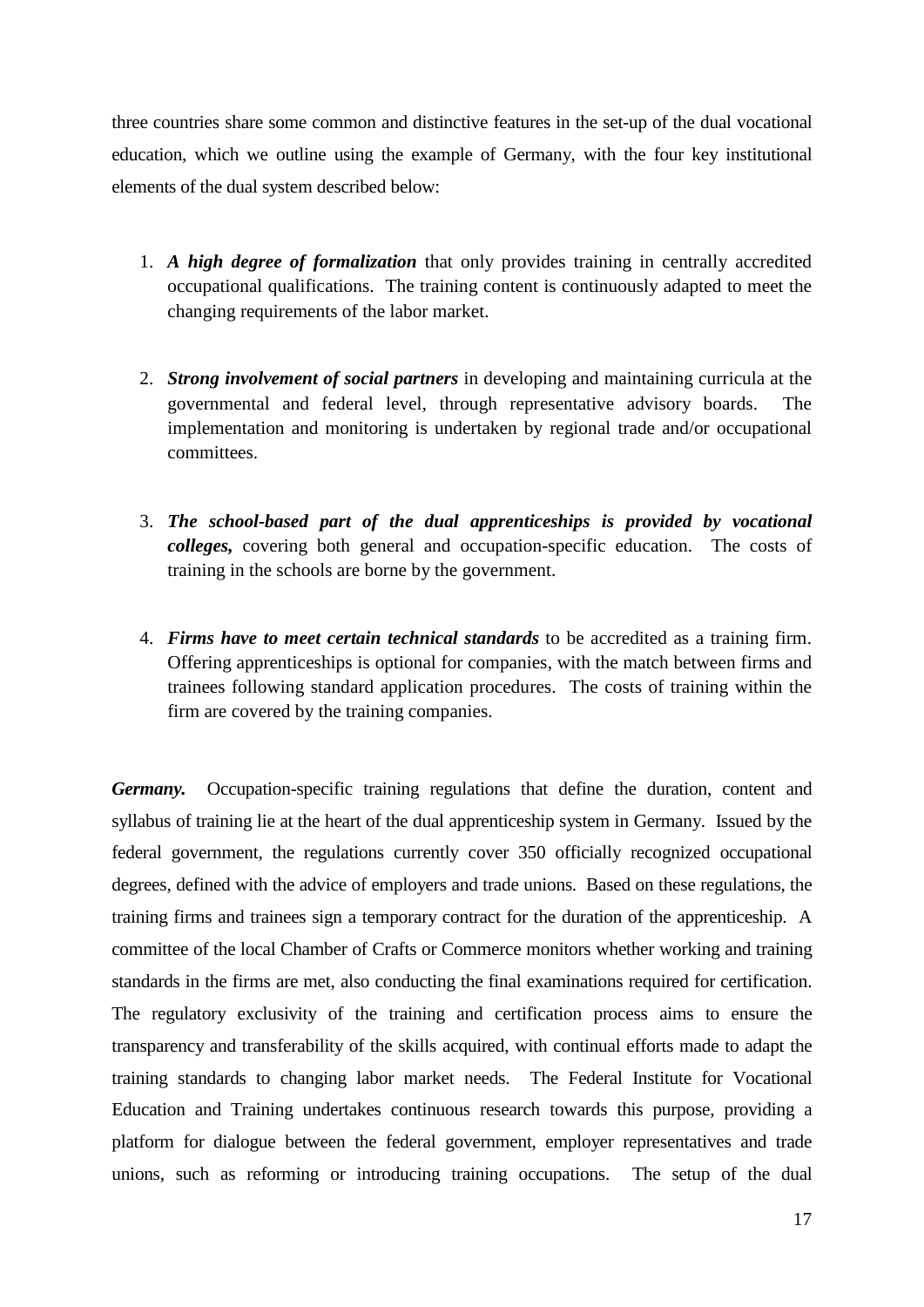three countries share some common and distinctive features in the set-up of the dual vocational education, which we outline using the example of Germany, with the four key institutional elements of the dual system described below:

1. ***A high degree of formalization*** that only provides training in centrally accredited occupational qualifications. The training content is continuously adapted to meet the changing requirements of the labor market.

2. ***Strong involvement of social partners*** in developing and maintaining curricula at the governmental and federal level, through representative advisory boards. The implementation and monitoring is undertaken by regional trade and/or occupational committees.

3. ***The school-based part of the dual apprenticeships is provided by vocational colleges,*** covering both general and occupation-specific education. The costs of training in the schools are borne by the government.

4. ***Firms have to meet certain technical standards*** to be accredited as a training firm. Offering apprenticeships is optional for companies, with the match between firms and trainees following standard application procedures. The costs of training within the firm are covered by the training companies.

***Germany.*** Occupation-specific training regulations that define the duration, content and syllabus of training lie at the heart of the dual apprenticeship system in Germany. Issued by the federal government, the regulations currently cover 350 officially recognized occupational degrees, defined with the advice of employers and trade unions. Based on these regulations, the training firms and trainees sign a temporary contract for the duration of the apprenticeship. A committee of the local Chamber of Crafts or Commerce monitors whether working and training standards in the firms are met, also conducting the final examinations required for certification. The regulatory exclusivity of the training and certification process aims to ensure the transparency and transferability of the skills acquired, with continual efforts made to adapt the training standards to changing labor market needs. The Federal Institute for Vocational Education and Training undertakes continuous research towards this purpose, providing a platform for dialogue between the federal government, employer representatives and trade unions, such as reforming or introducing training occupations. The setup of the dual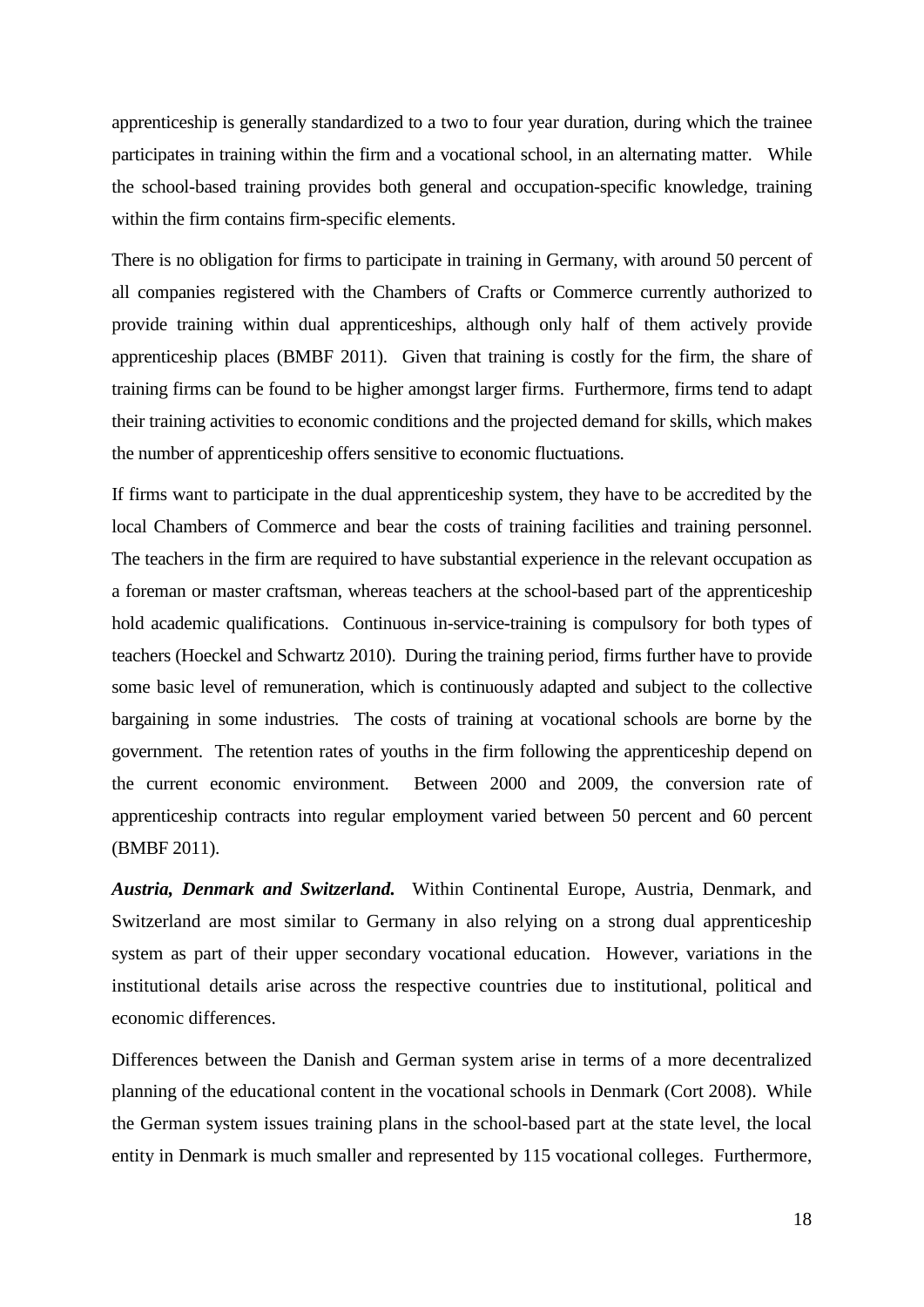apprenticeship is generally standardized to a two to four year duration, during which the trainee participates in training within the firm and a vocational school, in an alternating matter. While the school-based training provides both general and occupation-specific knowledge, training within the firm contains firm-specific elements.

There is no obligation for firms to participate in training in Germany, with around 50 percent of all companies registered with the Chambers of Crafts or Commerce currently authorized to provide training within dual apprenticeships, although only half of them actively provide apprenticeship places (BMBF 2011). Given that training is costly for the firm, the share of training firms can be found to be higher amongst larger firms. Furthermore, firms tend to adapt their training activities to economic conditions and the projected demand for skills, which makes the number of apprenticeship offers sensitive to economic fluctuations.

If firms want to participate in the dual apprenticeship system, they have to be accredited by the local Chambers of Commerce and bear the costs of training facilities and training personnel. The teachers in the firm are required to have substantial experience in the relevant occupation as a foreman or master craftsman, whereas teachers at the school-based part of the apprenticeship hold academic qualifications. Continuous in-service-training is compulsory for both types of teachers (Hoeckel and Schwartz 2010). During the training period, firms further have to provide some basic level of remuneration, which is continuously adapted and subject to the collective bargaining in some industries. The costs of training at vocational schools are borne by the government. The retention rates of youths in the firm following the apprenticeship depend on the current economic environment. Between 2000 and 2009, the conversion rate of apprenticeship contracts into regular employment varied between 50 percent and 60 percent (BMBF 2011).

***Austria, Denmark and Switzerland.*** Within Continental Europe, Austria, Denmark, and Switzerland are most similar to Germany in also relying on a strong dual apprenticeship system as part of their upper secondary vocational education. However, variations in the institutional details arise across the respective countries due to institutional, political and economic differences.

Differences between the Danish and German system arise in terms of a more decentralized planning of the educational content in the vocational schools in Denmark (Cort 2008). While the German system issues training plans in the school-based part at the state level, the local entity in Denmark is much smaller and represented by 115 vocational colleges. Furthermore,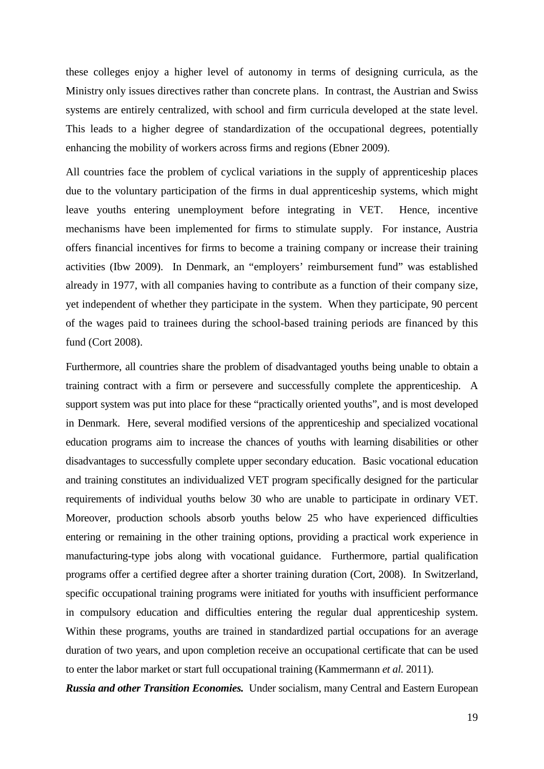these colleges enjoy a higher level of autonomy in terms of designing curricula, as the Ministry only issues directives rather than concrete plans. In contrast, the Austrian and Swiss systems are entirely centralized, with school and firm curricula developed at the state level. This leads to a higher degree of standardization of the occupational degrees, potentially enhancing the mobility of workers across firms and regions (Ebner 2009).

All countries face the problem of cyclical variations in the supply of apprenticeship places due to the voluntary participation of the firms in dual apprenticeship systems, which might leave youths entering unemployment before integrating in VET. Hence, incentive mechanisms have been implemented for firms to stimulate supply. For instance, Austria offers financial incentives for firms to become a training company or increase their training activities (Ibw 2009). In Denmark, an "employers' reimbursement fund" was established already in 1977, with all companies having to contribute as a function of their company size, yet independent of whether they participate in the system. When they participate, 90 percent of the wages paid to trainees during the school-based training periods are financed by this fund (Cort 2008).

Furthermore, all countries share the problem of disadvantaged youths being unable to obtain a training contract with a firm or persevere and successfully complete the apprenticeship. A support system was put into place for these "practically oriented youths", and is most developed in Denmark. Here, several modified versions of the apprenticeship and specialized vocational education programs aim to increase the chances of youths with learning disabilities or other disadvantages to successfully complete upper secondary education. Basic vocational education and training constitutes an individualized VET program specifically designed for the particular requirements of individual youths below 30 who are unable to participate in ordinary VET. Moreover, production schools absorb youths below 25 who have experienced difficulties entering or remaining in the other training options, providing a practical work experience in manufacturing-type jobs along with vocational guidance. Furthermore, partial qualification programs offer a certified degree after a shorter training duration (Cort, 2008). In Switzerland, specific occupational training programs were initiated for youths with insufficient performance in compulsory education and difficulties entering the regular dual apprenticeship system. Within these programs, youths are trained in standardized partial occupations for an average duration of two years, and upon completion receive an occupational certificate that can be used to enter the labor market or start full occupational training (Kammermann *et al.* 2011).

***Russia and other Transition Economies.*** Under socialism, many Central and Eastern European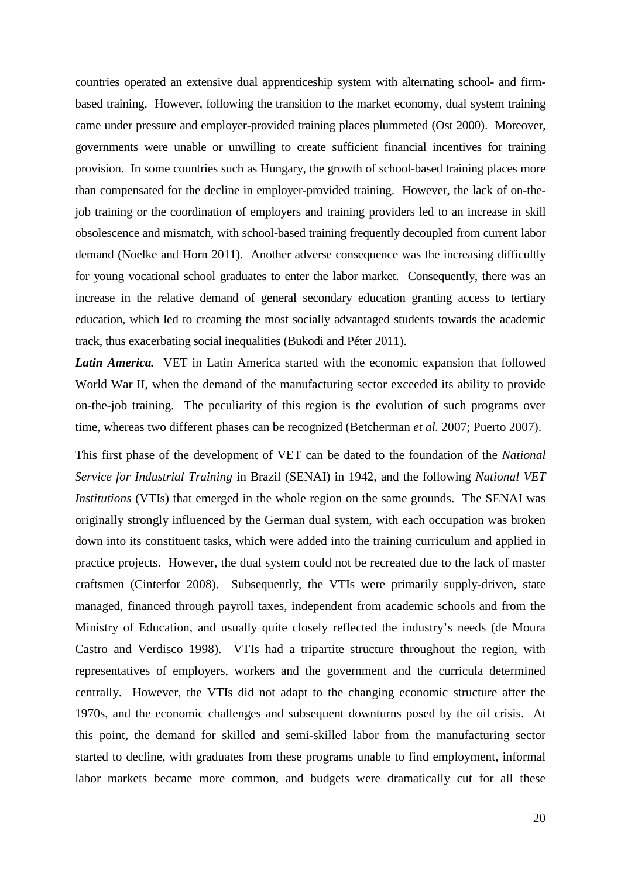countries operated an extensive dual apprenticeship system with alternating school- and firm-based training. However, following the transition to the market economy, dual system training came under pressure and employer-provided training places plummeted (Ost 2000). Moreover, governments were unable or unwilling to create sufficient financial incentives for training provision. In some countries such as Hungary, the growth of school-based training places more than compensated for the decline in employer-provided training. However, the lack of on-the-job training or the coordination of employers and training providers led to an increase in skill obsolescence and mismatch, with school-based training frequently decoupled from current labor demand (Noelke and Horn 2011). Another adverse consequence was the increasing difficultly for young vocational school graduates to enter the labor market. Consequently, there was an increase in the relative demand of general secondary education granting access to tertiary education, which led to creaming the most socially advantaged students towards the academic track, thus exacerbating social inequalities (Bukodi and Péter 2011).

***Latin America.*** VET in Latin America started with the economic expansion that followed World War II, when the demand of the manufacturing sector exceeded its ability to provide on-the-job training. The peculiarity of this region is the evolution of such programs over time, whereas two different phases can be recognized (Betcherman *et al.* 2007; Puerto 2007).

This first phase of the development of VET can be dated to the foundation of the *National Service for Industrial Training* in Brazil (SENAI) in 1942, and the following *National VET Institutions* (VTIs) that emerged in the whole region on the same grounds. The SENAI was originally strongly influenced by the German dual system, with each occupation was broken down into its constituent tasks, which were added into the training curriculum and applied in practice projects. However, the dual system could not be recreated due to the lack of master craftsmen (Cinterfor 2008). Subsequently, the VTIs were primarily supply-driven, state managed, financed through payroll taxes, independent from academic schools and from the Ministry of Education, and usually quite closely reflected the industry's needs (de Moura Castro and Verdisco 1998). VTIs had a tripartite structure throughout the region, with representatives of employers, workers and the government and the curricula determined centrally. However, the VTIs did not adapt to the changing economic structure after the 1970s, and the economic challenges and subsequent downturns posed by the oil crisis. At this point, the demand for skilled and semi-skilled labor from the manufacturing sector started to decline, with graduates from these programs unable to find employment, informal labor markets became more common, and budgets were dramatically cut for all these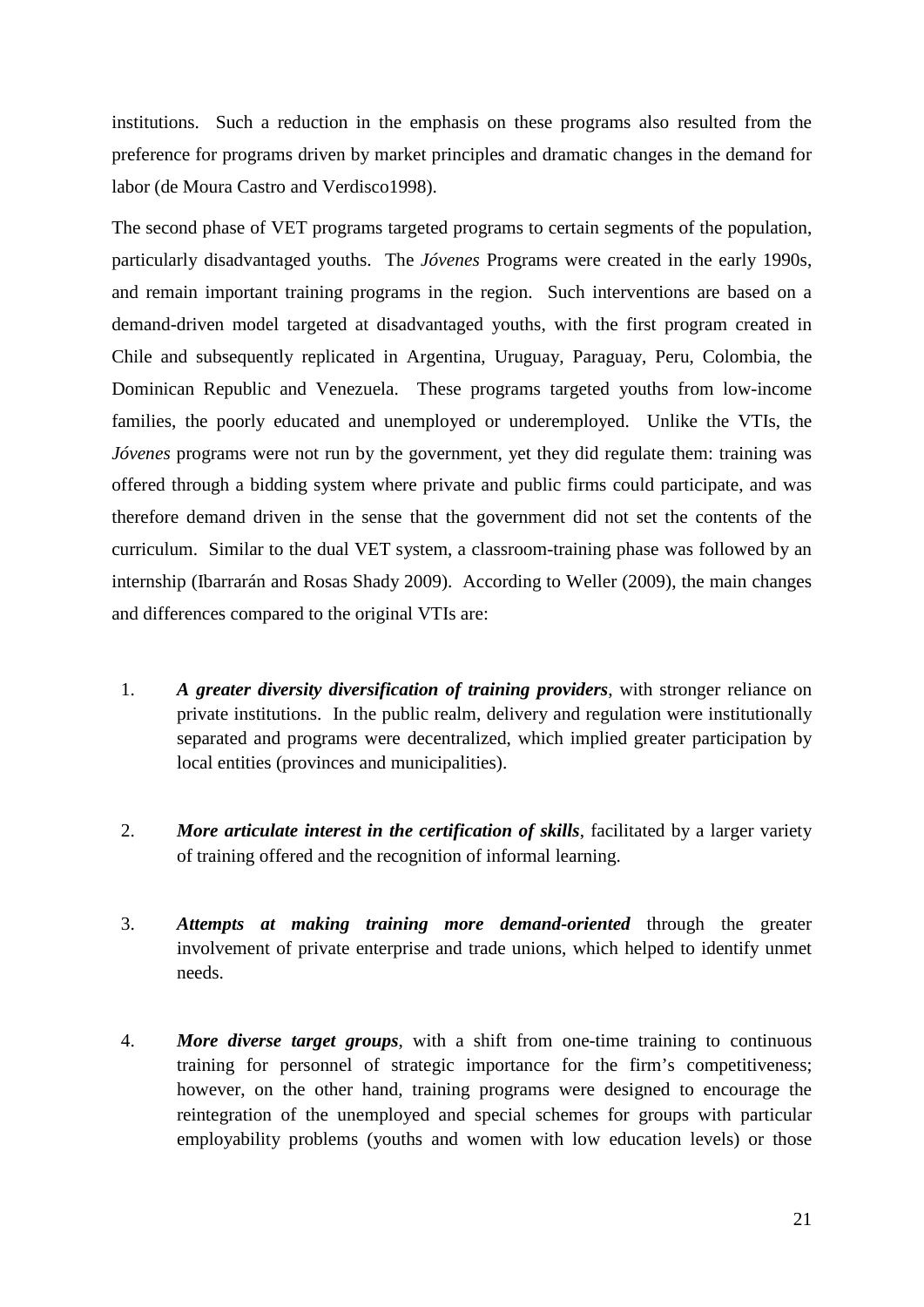institutions. Such a reduction in the emphasis on these programs also resulted from the preference for programs driven by market principles and dramatic changes in the demand for labor (de Moura Castro and Verdisco1998).

The second phase of VET programs targeted programs to certain segments of the population, particularly disadvantaged youths. The *Jóvenes* Programs were created in the early 1990s, and remain important training programs in the region. Such interventions are based on a demand-driven model targeted at disadvantaged youths, with the first program created in Chile and subsequently replicated in Argentina, Uruguay, Paraguay, Peru, Colombia, the Dominican Republic and Venezuela. These programs targeted youths from low-income families, the poorly educated and unemployed or underemployed. Unlike the VTIs, the *Jóvenes* programs were not run by the government, yet they did regulate them: training was offered through a bidding system where private and public firms could participate, and was therefore demand driven in the sense that the government did not set the contents of the curriculum. Similar to the dual VET system, a classroom-training phase was followed by an internship (Ibarrarán and Rosas Shady 2009). According to Weller (2009), the main changes and differences compared to the original VTIs are:

1. ***A greater diversity diversification of training providers***, with stronger reliance on private institutions. In the public realm, delivery and regulation were institutionally separated and programs were decentralized, which implied greater participation by local entities (provinces and municipalities).

2. ***More articulate interest in the certification of skills***, facilitated by a larger variety of training offered and the recognition of informal learning.

3. ***Attempts at making training more demand-oriented*** through the greater involvement of private enterprise and trade unions, which helped to identify unmet needs.

4. ***More diverse target groups***, with a shift from one-time training to continuous training for personnel of strategic importance for the firm's competitiveness; however, on the other hand, training programs were designed to encourage the reintegration of the unemployed and special schemes for groups with particular employability problems (youths and women with low education levels) or those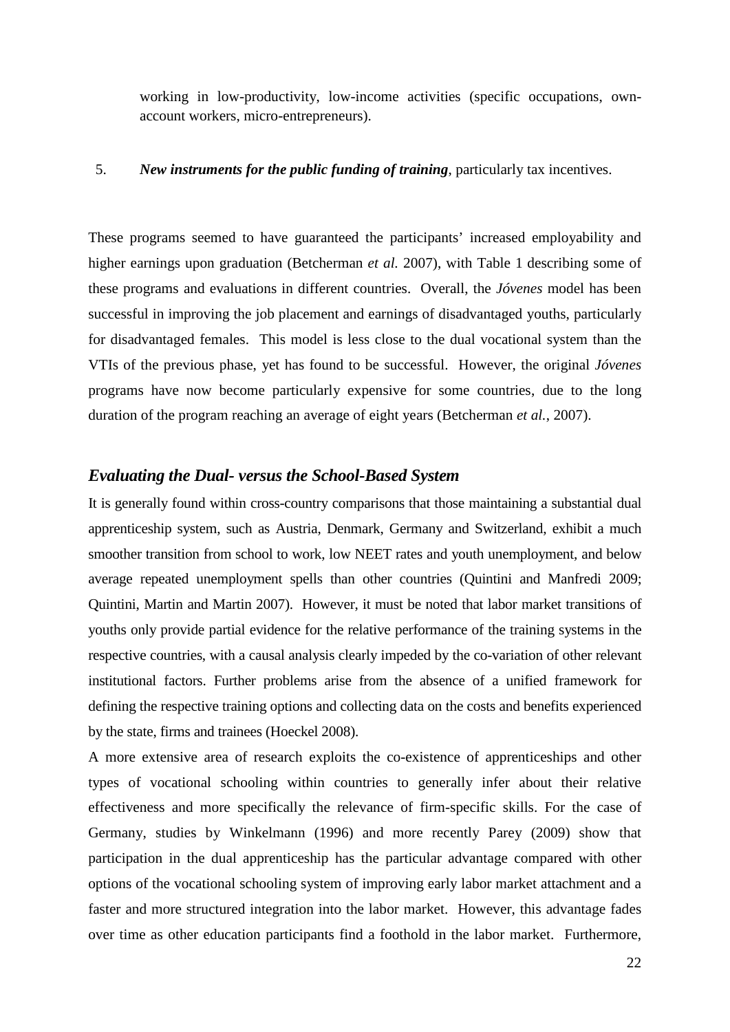working in low-productivity, low-income activities (specific occupations, own-account workers, micro-entrepreneurs).

5. ***New instruments for the public funding of training***, particularly tax incentives.

These programs seemed to have guaranteed the participants' increased employability and higher earnings upon graduation (Betcherman *et al.* 2007), with Table 1 describing some of these programs and evaluations in different countries. Overall, the *Jóvenes* model has been successful in improving the job placement and earnings of disadvantaged youths, particularly for disadvantaged females. This model is less close to the dual vocational system than the VTIs of the previous phase, yet has found to be successful. However, the original *Jóvenes* programs have now become particularly expensive for some countries, due to the long duration of the program reaching an average of eight years (Betcherman *et al.*, 2007).

### *Evaluating the Dual- versus the School-Based System*

It is generally found within cross-country comparisons that those maintaining a substantial dual apprenticeship system, such as Austria, Denmark, Germany and Switzerland, exhibit a much smoother transition from school to work, low NEET rates and youth unemployment, and below average repeated unemployment spells than other countries (Quintini and Manfredi 2009; Quintini, Martin and Martin 2007). However, it must be noted that labor market transitions of youths only provide partial evidence for the relative performance of the training systems in the respective countries, with a causal analysis clearly impeded by the co-variation of other relevant institutional factors. Further problems arise from the absence of a unified framework for defining the respective training options and collecting data on the costs and benefits experienced by the state, firms and trainees (Hoeckel 2008).

A more extensive area of research exploits the co-existence of apprenticeships and other types of vocational schooling within countries to generally infer about their relative effectiveness and more specifically the relevance of firm-specific skills. For the case of Germany, studies by Winkelmann (1996) and more recently Parey (2009) show that participation in the dual apprenticeship has the particular advantage compared with other options of the vocational schooling system of improving early labor market attachment and a faster and more structured integration into the labor market. However, this advantage fades over time as other education participants find a foothold in the labor market. Furthermore,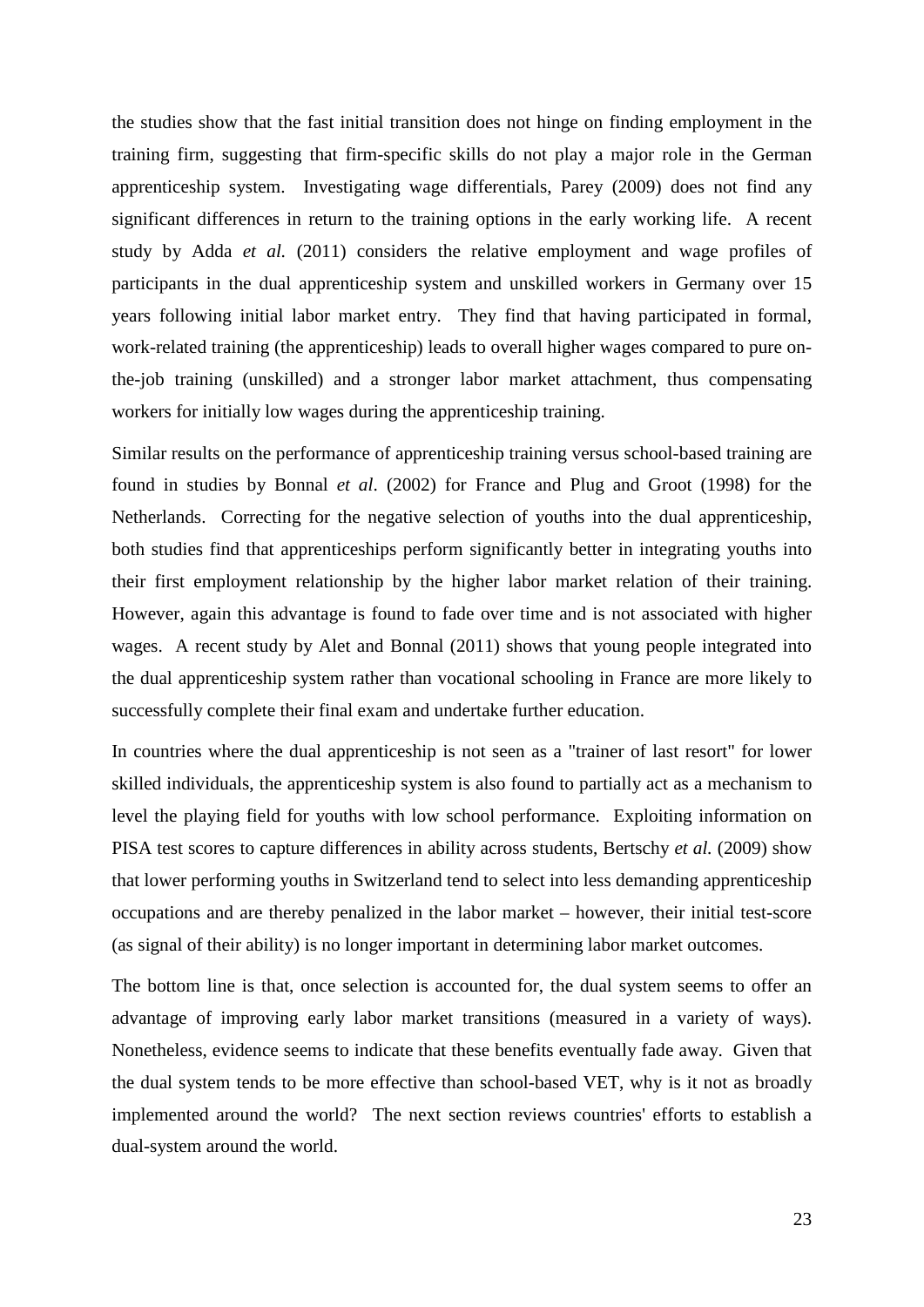the studies show that the fast initial transition does not hinge on finding employment in the training firm, suggesting that firm-specific skills do not play a major role in the German apprenticeship system. Investigating wage differentials, Parey (2009) does not find any significant differences in return to the training options in the early working life. A recent study by Adda *et al.* (2011) considers the relative employment and wage profiles of participants in the dual apprenticeship system and unskilled workers in Germany over 15 years following initial labor market entry. They find that having participated in formal, work-related training (the apprenticeship) leads to overall higher wages compared to pure on-the-job training (unskilled) and a stronger labor market attachment, thus compensating workers for initially low wages during the apprenticeship training.

Similar results on the performance of apprenticeship training versus school-based training are found in studies by Bonnal *et al*. (2002) for France and Plug and Groot (1998) for the Netherlands. Correcting for the negative selection of youths into the dual apprenticeship, both studies find that apprenticeships perform significantly better in integrating youths into their first employment relationship by the higher labor market relation of their training. However, again this advantage is found to fade over time and is not associated with higher wages. A recent study by Alet and Bonnal (2011) shows that young people integrated into the dual apprenticeship system rather than vocational schooling in France are more likely to successfully complete their final exam and undertake further education.

In countries where the dual apprenticeship is not seen as a "trainer of last resort" for lower skilled individuals, the apprenticeship system is also found to partially act as a mechanism to level the playing field for youths with low school performance. Exploiting information on PISA test scores to capture differences in ability across students, Bertschy *et al.* (2009) show that lower performing youths in Switzerland tend to select into less demanding apprenticeship occupations and are thereby penalized in the labor market – however, their initial test-score (as signal of their ability) is no longer important in determining labor market outcomes.

The bottom line is that, once selection is accounted for, the dual system seems to offer an advantage of improving early labor market transitions (measured in a variety of ways). Nonetheless, evidence seems to indicate that these benefits eventually fade away. Given that the dual system tends to be more effective than school-based VET, why is it not as broadly implemented around the world? The next section reviews countries' efforts to establish a dual-system around the world.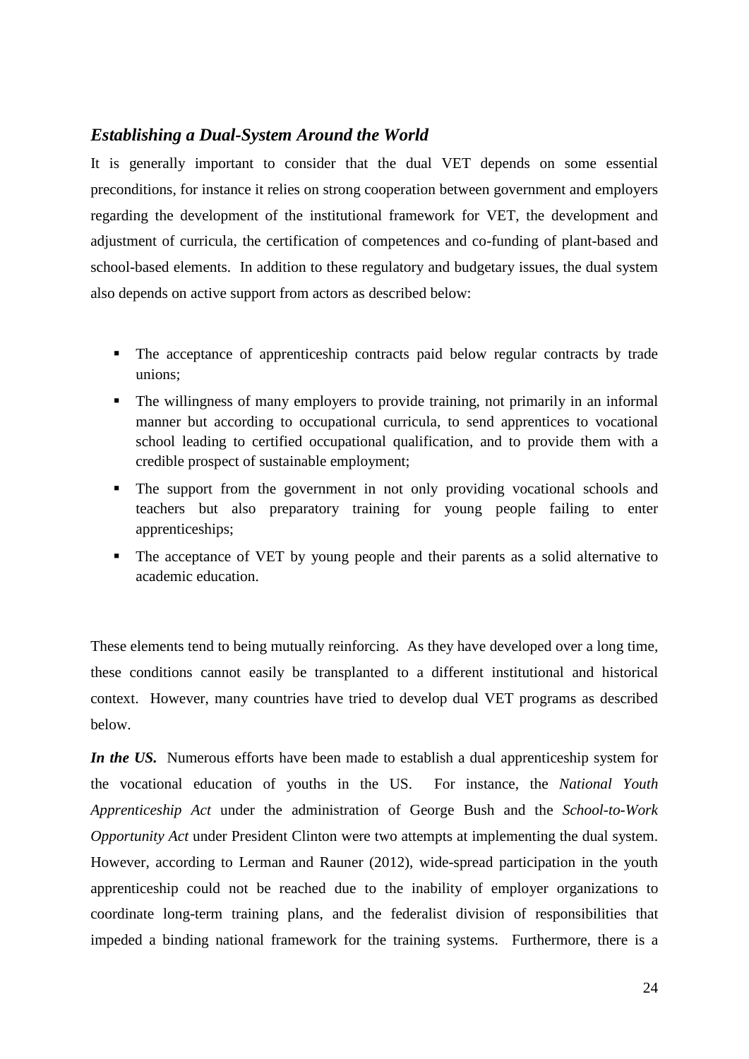### *Establishing a Dual-System Around the World*

It is generally important to consider that the dual VET depends on some essential preconditions, for instance it relies on strong cooperation between government and employers regarding the development of the institutional framework for VET, the development and adjustment of curricula, the certification of competences and co-funding of plant-based and school-based elements. In addition to these regulatory and budgetary issues, the dual system also depends on active support from actors as described below:

- The acceptance of apprenticeship contracts paid below regular contracts by trade unions;
- The willingness of many employers to provide training, not primarily in an informal manner but according to occupational curricula, to send apprentices to vocational school leading to certified occupational qualification, and to provide them with a credible prospect of sustainable employment;
- The support from the government in not only providing vocational schools and teachers but also preparatory training for young people failing to enter apprenticeships;
- The acceptance of VET by young people and their parents as a solid alternative to academic education.

These elements tend to being mutually reinforcing. As they have developed over a long time, these conditions cannot easily be transplanted to a different institutional and historical context. However, many countries have tried to develop dual VET programs as described below.

***In the US.*** Numerous efforts have been made to establish a dual apprenticeship system for the vocational education of youths in the US. For instance, the *National Youth Apprenticeship Act* under the administration of George Bush and the *School-to-Work Opportunity Act* under President Clinton were two attempts at implementing the dual system. However, according to Lerman and Rauner (2012), wide-spread participation in the youth apprenticeship could not be reached due to the inability of employer organizations to coordinate long-term training plans, and the federalist division of responsibilities that impeded a binding national framework for the training systems. Furthermore, there is a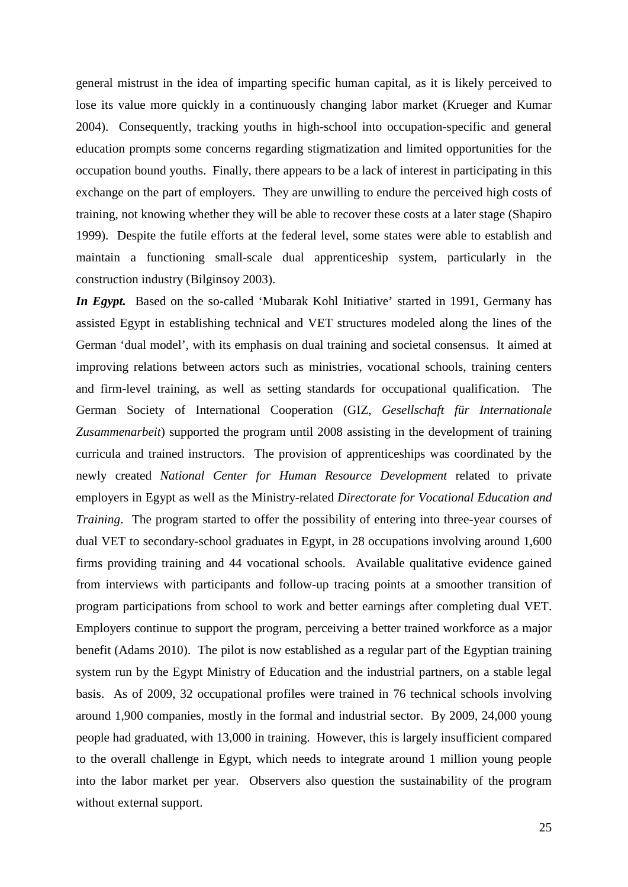general mistrust in the idea of imparting specific human capital, as it is likely perceived to lose its value more quickly in a continuously changing labor market (Krueger and Kumar 2004). Consequently, tracking youths in high-school into occupation-specific and general education prompts some concerns regarding stigmatization and limited opportunities for the occupation bound youths. Finally, there appears to be a lack of interest in participating in this exchange on the part of employers. They are unwilling to endure the perceived high costs of training, not knowing whether they will be able to recover these costs at a later stage (Shapiro 1999). Despite the futile efforts at the federal level, some states were able to establish and maintain a functioning small-scale dual apprenticeship system, particularly in the construction industry (Bilginsoy 2003).

***In Egypt.*** Based on the so-called 'Mubarak Kohl Initiative' started in 1991, Germany has assisted Egypt in establishing technical and VET structures modeled along the lines of the German 'dual model', with its emphasis on dual training and societal consensus. It aimed at improving relations between actors such as ministries, vocational schools, training centers and firm-level training, as well as setting standards for occupational qualification. The German Society of International Cooperation (GIZ, *Gesellschaft für Internationale Zusammenarbeit*) supported the program until 2008 assisting in the development of training curricula and trained instructors. The provision of apprenticeships was coordinated by the newly created *National Center for Human Resource Development* related to private employers in Egypt as well as the Ministry-related *Directorate for Vocational Education and Training*. The program started to offer the possibility of entering into three-year courses of dual VET to secondary-school graduates in Egypt, in 28 occupations involving around 1,600 firms providing training and 44 vocational schools. Available qualitative evidence gained from interviews with participants and follow-up tracing points at a smoother transition of program participations from school to work and better earnings after completing dual VET. Employers continue to support the program, perceiving a better trained workforce as a major benefit (Adams 2010). The pilot is now established as a regular part of the Egyptian training system run by the Egypt Ministry of Education and the industrial partners, on a stable legal basis. As of 2009, 32 occupational profiles were trained in 76 technical schools involving around 1,900 companies, mostly in the formal and industrial sector. By 2009, 24,000 young people had graduated, with 13,000 in training. However, this is largely insufficient compared to the overall challenge in Egypt, which needs to integrate around 1 million young people into the labor market per year. Observers also question the sustainability of the program without external support.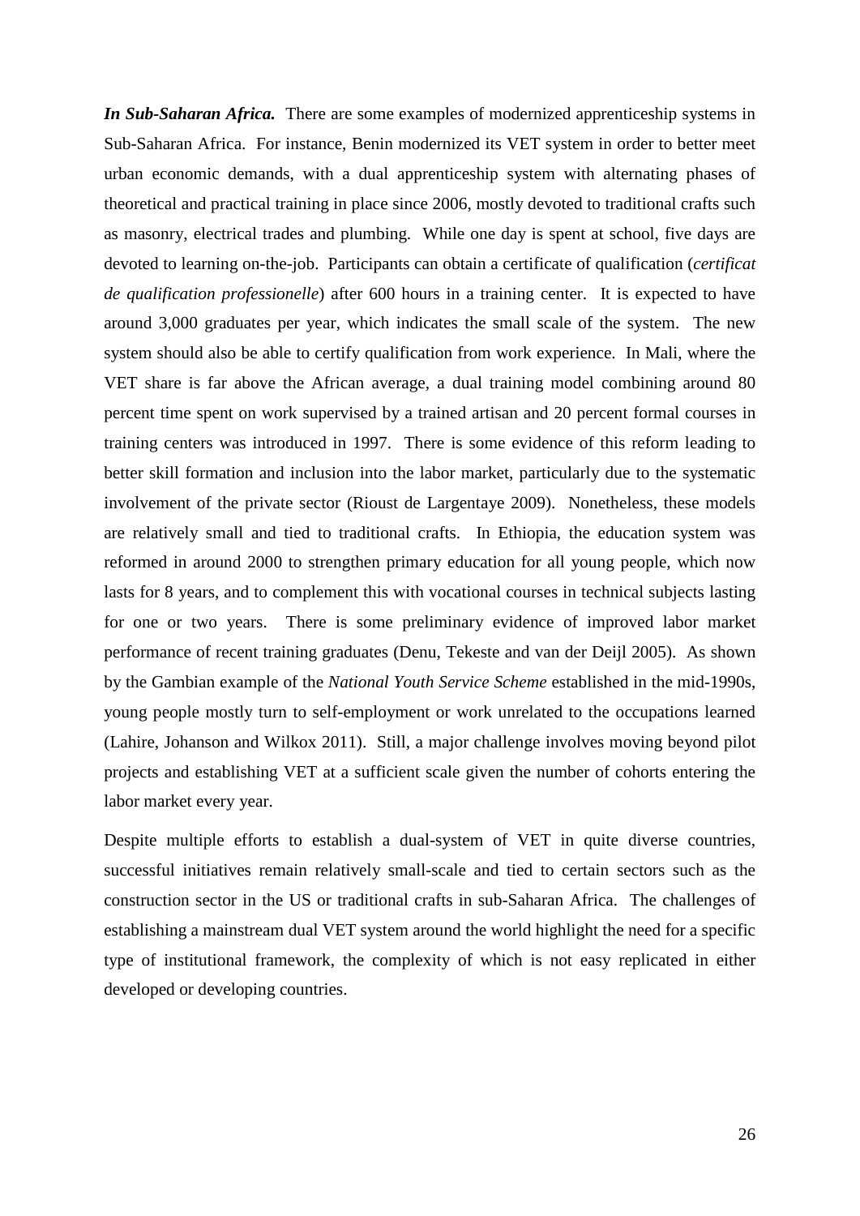***In Sub-Saharan Africa.*** There are some examples of modernized apprenticeship systems in Sub-Saharan Africa. For instance, Benin modernized its VET system in order to better meet urban economic demands, with a dual apprenticeship system with alternating phases of theoretical and practical training in place since 2006, mostly devoted to traditional crafts such as masonry, electrical trades and plumbing. While one day is spent at school, five days are devoted to learning on-the-job. Participants can obtain a certificate of qualification (*certificat de qualification professionelle*) after 600 hours in a training center. It is expected to have around 3,000 graduates per year, which indicates the small scale of the system. The new system should also be able to certify qualification from work experience. In Mali, where the VET share is far above the African average, a dual training model combining around 80 percent time spent on work supervised by a trained artisan and 20 percent formal courses in training centers was introduced in 1997. There is some evidence of this reform leading to better skill formation and inclusion into the labor market, particularly due to the systematic involvement of the private sector (Rioust de Largentaye 2009). Nonetheless, these models are relatively small and tied to traditional crafts. In Ethiopia, the education system was reformed in around 2000 to strengthen primary education for all young people, which now lasts for 8 years, and to complement this with vocational courses in technical subjects lasting for one or two years. There is some preliminary evidence of improved labor market performance of recent training graduates (Denu, Tekeste and van der Deijl 2005). As shown by the Gambian example of the *National Youth Service Scheme* established in the mid-1990s, young people mostly turn to self-employment or work unrelated to the occupations learned (Lahire, Johanson and Wilkox 2011). Still, a major challenge involves moving beyond pilot projects and establishing VET at a sufficient scale given the number of cohorts entering the labor market every year.

Despite multiple efforts to establish a dual-system of VET in quite diverse countries, successful initiatives remain relatively small-scale and tied to certain sectors such as the construction sector in the US or traditional crafts in sub-Saharan Africa. The challenges of establishing a mainstream dual VET system around the world highlight the need for a specific type of institutional framework, the complexity of which is not easy replicated in either developed or developing countries.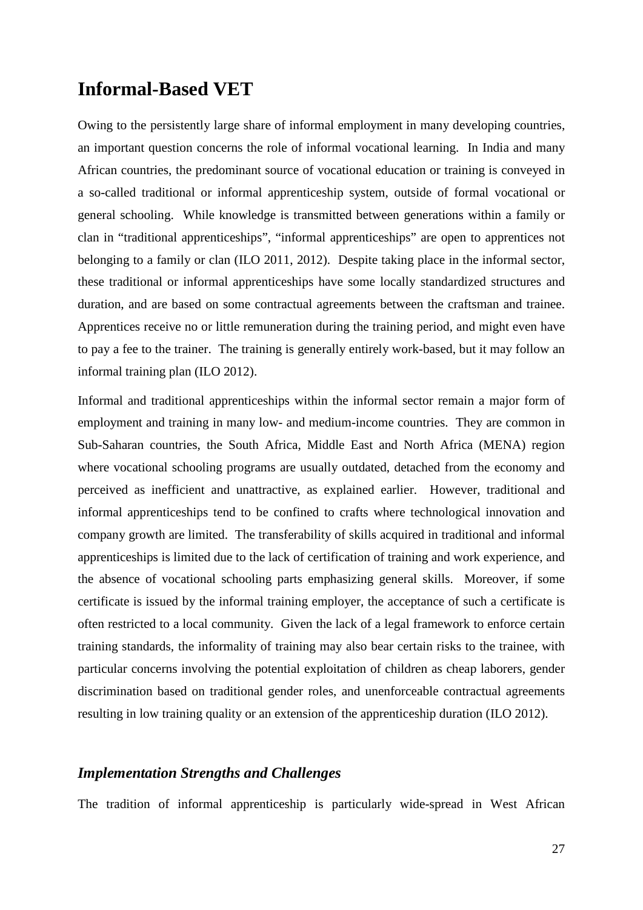## Informal-Based VET

Owing to the persistently large share of informal employment in many developing countries, an important question concerns the role of informal vocational learning. In India and many African countries, the predominant source of vocational education or training is conveyed in a so-called traditional or informal apprenticeship system, outside of formal vocational or general schooling. While knowledge is transmitted between generations within a family or clan in "traditional apprenticeships", "informal apprenticeships" are open to apprentices not belonging to a family or clan (ILO 2011, 2012). Despite taking place in the informal sector, these traditional or informal apprenticeships have some locally standardized structures and duration, and are based on some contractual agreements between the craftsman and trainee. Apprentices receive no or little remuneration during the training period, and might even have to pay a fee to the trainer. The training is generally entirely work-based, but it may follow an informal training plan (ILO 2012).

Informal and traditional apprenticeships within the informal sector remain a major form of employment and training in many low- and medium-income countries. They are common in Sub-Saharan countries, the South Africa, Middle East and North Africa (MENA) region where vocational schooling programs are usually outdated, detached from the economy and perceived as inefficient and unattractive, as explained earlier. However, traditional and informal apprenticeships tend to be confined to crafts where technological innovation and company growth are limited. The transferability of skills acquired in traditional and informal apprenticeships is limited due to the lack of certification of training and work experience, and the absence of vocational schooling parts emphasizing general skills. Moreover, if some certificate is issued by the informal training employer, the acceptance of such a certificate is often restricted to a local community. Given the lack of a legal framework to enforce certain training standards, the informality of training may also bear certain risks to the trainee, with particular concerns involving the potential exploitation of children as cheap laborers, gender discrimination based on traditional gender roles, and unenforceable contractual agreements resulting in low training quality or an extension of the apprenticeship duration (ILO 2012).

### *Implementation Strengths and Challenges*

The tradition of informal apprenticeship is particularly wide-spread in West African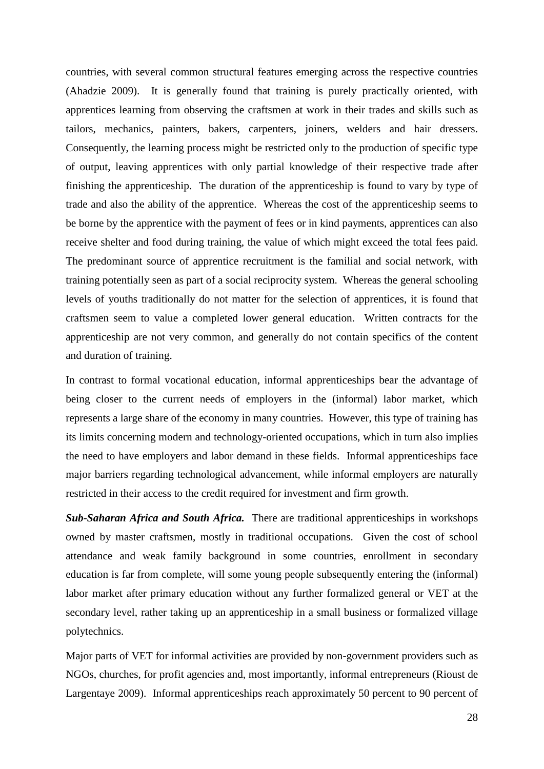countries, with several common structural features emerging across the respective countries (Ahadzie 2009). It is generally found that training is purely practically oriented, with apprentices learning from observing the craftsmen at work in their trades and skills such as tailors, mechanics, painters, bakers, carpenters, joiners, welders and hair dressers. Consequently, the learning process might be restricted only to the production of specific type of output, leaving apprentices with only partial knowledge of their respective trade after finishing the apprenticeship. The duration of the apprenticeship is found to vary by type of trade and also the ability of the apprentice. Whereas the cost of the apprenticeship seems to be borne by the apprentice with the payment of fees or in kind payments, apprentices can also receive shelter and food during training, the value of which might exceed the total fees paid. The predominant source of apprentice recruitment is the familial and social network, with training potentially seen as part of a social reciprocity system. Whereas the general schooling levels of youths traditionally do not matter for the selection of apprentices, it is found that craftsmen seem to value a completed lower general education. Written contracts for the apprenticeship are not very common, and generally do not contain specifics of the content and duration of training.

In contrast to formal vocational education, informal apprenticeships bear the advantage of being closer to the current needs of employers in the (informal) labor market, which represents a large share of the economy in many countries. However, this type of training has its limits concerning modern and technology-oriented occupations, which in turn also implies the need to have employers and labor demand in these fields. Informal apprenticeships face major barriers regarding technological advancement, while informal employers are naturally restricted in their access to the credit required for investment and firm growth.

***Sub-Saharan Africa and South Africa.*** There are traditional apprenticeships in workshops owned by master craftsmen, mostly in traditional occupations. Given the cost of school attendance and weak family background in some countries, enrollment in secondary education is far from complete, will some young people subsequently entering the (informal) labor market after primary education without any further formalized general or VET at the secondary level, rather taking up an apprenticeship in a small business or formalized village polytechnics.

Major parts of VET for informal activities are provided by non-government providers such as NGOs, churches, for profit agencies and, most importantly, informal entrepreneurs (Rioust de Largentaye 2009). Informal apprenticeships reach approximately 50 percent to 90 percent of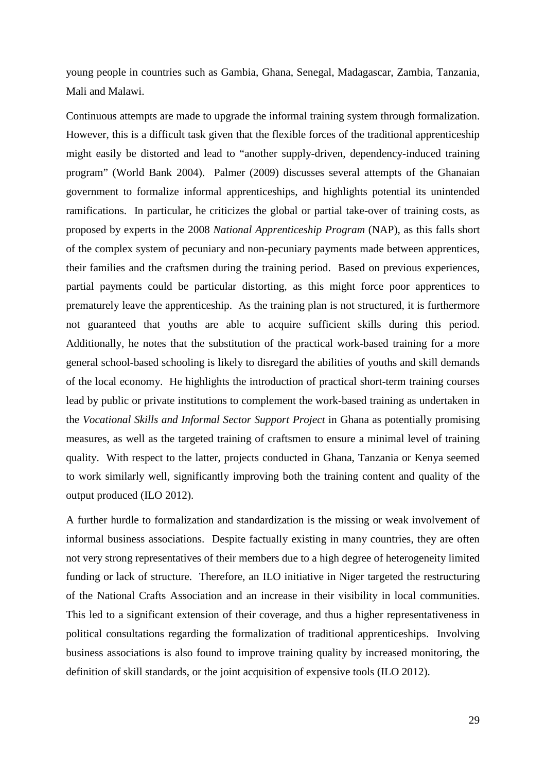young people in countries such as Gambia, Ghana, Senegal, Madagascar, Zambia, Tanzania, Mali and Malawi.

Continuous attempts are made to upgrade the informal training system through formalization. However, this is a difficult task given that the flexible forces of the traditional apprenticeship might easily be distorted and lead to "another supply-driven, dependency-induced training program" (World Bank 2004). Palmer (2009) discusses several attempts of the Ghanaian government to formalize informal apprenticeships, and highlights potential its unintended ramifications. In particular, he criticizes the global or partial take-over of training costs, as proposed by experts in the 2008 *National Apprenticeship Program* (NAP), as this falls short of the complex system of pecuniary and non-pecuniary payments made between apprentices, their families and the craftsmen during the training period. Based on previous experiences, partial payments could be particular distorting, as this might force poor apprentices to prematurely leave the apprenticeship. As the training plan is not structured, it is furthermore not guaranteed that youths are able to acquire sufficient skills during this period. Additionally, he notes that the substitution of the practical work-based training for a more general school-based schooling is likely to disregard the abilities of youths and skill demands of the local economy. He highlights the introduction of practical short-term training courses lead by public or private institutions to complement the work-based training as undertaken in the *Vocational Skills and Informal Sector Support Project* in Ghana as potentially promising measures, as well as the targeted training of craftsmen to ensure a minimal level of training quality. With respect to the latter, projects conducted in Ghana, Tanzania or Kenya seemed to work similarly well, significantly improving both the training content and quality of the output produced (ILO 2012).

A further hurdle to formalization and standardization is the missing or weak involvement of informal business associations. Despite factually existing in many countries, they are often not very strong representatives of their members due to a high degree of heterogeneity limited funding or lack of structure. Therefore, an ILO initiative in Niger targeted the restructuring of the National Crafts Association and an increase in their visibility in local communities. This led to a significant extension of their coverage, and thus a higher representativeness in political consultations regarding the formalization of traditional apprenticeships. Involving business associations is also found to improve training quality by increased monitoring, the definition of skill standards, or the joint acquisition of expensive tools (ILO 2012).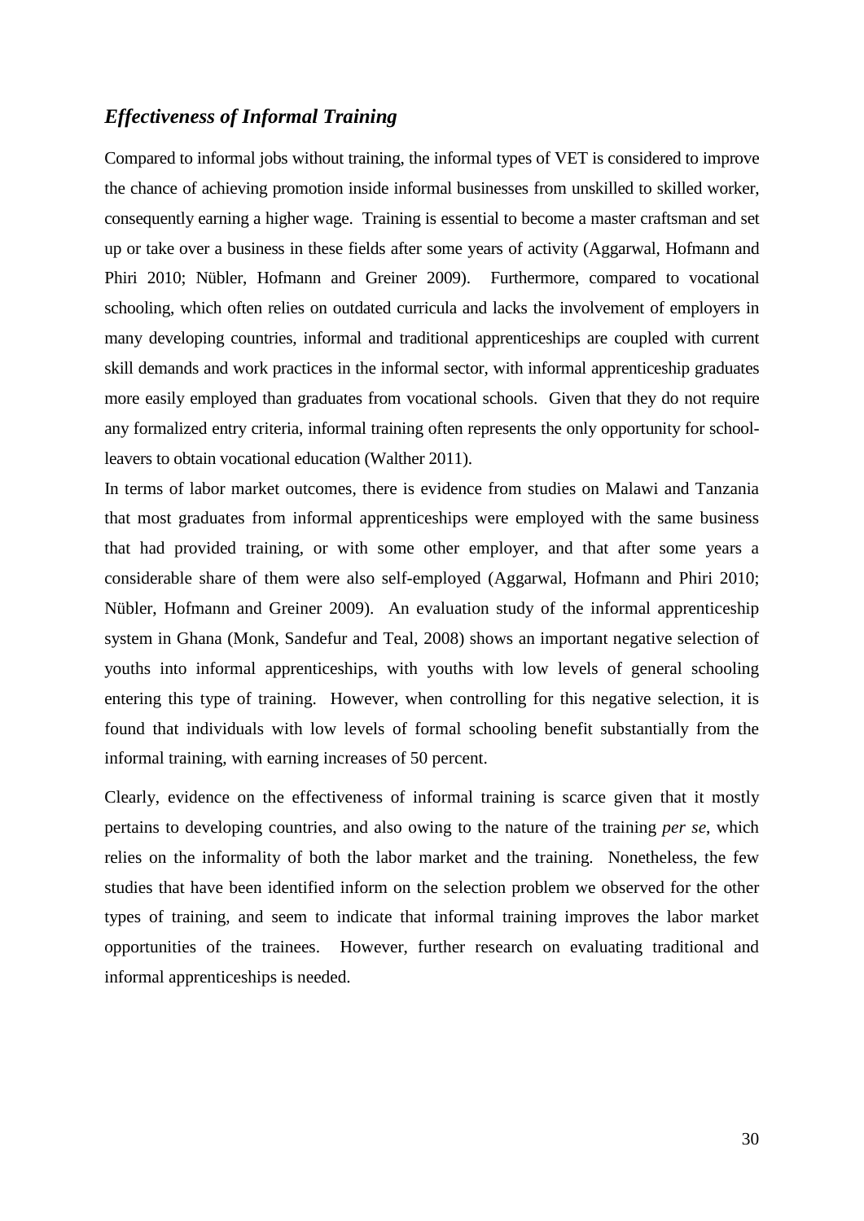### *Effectiveness of Informal Training*

Compared to informal jobs without training, the informal types of VET is considered to improve the chance of achieving promotion inside informal businesses from unskilled to skilled worker, consequently earning a higher wage. Training is essential to become a master craftsman and set up or take over a business in these fields after some years of activity (Aggarwal, Hofmann and Phiri 2010; Nübler, Hofmann and Greiner 2009). Furthermore, compared to vocational schooling, which often relies on outdated curricula and lacks the involvement of employers in many developing countries, informal and traditional apprenticeships are coupled with current skill demands and work practices in the informal sector, with informal apprenticeship graduates more easily employed than graduates from vocational schools. Given that they do not require any formalized entry criteria, informal training often represents the only opportunity for school-leavers to obtain vocational education (Walther 2011).

In terms of labor market outcomes, there is evidence from studies on Malawi and Tanzania that most graduates from informal apprenticeships were employed with the same business that had provided training, or with some other employer, and that after some years a considerable share of them were also self-employed (Aggarwal, Hofmann and Phiri 2010; Nübler, Hofmann and Greiner 2009). An evaluation study of the informal apprenticeship system in Ghana (Monk, Sandefur and Teal, 2008) shows an important negative selection of youths into informal apprenticeships, with youths with low levels of general schooling entering this type of training. However, when controlling for this negative selection, it is found that individuals with low levels of formal schooling benefit substantially from the informal training, with earning increases of 50 percent.

Clearly, evidence on the effectiveness of informal training is scarce given that it mostly pertains to developing countries, and also owing to the nature of the training *per se*, which relies on the informality of both the labor market and the training. Nonetheless, the few studies that have been identified inform on the selection problem we observed for the other types of training, and seem to indicate that informal training improves the labor market opportunities of the trainees. However, further research on evaluating traditional and informal apprenticeships is needed.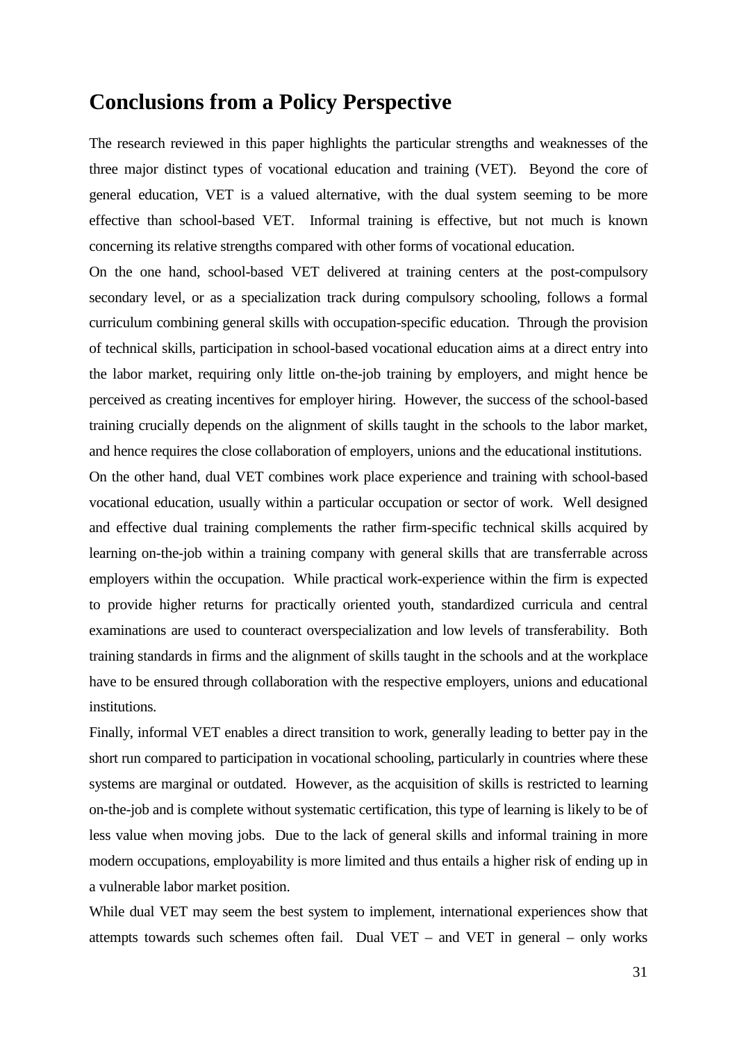## Conclusions from a Policy Perspective

The research reviewed in this paper highlights the particular strengths and weaknesses of the three major distinct types of vocational education and training (VET). Beyond the core of general education, VET is a valued alternative, with the dual system seeming to be more effective than school-based VET. Informal training is effective, but not much is known concerning its relative strengths compared with other forms of vocational education.

On the one hand, school-based VET delivered at training centers at the post-compulsory secondary level, or as a specialization track during compulsory schooling, follows a formal curriculum combining general skills with occupation-specific education. Through the provision of technical skills, participation in school-based vocational education aims at a direct entry into the labor market, requiring only little on-the-job training by employers, and might hence be perceived as creating incentives for employer hiring. However, the success of the school-based training crucially depends on the alignment of skills taught in the schools to the labor market, and hence requires the close collaboration of employers, unions and the educational institutions.

On the other hand, dual VET combines work place experience and training with school-based vocational education, usually within a particular occupation or sector of work. Well designed and effective dual training complements the rather firm-specific technical skills acquired by learning on-the-job within a training company with general skills that are transferrable across employers within the occupation. While practical work-experience within the firm is expected to provide higher returns for practically oriented youth, standardized curricula and central examinations are used to counteract overspecialization and low levels of transferability. Both training standards in firms and the alignment of skills taught in the schools and at the workplace have to be ensured through collaboration with the respective employers, unions and educational institutions.

Finally, informal VET enables a direct transition to work, generally leading to better pay in the short run compared to participation in vocational schooling, particularly in countries where these systems are marginal or outdated. However, as the acquisition of skills is restricted to learning on-the-job and is complete without systematic certification, this type of learning is likely to be of less value when moving jobs. Due to the lack of general skills and informal training in more modern occupations, employability is more limited and thus entails a higher risk of ending up in a vulnerable labor market position.

While dual VET may seem the best system to implement, international experiences show that attempts towards such schemes often fail. Dual VET – and VET in general – only works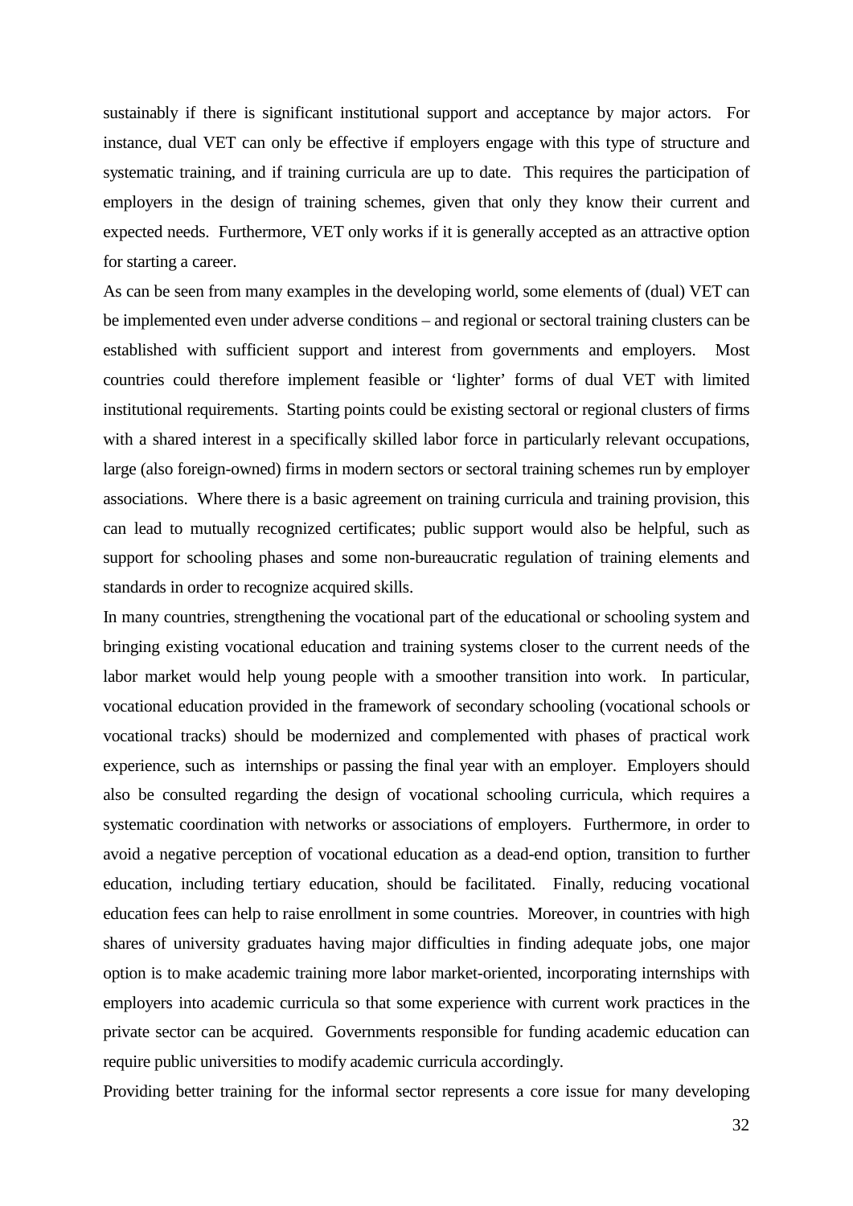sustainably if there is significant institutional support and acceptance by major actors. For instance, dual VET can only be effective if employers engage with this type of structure and systematic training, and if training curricula are up to date. This requires the participation of employers in the design of training schemes, given that only they know their current and expected needs. Furthermore, VET only works if it is generally accepted as an attractive option for starting a career.

As can be seen from many examples in the developing world, some elements of (dual) VET can be implemented even under adverse conditions – and regional or sectoral training clusters can be established with sufficient support and interest from governments and employers. Most countries could therefore implement feasible or 'lighter' forms of dual VET with limited institutional requirements. Starting points could be existing sectoral or regional clusters of firms with a shared interest in a specifically skilled labor force in particularly relevant occupations, large (also foreign-owned) firms in modern sectors or sectoral training schemes run by employer associations. Where there is a basic agreement on training curricula and training provision, this can lead to mutually recognized certificates; public support would also be helpful, such as support for schooling phases and some non-bureaucratic regulation of training elements and standards in order to recognize acquired skills.

In many countries, strengthening the vocational part of the educational or schooling system and bringing existing vocational education and training systems closer to the current needs of the labor market would help young people with a smoother transition into work. In particular, vocational education provided in the framework of secondary schooling (vocational schools or vocational tracks) should be modernized and complemented with phases of practical work experience, such as internships or passing the final year with an employer. Employers should also be consulted regarding the design of vocational schooling curricula, which requires a systematic coordination with networks or associations of employers. Furthermore, in order to avoid a negative perception of vocational education as a dead-end option, transition to further education, including tertiary education, should be facilitated. Finally, reducing vocational education fees can help to raise enrollment in some countries. Moreover, in countries with high shares of university graduates having major difficulties in finding adequate jobs, one major option is to make academic training more labor market-oriented, incorporating internships with employers into academic curricula so that some experience with current work practices in the private sector can be acquired. Governments responsible for funding academic education can require public universities to modify academic curricula accordingly.

Providing better training for the informal sector represents a core issue for many developing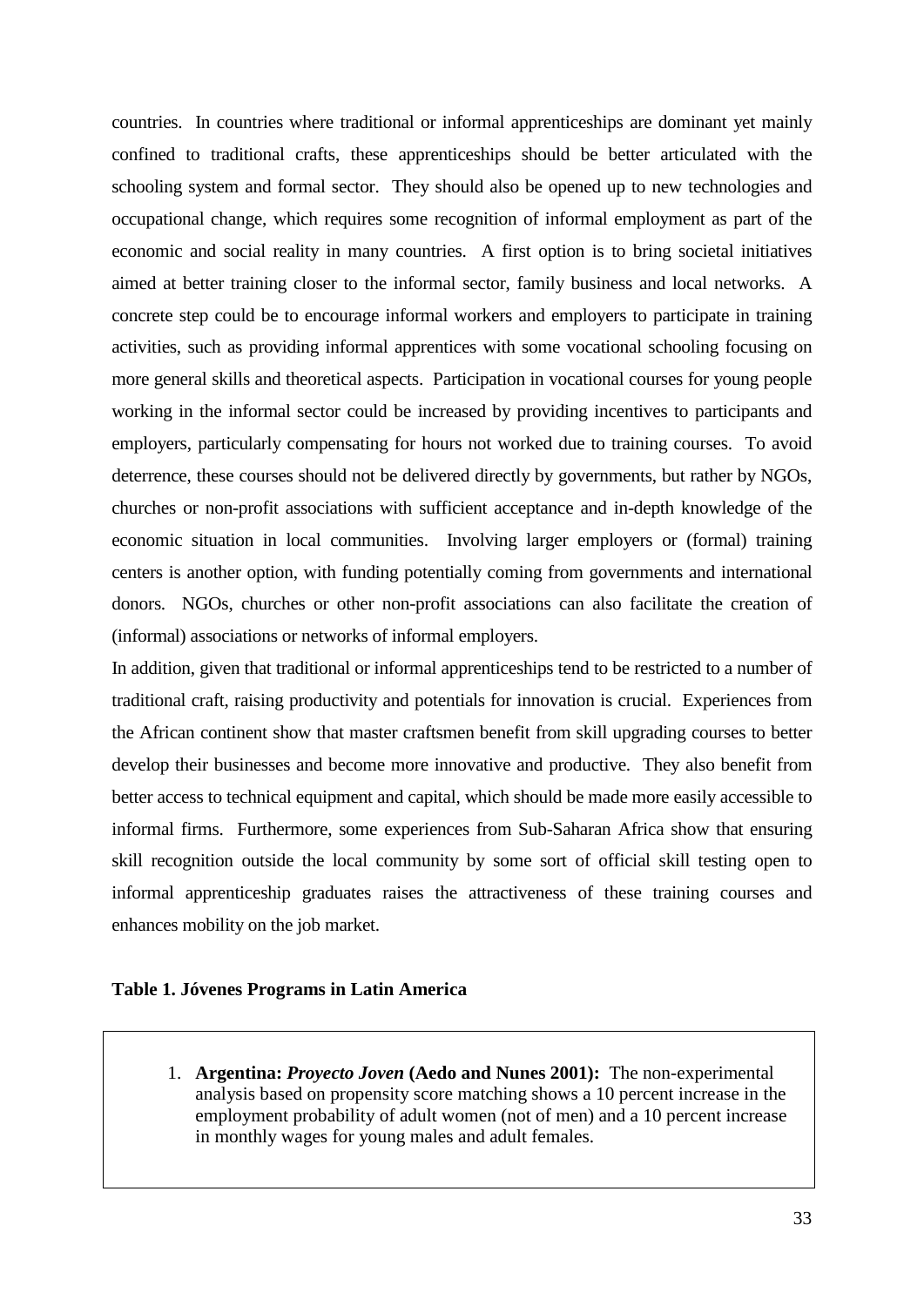countries. In countries where traditional or informal apprenticeships are dominant yet mainly confined to traditional crafts, these apprenticeships should be better articulated with the schooling system and formal sector. They should also be opened up to new technologies and occupational change, which requires some recognition of informal employment as part of the economic and social reality in many countries. A first option is to bring societal initiatives aimed at better training closer to the informal sector, family business and local networks. A concrete step could be to encourage informal workers and employers to participate in training activities, such as providing informal apprentices with some vocational schooling focusing on more general skills and theoretical aspects. Participation in vocational courses for young people working in the informal sector could be increased by providing incentives to participants and employers, particularly compensating for hours not worked due to training courses. To avoid deterrence, these courses should not be delivered directly by governments, but rather by NGOs, churches or non-profit associations with sufficient acceptance and in-depth knowledge of the economic situation in local communities. Involving larger employers or (formal) training centers is another option, with funding potentially coming from governments and international donors. NGOs, churches or other non-profit associations can also facilitate the creation of (informal) associations or networks of informal employers.

In addition, given that traditional or informal apprenticeships tend to be restricted to a number of traditional craft, raising productivity and potentials for innovation is crucial. Experiences from the African continent show that master craftsmen benefit from skill upgrading courses to better develop their businesses and become more innovative and productive. They also benefit from better access to technical equipment and capital, which should be made more easily accessible to informal firms. Furthermore, some experiences from Sub-Saharan Africa show that ensuring skill recognition outside the local community by some sort of official skill testing open to informal apprenticeship graduates raises the attractiveness of these training courses and enhances mobility on the job market.

**Table 1. Jóvenes Programs in Latin America**

1. **Argentina: *Proyecto Joven* (Aedo and Nunes 2001):** The non-experimental analysis based on propensity score matching shows a 10 percent increase in the employment probability of adult women (not of men) and a 10 percent increase in monthly wages for young males and adult females.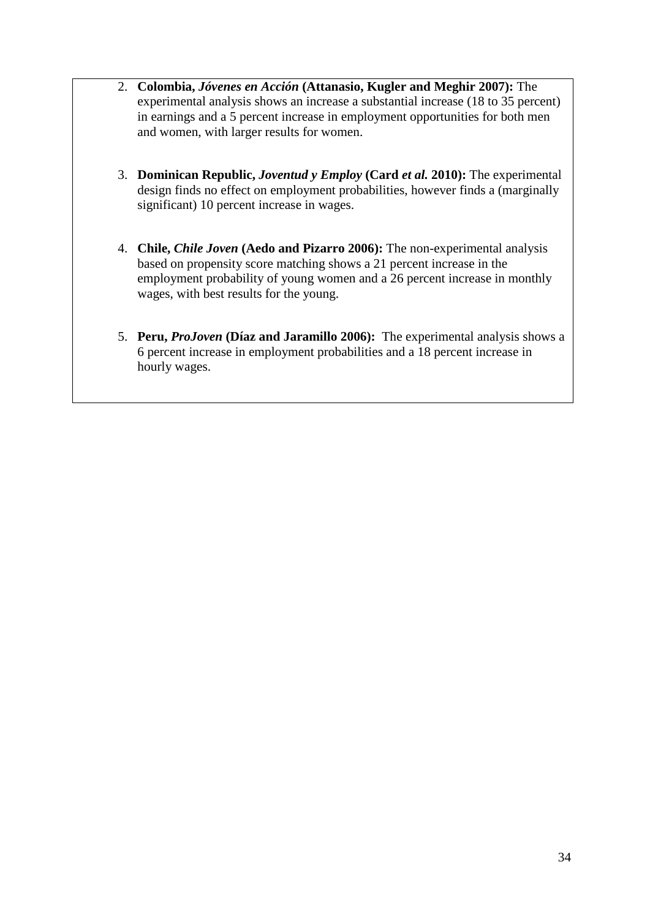2. **Colombia, *Jóvenes en Acción* (Attanasio, Kugler and Meghir 2007):** The experimental analysis shows an increase a substantial increase (18 to 35 percent) in earnings and a 5 percent increase in employment opportunities for both men and women, with larger results for women.

3. **Dominican Republic, *Joventud y Employ* (Card *et al.* 2010):** The experimental design finds no effect on employment probabilities, however finds a (marginally significant) 10 percent increase in wages.

4. **Chile, *Chile Joven* (Aedo and Pizarro 2006):** The non-experimental analysis based on propensity score matching shows a 21 percent increase in the employment probability of young women and a 26 percent increase in monthly wages, with best results for the young.

5. **Peru, *ProJoven* (Díaz and Jaramillo 2006):** The experimental analysis shows a 6 percent increase in employment probabilities and a 18 percent increase in hourly wages.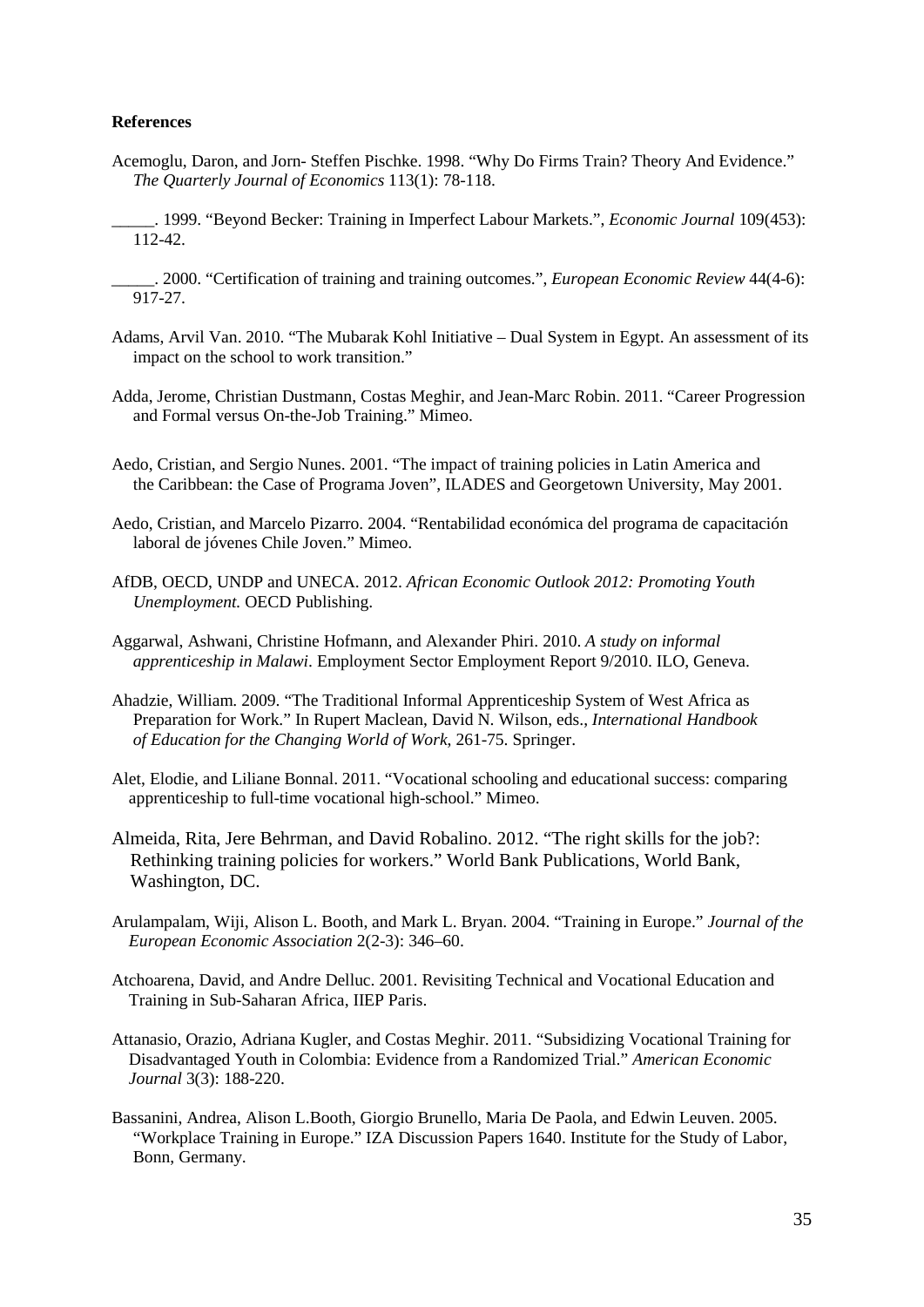**References**

Acemoglu, Daron, and Jorn- Steffen Pischke. 1998. "Why Do Firms Train? Theory And Evidence." *The Quarterly Journal of Economics* 113(1): 78-118.

_____. 1999. "Beyond Becker: Training in Imperfect Labour Markets.", *Economic Journal* 109(453): 112-42.

_____. 2000. "Certification of training and training outcomes.", *European Economic Review* 44(4-6): 917-27.

Adams, Arvil Van. 2010. "The Mubarak Kohl Initiative – Dual System in Egypt. An assessment of its impact on the school to work transition."

Adda, Jerome, Christian Dustmann, Costas Meghir, and Jean-Marc Robin. 2011. "Career Progression and Formal versus On-the-Job Training." Mimeo.

Aedo, Cristian, and Sergio Nunes. 2001. "The impact of training policies in Latin America and the Caribbean: the Case of Programa Joven", ILADES and Georgetown University, May 2001.

Aedo, Cristian, and Marcelo Pizarro. 2004. "Rentabilidad económica del programa de capacitación laboral de jóvenes Chile Joven." Mimeo.

AfDB, OECD, UNDP and UNECA. 2012. *African Economic Outlook 2012: Promoting Youth Unemployment.* OECD Publishing.

Aggarwal, Ashwani, Christine Hofmann, and Alexander Phiri. 2010. *A study on informal apprenticeship in Malawi*. Employment Sector Employment Report 9/2010. ILO, Geneva.

Ahadzie, William. 2009. "The Traditional Informal Apprenticeship System of West Africa as Preparation for Work." In Rupert Maclean, David N. Wilson, eds., *International Handbook of Education for the Changing World of Work,* 261-75. Springer.

Alet, Elodie, and Liliane Bonnal. 2011. "Vocational schooling and educational success: comparing apprenticeship to full-time vocational high-school." Mimeo.

Almeida, Rita, Jere Behrman, and David Robalino. 2012. "The right skills for the job?: Rethinking training policies for workers." World Bank Publications, World Bank, Washington, DC.

Arulampalam, Wiji, Alison L. Booth, and Mark L. Bryan. 2004. "Training in Europe." *Journal of the European Economic Association* 2(2-3): 346–60.

Atchoarena, David, and Andre Delluc. 2001. Revisiting Technical and Vocational Education and Training in Sub-Saharan Africa, IIEP Paris.

Attanasio, Orazio, Adriana Kugler, and Costas Meghir. 2011. "Subsidizing Vocational Training for Disadvantaged Youth in Colombia: Evidence from a Randomized Trial." *American Economic Journal* 3(3): 188-220.

Bassanini, Andrea, Alison L.Booth, Giorgio Brunello, Maria De Paola, and Edwin Leuven. 2005. "Workplace Training in Europe." IZA Discussion Papers 1640. Institute for the Study of Labor, Bonn, Germany.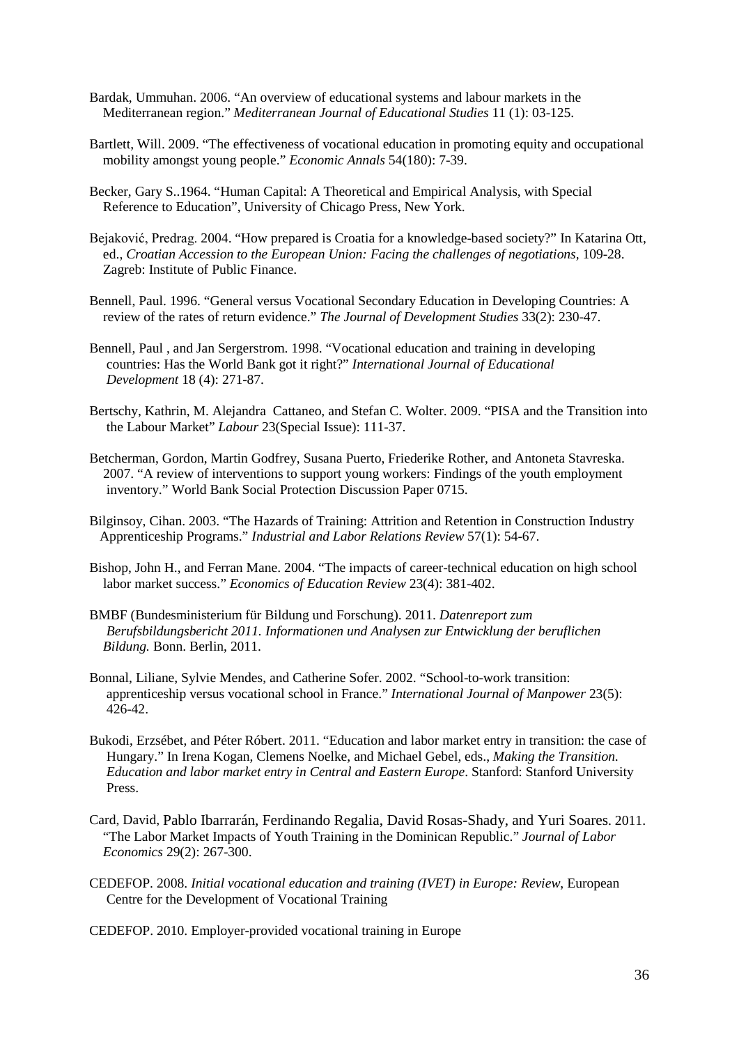Bardak, Ummuhan. 2006. "An overview of educational systems and labour markets in the Mediterranean region." *Mediterranean Journal of Educational Studies* 11 (1): 03-125.

Bartlett, Will. 2009. "The effectiveness of vocational education in promoting equity and occupational mobility amongst young people." *Economic Annals* 54(180): 7-39.

Becker, Gary S..1964. "Human Capital: A Theoretical and Empirical Analysis, with Special Reference to Education", University of Chicago Press, New York.

Bejaković, Predrag. 2004. "How prepared is Croatia for a knowledge-based society?" In Katarina Ott, ed., *Croatian Accession to the European Union: Facing the challenges of negotiations*, 109-28. Zagreb: Institute of Public Finance.

Bennell, Paul. 1996. "General versus Vocational Secondary Education in Developing Countries: A review of the rates of return evidence." *The Journal of Development Studies* 33(2): 230-47.

Bennell, Paul , and Jan Sergerstrom. 1998. "Vocational education and training in developing countries: Has the World Bank got it right?" *International Journal of Educational Development* 18 (4): 271-87.

Bertschy, Kathrin, M. Alejandra Cattaneo, and Stefan C. Wolter. 2009. "PISA and the Transition into the Labour Market" *Labour* 23(Special Issue): 111-37.

Betcherman, Gordon, Martin Godfrey, Susana Puerto, Friederike Rother, and Antoneta Stavreska. 2007. "A review of interventions to support young workers: Findings of the youth employment inventory." World Bank Social Protection Discussion Paper 0715.

Bilginsoy, Cihan. 2003. "The Hazards of Training: Attrition and Retention in Construction Industry Apprenticeship Programs." *Industrial and Labor Relations Review* 57(1): 54-67.

Bishop, John H., and Ferran Mane. 2004. "The impacts of career-technical education on high school labor market success." *Economics of Education Review* 23(4): 381-402.

BMBF (Bundesministerium für Bildung und Forschung). 2011. *Datenreport zum Berufsbildungsbericht 2011. Informationen und Analysen zur Entwicklung der beruflichen Bildung.* Bonn. Berlin, 2011.

Bonnal, Liliane, Sylvie Mendes, and Catherine Sofer. 2002. "School-to-work transition: apprenticeship versus vocational school in France." *International Journal of Manpower* 23(5): 426-42.

Bukodi, Erzsébet, and Péter Róbert. 2011. "Education and labor market entry in transition: the case of Hungary." In Irena Kogan, Clemens Noelke, and Michael Gebel, eds., *Making the Transition. Education and labor market entry in Central and Eastern Europe*. Stanford: Stanford University Press.

Card, David, Pablo Ibarrarán, Ferdinando Regalia, David Rosas-Shady, and Yuri Soares. 2011. "The Labor Market Impacts of Youth Training in the Dominican Republic." *Journal of Labor Economics* 29(2): 267-300.

CEDEFOP. 2008. *Initial vocational education and training (IVET) in Europe: Review*, European Centre for the Development of Vocational Training

CEDEFOP. 2010. Employer-provided vocational training in Europe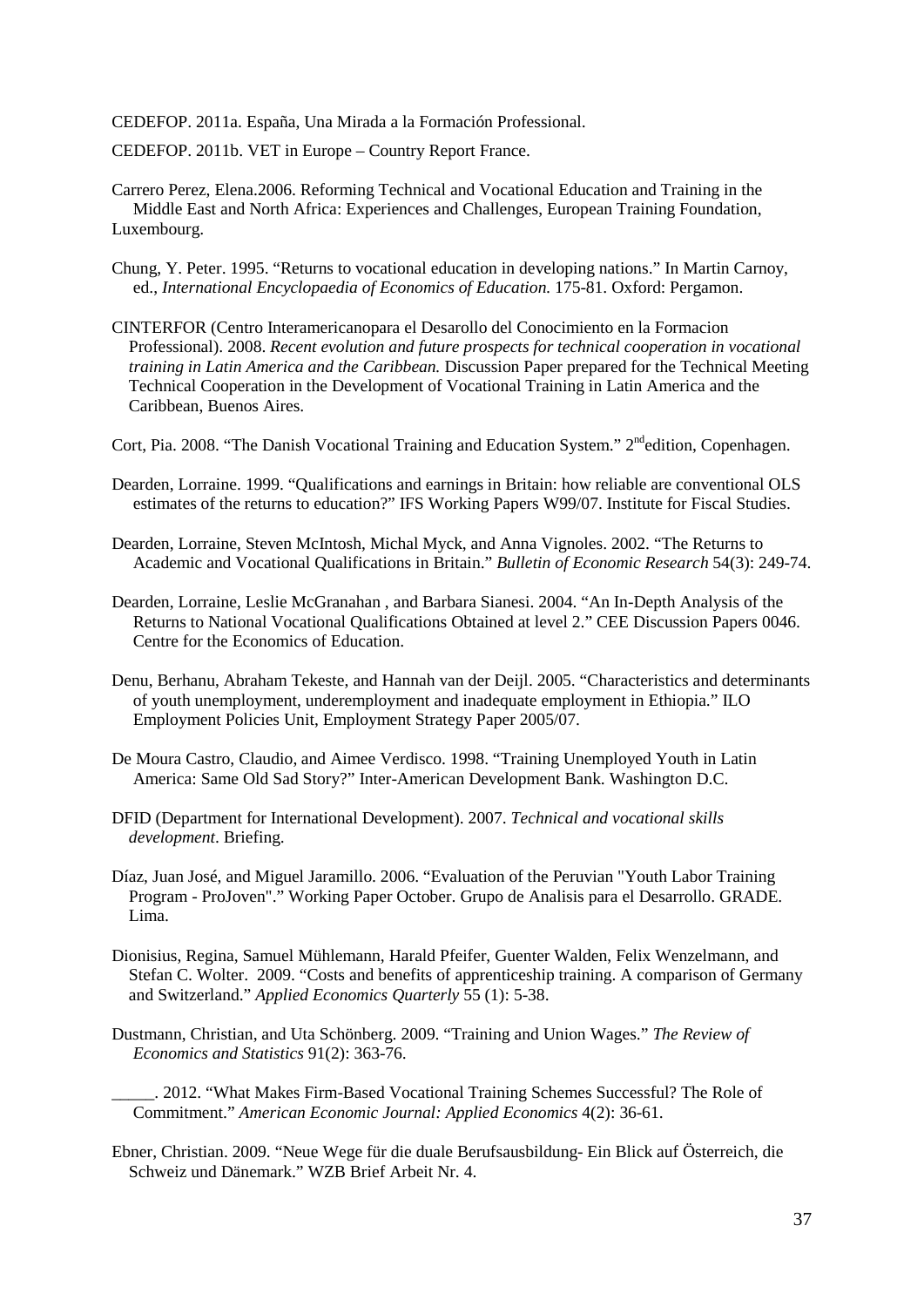CEDEFOP. 2011a. España, Una Mirada a la Formación Professional.

CEDEFOP. 2011b. VET in Europe – Country Report France.

Carrero Perez, Elena.2006. Reforming Technical and Vocational Education and Training in the Middle East and North Africa: Experiences and Challenges, European Training Foundation, Luxembourg.

Chung, Y. Peter. 1995. "Returns to vocational education in developing nations." In Martin Carnoy, ed., *International Encyclopaedia of Economics of Education.* 175-81. Oxford: Pergamon.

CINTERFOR (Centro Interamericanopara el Desarollo del Conocimiento en la Formacion Professional). 2008. *Recent evolution and future prospects for technical cooperation in vocational training in Latin America and the Caribbean.* Discussion Paper prepared for the Technical Meeting Technical Cooperation in the Development of Vocational Training in Latin America and the Caribbean, Buenos Aires.

Cort, Pia. 2008. "The Danish Vocational Training and Education System." 2[nd]edition, Copenhagen.

Dearden, Lorraine. 1999. "Qualifications and earnings in Britain: how reliable are conventional OLS estimates of the returns to education?" IFS Working Papers W99/07. Institute for Fiscal Studies.

Dearden, Lorraine, Steven McIntosh, Michal Myck, and Anna Vignoles. 2002. "The Returns to Academic and Vocational Qualifications in Britain." *Bulletin of Economic Research* 54(3): 249-74.

Dearden, Lorraine, Leslie McGranahan , and Barbara Sianesi. 2004. "An In-Depth Analysis of the Returns to National Vocational Qualifications Obtained at level 2." CEE Discussion Papers 0046. Centre for the Economics of Education.

Denu, Berhanu, Abraham Tekeste, and Hannah van der Deijl. 2005. "Characteristics and determinants of youth unemployment, underemployment and inadequate employment in Ethiopia." ILO Employment Policies Unit, Employment Strategy Paper 2005/07.

De Moura Castro, Claudio, and Aimee Verdisco. 1998. "Training Unemployed Youth in Latin America: Same Old Sad Story?" Inter-American Development Bank. Washington D.C.

DFID (Department for International Development). 2007. *Technical and vocational skills development*. Briefing.

Díaz, Juan José, and Miguel Jaramillo. 2006. "Evaluation of the Peruvian "Youth Labor Training Program - ProJoven"." Working Paper October. Grupo de Analisis para el Desarrollo. GRADE. Lima.

Dionisius, Regina, Samuel Mühlemann, Harald Pfeifer, Guenter Walden, Felix Wenzelmann, and Stefan C. Wolter. 2009. "Costs and benefits of apprenticeship training. A comparison of Germany and Switzerland." *Applied Economics Quarterly* 55 (1): 5-38.

Dustmann, Christian, and Uta Schönberg. 2009. "Training and Union Wages." *The Review of Economics and Statistics* 91(2): 363-76.

_____. 2012. "What Makes Firm-Based Vocational Training Schemes Successful? The Role of Commitment." *American Economic Journal: Applied Economics* 4(2): 36-61.

Ebner, Christian. 2009. "Neue Wege für die duale Berufsausbildung- Ein Blick auf Österreich, die Schweiz und Dänemark." WZB Brief Arbeit Nr. 4.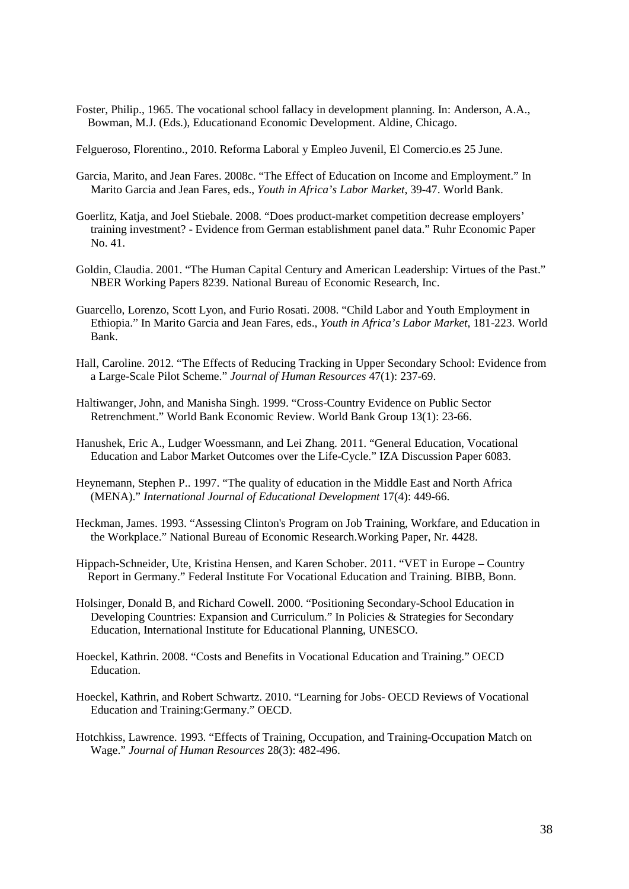Foster, Philip., 1965. The vocational school fallacy in development planning. In: Anderson, A.A., Bowman, M.J. (Eds.), Educationand Economic Development. Aldine, Chicago.

Felgueroso, Florentino., 2010. Reforma Laboral y Empleo Juvenil, El Comercio.es 25 June.

Garcia, Marito, and Jean Fares. 2008c. "The Effect of Education on Income and Employment." In Marito Garcia and Jean Fares, eds., *Youth in Africa's Labor Market*, 39-47. World Bank.

Goerlitz, Katja, and Joel Stiebale. 2008. "Does product-market competition decrease employers' training investment? - Evidence from German establishment panel data." Ruhr Economic Paper No. 41.

Goldin, Claudia. 2001. "The Human Capital Century and American Leadership: Virtues of the Past." NBER Working Papers 8239. National Bureau of Economic Research, Inc.

Guarcello, Lorenzo, Scott Lyon, and Furio Rosati. 2008. "Child Labor and Youth Employment in Ethiopia." In Marito Garcia and Jean Fares, eds., *Youth in Africa's Labor Market*, 181-223. World Bank.

Hall, Caroline. 2012. "The Effects of Reducing Tracking in Upper Secondary School: Evidence from a Large-Scale Pilot Scheme." *Journal of Human Resources* 47(1): 237-69.

Haltiwanger, John, and Manisha Singh. 1999. "Cross-Country Evidence on Public Sector Retrenchment." World Bank Economic Review. World Bank Group 13(1): 23-66.

Hanushek, Eric A., Ludger Woessmann, and Lei Zhang. 2011. "General Education, Vocational Education and Labor Market Outcomes over the Life-Cycle." IZA Discussion Paper 6083.

Heynemann, Stephen P.. 1997. "The quality of education in the Middle East and North Africa (MENA)." *International Journal of Educational Development* 17(4): 449-66.

Heckman, James. 1993. "Assessing Clinton's Program on Job Training, Workfare, and Education in the Workplace." National Bureau of Economic Research.Working Paper, Nr. 4428.

Hippach-Schneider, Ute, Kristina Hensen, and Karen Schober. 2011. "VET in Europe – Country Report in Germany." Federal Institute For Vocational Education and Training. BIBB, Bonn.

Holsinger, Donald B, and Richard Cowell. 2000. "Positioning Secondary-School Education in Developing Countries: Expansion and Curriculum." In Policies & Strategies for Secondary Education, International Institute for Educational Planning, UNESCO.

Hoeckel, Kathrin. 2008. "Costs and Benefits in Vocational Education and Training." OECD Education.

Hoeckel, Kathrin, and Robert Schwartz. 2010. "Learning for Jobs- OECD Reviews of Vocational Education and Training:Germany." OECD.

Hotchkiss, Lawrence. 1993. "Effects of Training, Occupation, and Training-Occupation Match on Wage." *Journal of Human Resources* 28(3): 482-496.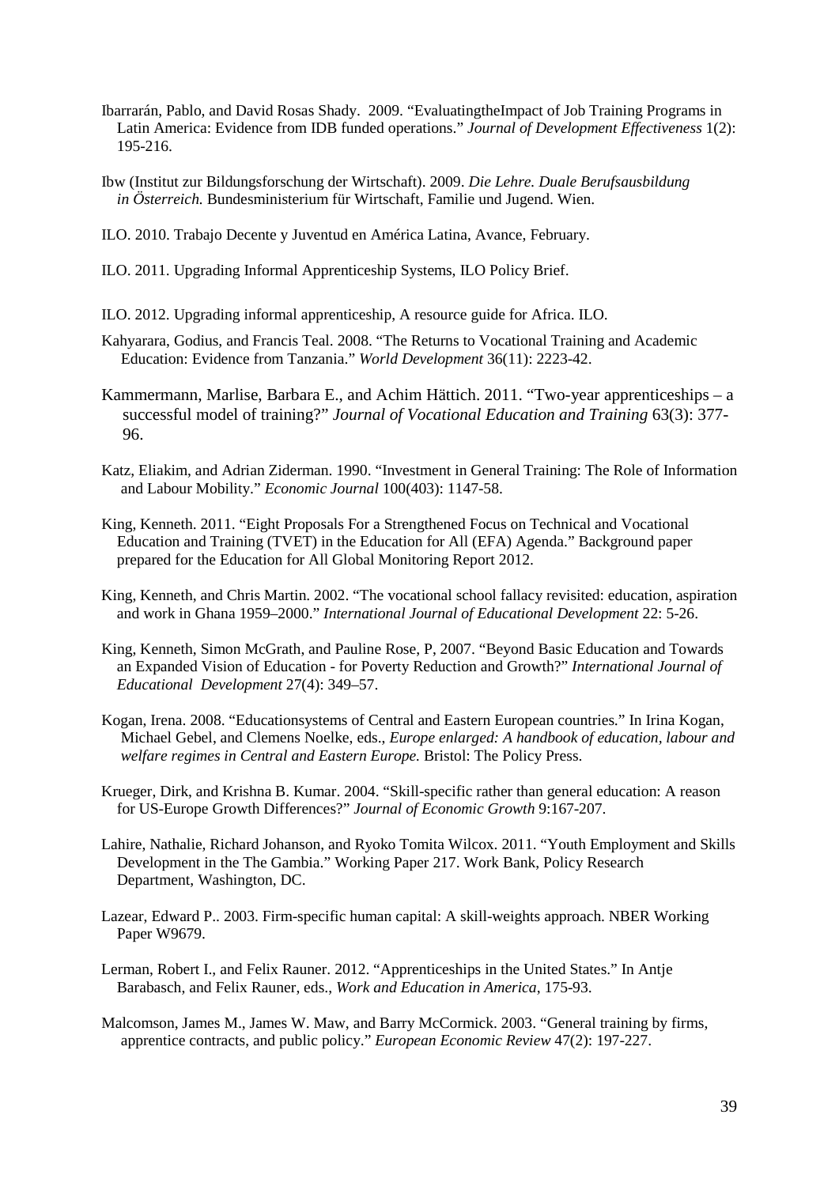Ibarrarán, Pablo, and David Rosas Shady. 2009. "EvaluatingtheImpact of Job Training Programs in Latin America: Evidence from IDB funded operations." *Journal of Development Effectiveness* 1(2): 195-216.

Ibw (Institut zur Bildungsforschung der Wirtschaft). 2009. *Die Lehre. Duale Berufsausbildung in Österreich.* Bundesministerium für Wirtschaft, Familie und Jugend. Wien.

ILO. 2010. Trabajo Decente y Juventud en América Latina, Avance, February.

ILO. 2011. Upgrading Informal Apprenticeship Systems, ILO Policy Brief.

ILO. 2012. Upgrading informal apprenticeship, A resource guide for Africa. ILO.

Kahyarara, Godius, and Francis Teal. 2008. "The Returns to Vocational Training and Academic Education: Evidence from Tanzania." *World Development* 36(11): 2223-42.

Kammermann, Marlise, Barbara E., and Achim Hättich. 2011. "Two-year apprenticeships – a successful model of training?" *Journal of Vocational Education and Training* 63(3): 377-96.

Katz, Eliakim, and Adrian Ziderman. 1990. "Investment in General Training: The Role of Information and Labour Mobility." *Economic Journal* 100(403): 1147-58.

King, Kenneth. 2011. "Eight Proposals For a Strengthened Focus on Technical and Vocational Education and Training (TVET) in the Education for All (EFA) Agenda." Background paper prepared for the Education for All Global Monitoring Report 2012.

King, Kenneth, and Chris Martin. 2002. "The vocational school fallacy revisited: education, aspiration and work in Ghana 1959–2000." *International Journal of Educational Development* 22: 5-26.

King, Kenneth, Simon McGrath, and Pauline Rose, P, 2007. "Beyond Basic Education and Towards an Expanded Vision of Education - for Poverty Reduction and Growth?" *International Journal of Educational Development* 27(4): 349–57.

Kogan, Irena. 2008. "Educationsystems of Central and Eastern European countries." In Irina Kogan, Michael Gebel, and Clemens Noelke, eds., *Europe enlarged: A handbook of education, labour and welfare regimes in Central and Eastern Europe.* Bristol: The Policy Press.

Krueger, Dirk, and Krishna B. Kumar. 2004. "Skill-specific rather than general education: A reason for US-Europe Growth Differences?" *Journal of Economic Growth* 9:167-207.

Lahire, Nathalie, Richard Johanson, and Ryoko Tomita Wilcox. 2011. "Youth Employment and Skills Development in the The Gambia." Working Paper 217. Work Bank, Policy Research Department, Washington, DC.

Lazear, Edward P.. 2003. Firm-specific human capital: A skill-weights approach. NBER Working Paper W9679.

Lerman, Robert I., and Felix Rauner. 2012. "Apprenticeships in the United States." In Antje Barabasch, and Felix Rauner, eds., *Work and Education in America*, 175-93.

Malcomson, James M., James W. Maw, and Barry McCormick. 2003. "General training by firms, apprentice contracts, and public policy." *European Economic Review* 47(2): 197-227.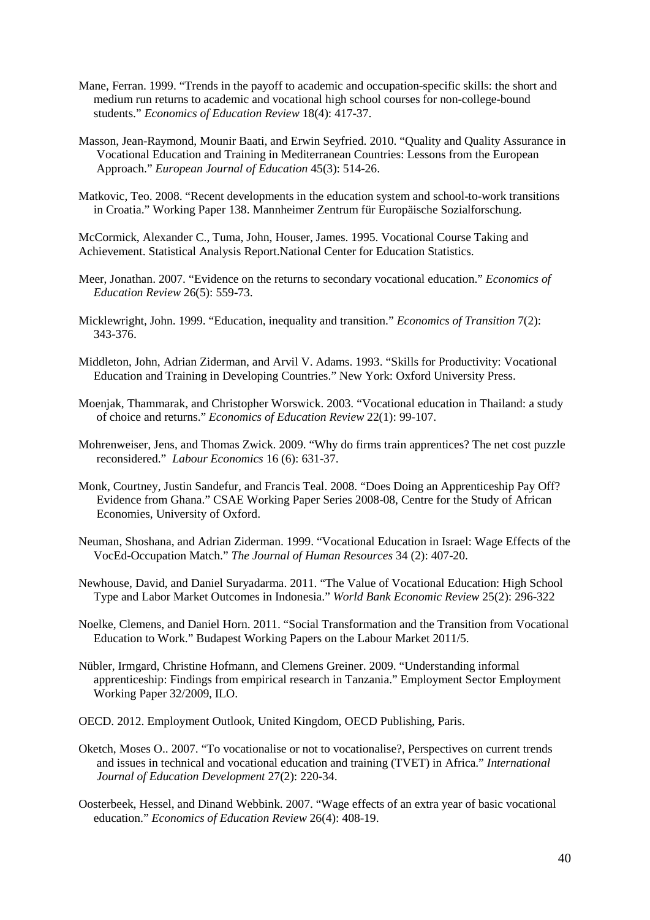Mane, Ferran. 1999. “Trends in the payoff to academic and occupation-specific skills: the short and medium run returns to academic and vocational high school courses for non-college-bound students.” *Economics of Education Review* 18(4): 417-37.

Masson, Jean-Raymond, Mounir Baati, and Erwin Seyfried. 2010. “Quality and Quality Assurance in Vocational Education and Training in Mediterranean Countries: Lessons from the European Approach.” *European Journal of Education* 45(3): 514-26.

Matkovic, Teo. 2008. “Recent developments in the education system and school-to-work transitions in Croatia.” Working Paper 138. Mannheimer Zentrum für Europäische Sozialforschung.

McCormick, Alexander C., Tuma, John, Houser, James. 1995. Vocational Course Taking and Achievement. Statistical Analysis Report.National Center for Education Statistics.

Meer, Jonathan. 2007. “Evidence on the returns to secondary vocational education.” *Economics of Education Review* 26(5): 559-73.

Micklewright, John. 1999. “Education, inequality and transition.” *Economics of Transition* 7(2): 343-376.

Middleton, John, Adrian Ziderman, and Arvil V. Adams. 1993. “Skills for Productivity: Vocational Education and Training in Developing Countries.” New York: Oxford University Press.

Moenjak, Thammarak, and Christopher Worswick. 2003. “Vocational education in Thailand: a study of choice and returns.” *Economics of Education Review* 22(1): 99-107.

Mohrenweiser, Jens, and Thomas Zwick. 2009. “Why do firms train apprentices? The net cost puzzle reconsidered.” *Labour Economics* 16 (6): 631-37.

Monk, Courtney, Justin Sandefur, and Francis Teal. 2008. “Does Doing an Apprenticeship Pay Off? Evidence from Ghana.” CSAE Working Paper Series 2008-08, Centre for the Study of African Economies, University of Oxford.

Neuman, Shoshana, and Adrian Ziderman. 1999. “Vocational Education in Israel: Wage Effects of the VocEd-Occupation Match.” *The Journal of Human Resources* 34 (2): 407-20.

Newhouse, David, and Daniel Suryadarma. 2011. “The Value of Vocational Education: High School Type and Labor Market Outcomes in Indonesia.” *World Bank Economic Review* 25(2): 296-322

Noelke, Clemens, and Daniel Horn. 2011. “Social Transformation and the Transition from Vocational Education to Work.” Budapest Working Papers on the Labour Market 2011/5.

Nübler, Irmgard, Christine Hofmann, and Clemens Greiner. 2009. “Understanding informal apprenticeship: Findings from empirical research in Tanzania.” Employment Sector Employment Working Paper 32/2009, ILO.

OECD. 2012. Employment Outlook, United Kingdom, OECD Publishing, Paris.

Oketch, Moses O.. 2007. “To vocationalise or not to vocationalise?, Perspectives on current trends and issues in technical and vocational education and training (TVET) in Africa.” *International Journal of Education Development* 27(2): 220-34.

Oosterbeek, Hessel, and Dinand Webbink. 2007. “Wage effects of an extra year of basic vocational education.” *Economics of Education Review* 26(4): 408-19.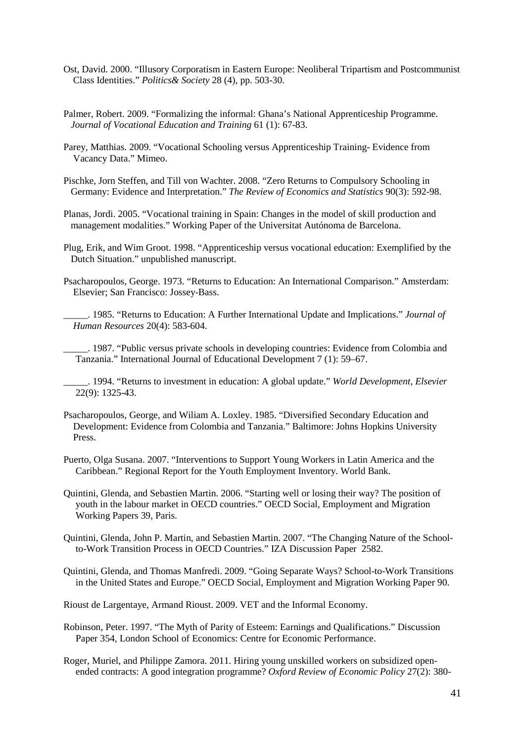Ost, David. 2000. "Illusory Corporatism in Eastern Europe: Neoliberal Tripartism and Postcommunist Class Identities." *Politics& Society* 28 (4), pp. 503-30.

Palmer, Robert. 2009. "Formalizing the informal: Ghana's National Apprenticeship Programme. *Journal of Vocational Education and Training* 61 (1): 67-83.

Parey, Matthias. 2009. "Vocational Schooling versus Apprenticeship Training- Evidence from Vacancy Data." Mimeo.

Pischke, Jorn Steffen, and Till von Wachter. 2008. "Zero Returns to Compulsory Schooling in Germany: Evidence and Interpretation." *The Review of Economics and Statistics* 90(3): 592-98.

Planas, Jordi. 2005. "Vocational training in Spain: Changes in the model of skill production and management modalities." Working Paper of the Universitat Autónoma de Barcelona.

Plug, Erik, and Wim Groot. 1998. "Apprenticeship versus vocational education: Exemplified by the Dutch Situation." unpublished manuscript.

Psacharopoulos, George. 1973. "Returns to Education: An International Comparison." Amsterdam: Elsevier; San Francisco: Jossey-Bass.

_____. 1985. "Returns to Education: A Further International Update and Implications." *Journal of Human Resources* 20(4): 583-604.

_____. 1987. "Public versus private schools in developing countries: Evidence from Colombia and Tanzania." International Journal of Educational Development 7 (1): 59–67.

_____. 1994. "Returns to investment in education: A global update." *World Development, Elsevier* 22(9): 1325-43.

Psacharopoulos, George, and Wiliam A. Loxley. 1985. "Diversified Secondary Education and Development: Evidence from Colombia and Tanzania." Baltimore: Johns Hopkins University Press.

Puerto, Olga Susana. 2007. "Interventions to Support Young Workers in Latin America and the Caribbean." Regional Report for the Youth Employment Inventory. World Bank.

Quintini, Glenda, and Sebastien Martin. 2006. "Starting well or losing their way? The position of youth in the labour market in OECD countries." OECD Social, Employment and Migration Working Papers 39, Paris.

Quintini, Glenda, John P. Martin, and Sebastien Martin. 2007. "The Changing Nature of the School-to-Work Transition Process in OECD Countries." IZA Discussion Paper 2582.

Quintini, Glenda, and Thomas Manfredi. 2009. "Going Separate Ways? School-to-Work Transitions in the United States and Europe." OECD Social, Employment and Migration Working Paper 90.

Rioust de Largentaye, Armand Rioust. 2009. VET and the Informal Economy.

Robinson, Peter. 1997. "The Myth of Parity of Esteem: Earnings and Qualifications." Discussion Paper 354, London School of Economics: Centre for Economic Performance.

Roger, Muriel, and Philippe Zamora. 2011. Hiring young unskilled workers on subsidized open-ended contracts: A good integration programme? *Oxford Review of Economic Policy* 27(2): 380-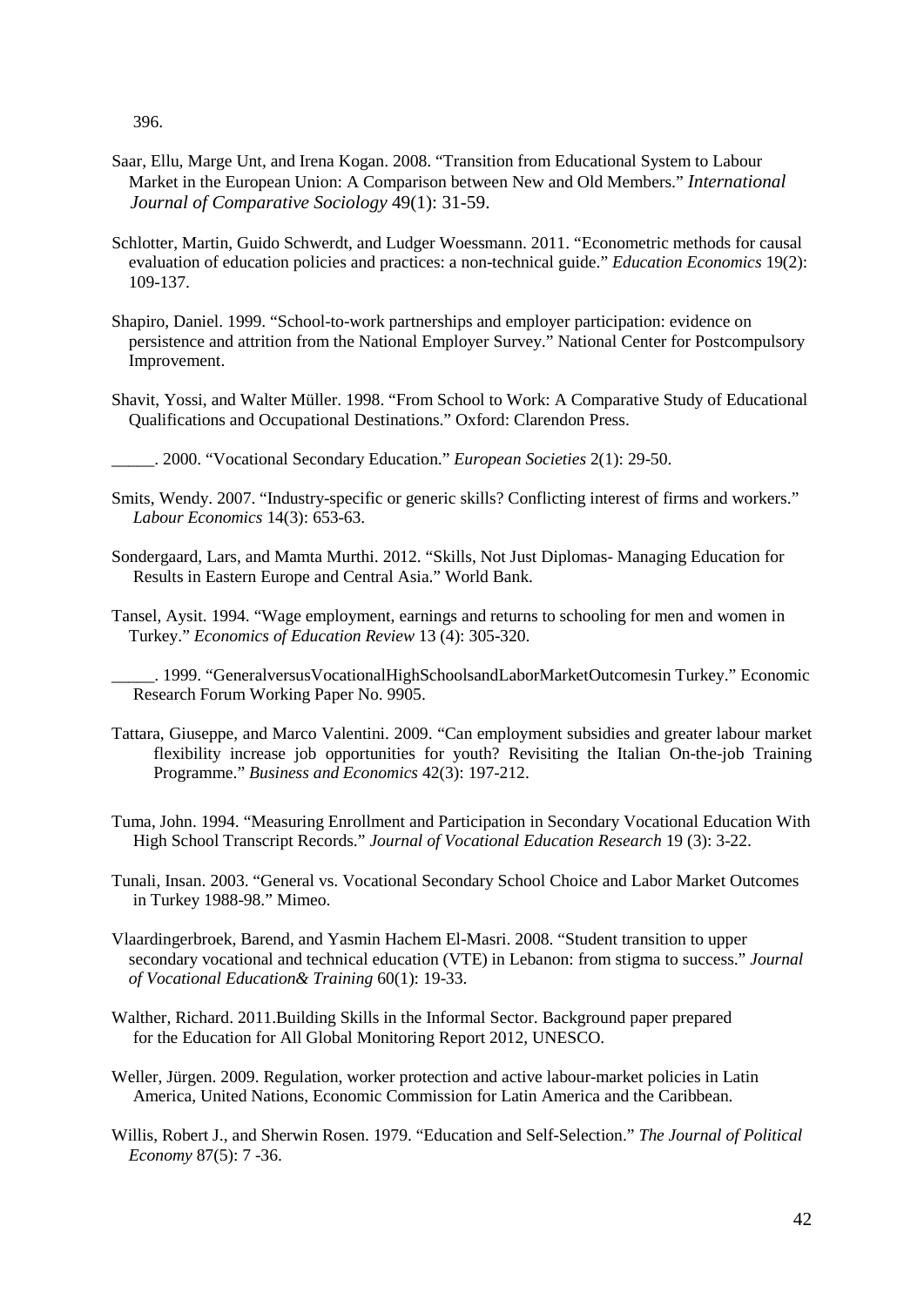396.

Saar, Ellu, Marge Unt, and Irena Kogan. 2008. "Transition from Educational System to Labour Market in the European Union: A Comparison between New and Old Members." *International Journal of Comparative Sociology* 49(1): 31-59.

Schlotter, Martin, Guido Schwerdt, and Ludger Woessmann. 2011. "Econometric methods for causal evaluation of education policies and practices: a non-technical guide." *Education Economics* 19(2): 109-137.

Shapiro, Daniel. 1999. "School-to-work partnerships and employer participation: evidence on persistence and attrition from the National Employer Survey." National Center for Postcompulsory Improvement.

Shavit, Yossi, and Walter Müller. 1998. "From School to Work: A Comparative Study of Educational Qualifications and Occupational Destinations." Oxford: Clarendon Press.

_____. 2000. "Vocational Secondary Education." *European Societies* 2(1): 29-50.

Smits, Wendy. 2007. "Industry-specific or generic skills? Conflicting interest of firms and workers." *Labour Economics* 14(3): 653-63.

Sondergaard, Lars, and Mamta Murthi. 2012. "Skills, Not Just Diplomas- Managing Education for Results in Eastern Europe and Central Asia." World Bank.

Tansel, Aysit. 1994. "Wage employment, earnings and returns to schooling for men and women in Turkey." *Economics of Education Review* 13 (4): 305-320.

_____. 1999. "GeneralversusVocationalHighSchoolsandLaborMarketOutcomesin Turkey." Economic Research Forum Working Paper No. 9905.

Tattara, Giuseppe, and Marco Valentini. 2009. "Can employment subsidies and greater labour market flexibility increase job opportunities for youth? Revisiting the Italian On-the-job Training Programme." *Business and Economics* 42(3): 197-212.

Tuma, John. 1994. "Measuring Enrollment and Participation in Secondary Vocational Education With High School Transcript Records." *Journal of Vocational Education Research* 19 (3): 3-22.

Tunali, Insan. 2003. "General vs. Vocational Secondary School Choice and Labor Market Outcomes in Turkey 1988-98." Mimeo.

Vlaardingerbroek, Barend, and Yasmin Hachem El-Masri. 2008. "Student transition to upper secondary vocational and technical education (VTE) in Lebanon: from stigma to success." *Journal of Vocational Education& Training* 60(1): 19-33.

Walther, Richard. 2011.Building Skills in the Informal Sector. Background paper prepared for the Education for All Global Monitoring Report 2012, UNESCO.

Weller, Jürgen. 2009. Regulation, worker protection and active labour-market policies in Latin America, United Nations, Economic Commission for Latin America and the Caribbean.

Willis, Robert J., and Sherwin Rosen. 1979. "Education and Self-Selection." *The Journal of Political Economy* 87(5): 7 -36.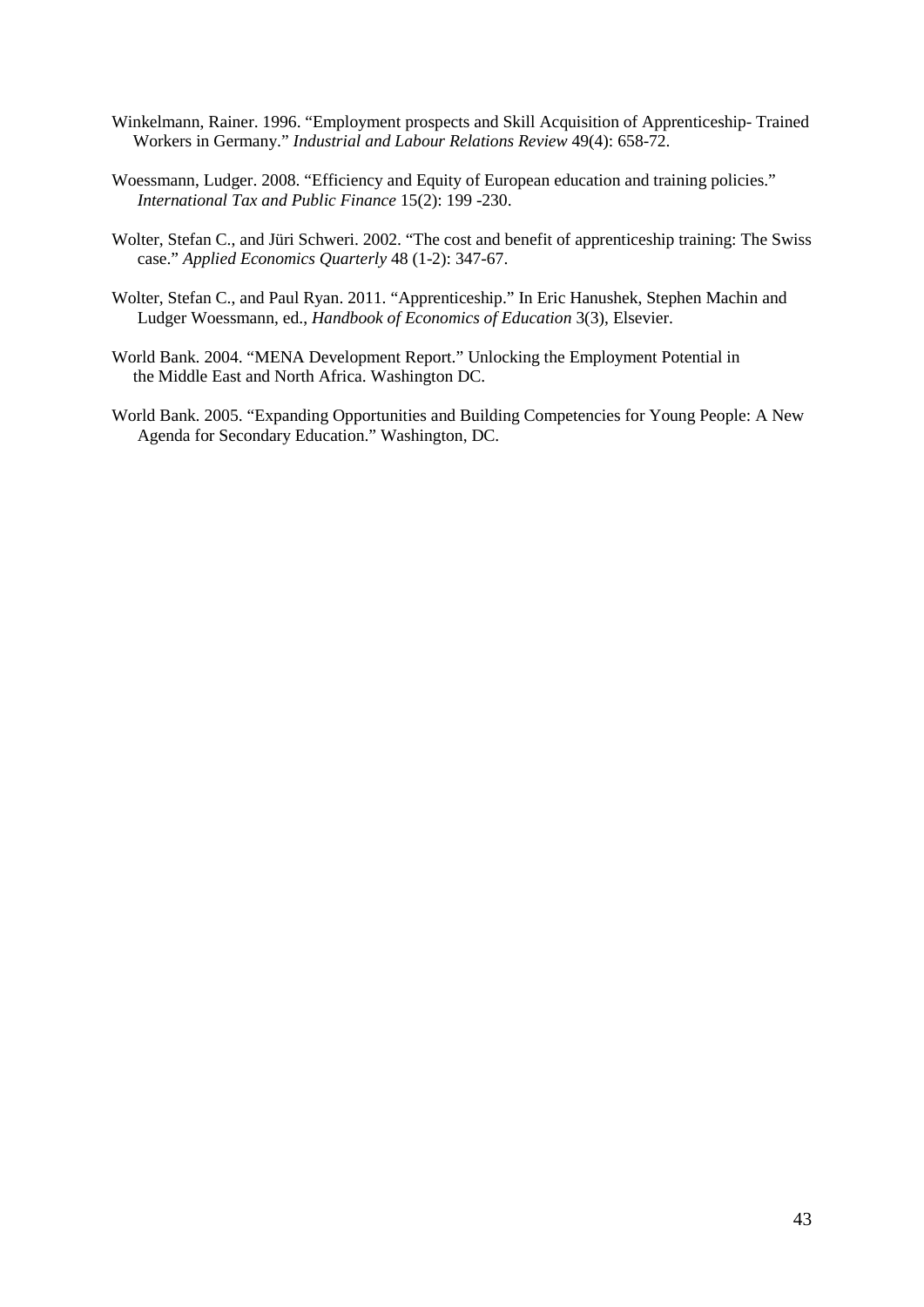Winkelmann, Rainer. 1996. “Employment prospects and Skill Acquisition of Apprenticeship- Trained Workers in Germany.” *Industrial and Labour Relations Review* 49(4): 658-72.

Woessmann, Ludger. 2008. “Efficiency and Equity of European education and training policies.” *International Tax and Public Finance* 15(2): 199 -230.

Wolter, Stefan C., and Jüri Schweri. 2002. “The cost and benefit of apprenticeship training: The Swiss case.” *Applied Economics Quarterly* 48 (1-2): 347-67.

Wolter, Stefan C., and Paul Ryan. 2011. “Apprenticeship.” In Eric Hanushek, Stephen Machin and Ludger Woessmann, ed., *Handbook of Economics of Education* 3(3), Elsevier.

World Bank. 2004. “MENA Development Report.” Unlocking the Employment Potential in the Middle East and North Africa. Washington DC.

World Bank. 2005. “Expanding Opportunities and Building Competencies for Young People: A New Agenda for Secondary Education.” Washington, DC.